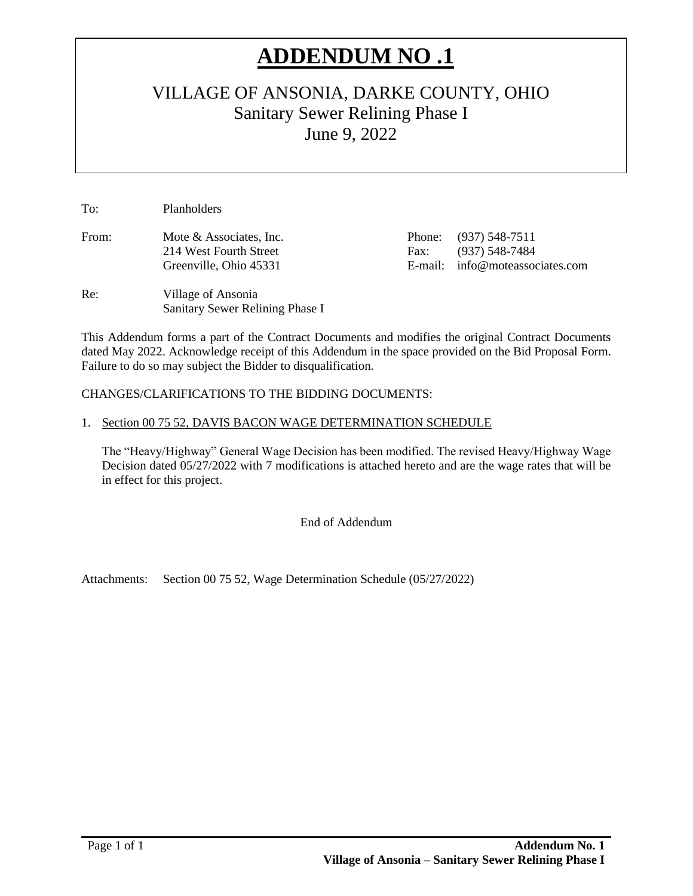# ADDENDUM NO .1

## VILLAGE OF ANSONIA, DARKE COUNTY, OHIO

Sanitary Sewer Relining Phase I

June 9, 2022

To: Planholders

From: Mote & Associates, Inc.
214 West Fourth Street
Greenville, Ohio 45331

Phone: (937) 548-7511
Fax: (937) 548-7484
E-mail: info@moteassociates.com

Re: Village of Ansonia
Sanitary Sewer Relining Phase I

This Addendum forms a part of the Contract Documents and modifies the original Contract Documents dated May 2022. Acknowledge receipt of this Addendum in the space provided on the Bid Proposal Form. Failure to do so may subject the Bidder to disqualification.

CHANGES/CLARIFICATIONS TO THE BIDDING DOCUMENTS:

1. Section 00 75 52, DAVIS BACON WAGE DETERMINATION SCHEDULE

   The "Heavy/Highway" General Wage Decision has been modified. The revised Heavy/Highway Wage Decision dated 05/27/2022 with 7 modifications is attached hereto and are the wage rates that will be in effect for this project.

End of Addendum

Attachments: Section 00 75 52, Wage Determination Schedule (05/27/2022)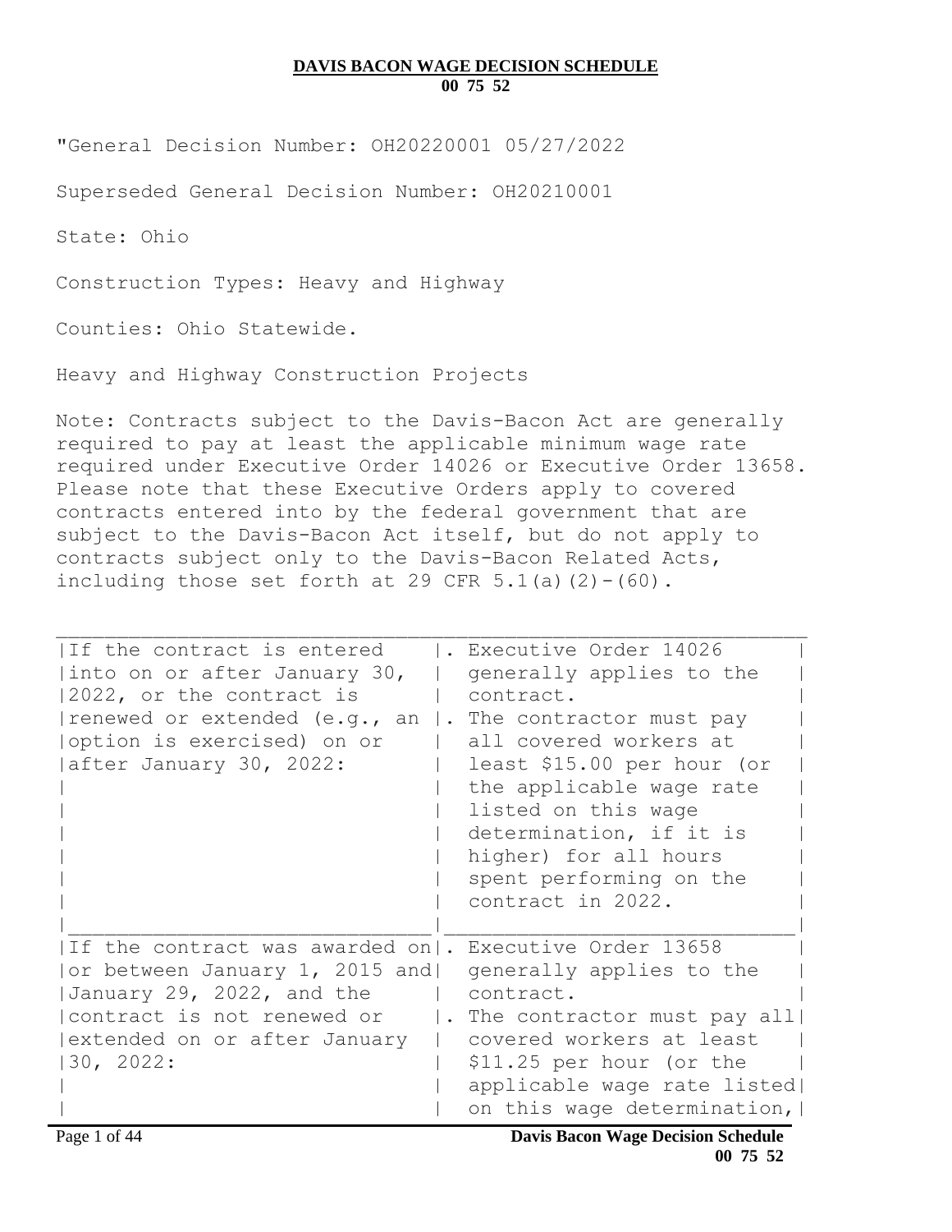**DAVIS BACON WAGE DECISION SCHEDULE**
**00 75 52**

"General Decision Number: OH20220001 05/27/2022

Superseded General Decision Number: OH20210001

State: Ohio

Construction Types: Heavy and Highway

Counties: Ohio Statewide.

Heavy and Highway Construction Projects

Note: Contracts subject to the Davis-Bacon Act are generally required to pay at least the applicable minimum wage rate required under Executive Order 14026 or Executive Order 13658. Please note that these Executive Orders apply to covered contracts entered into by the federal government that are subject to the Davis-Bacon Act itself, but do not apply to contracts subject only to the Davis-Bacon Related Acts, including those set forth at 29 CFR 5.1(a)(2)-(60).

| | |
|---|---|
| If the contract is entered into on or after January 30, 2022, or the contract is renewed or extended (e.g., an option is exercised) on or after January 30, 2022: | . Executive Order 14026 generally applies to the contract.<br>. The contractor must pay all covered workers at least \$15.00 per hour (or the applicable wage rate listed on this wage determination, if it is higher) for all hours spent performing on the contract in 2022. |
| If the contract was awarded on or between January 1, 2015 and January 29, 2022, and the contract is not renewed or extended on or after January 30, 2022: | . Executive Order 13658 generally applies to the contract.<br>. The contractor must pay all covered workers at least \$11.25 per hour (or the applicable wage rate listed on this wage determination, |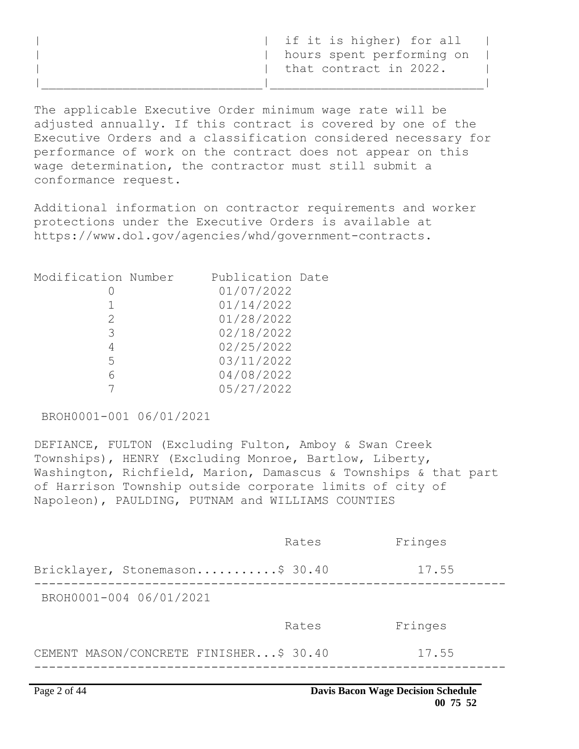| | if it is higher) for all hours spent performing on that contract in 2022. |
|---|---|

The applicable Executive Order minimum wage rate will be adjusted annually. If this contract is covered by one of the Executive Orders and a classification considered necessary for performance of work on the contract does not appear on this wage determination, the contractor must still submit a conformance request.

Additional information on contractor requirements and worker protections under the Executive Orders is available at https://www.dol.gov/agencies/whd/government-contracts.

| Modification Number | Publication Date |
|---|---|
| 0 | 01/07/2022 |
| 1 | 01/14/2022 |
| 2 | 01/28/2022 |
| 3 | 02/18/2022 |
| 4 | 02/25/2022 |
| 5 | 03/11/2022 |
| 6 | 04/08/2022 |
| 7 | 05/27/2022 |

BROH0001-001 06/01/2021

DEFIANCE, FULTON (Excluding Fulton, Amboy & Swan Creek Townships), HENRY (Excluding Monroe, Bartlow, Liberty, Washington, Richfield, Marion, Damascus & Townships & that part of Harrison Township outside corporate limits of city of Napoleon), PAULDING, PUTNAM and WILLIAMS COUNTIES

| | Rates | Fringes |
|---|---|---|
| Bricklayer, Stonemason | $ 30.40 | 17.55 |

BROH0001-004 06/01/2021

| | Rates | Fringes |
|---|---|---|
| CEMENT MASON/CONCRETE FINISHER | $ 30.40 | 17.55 |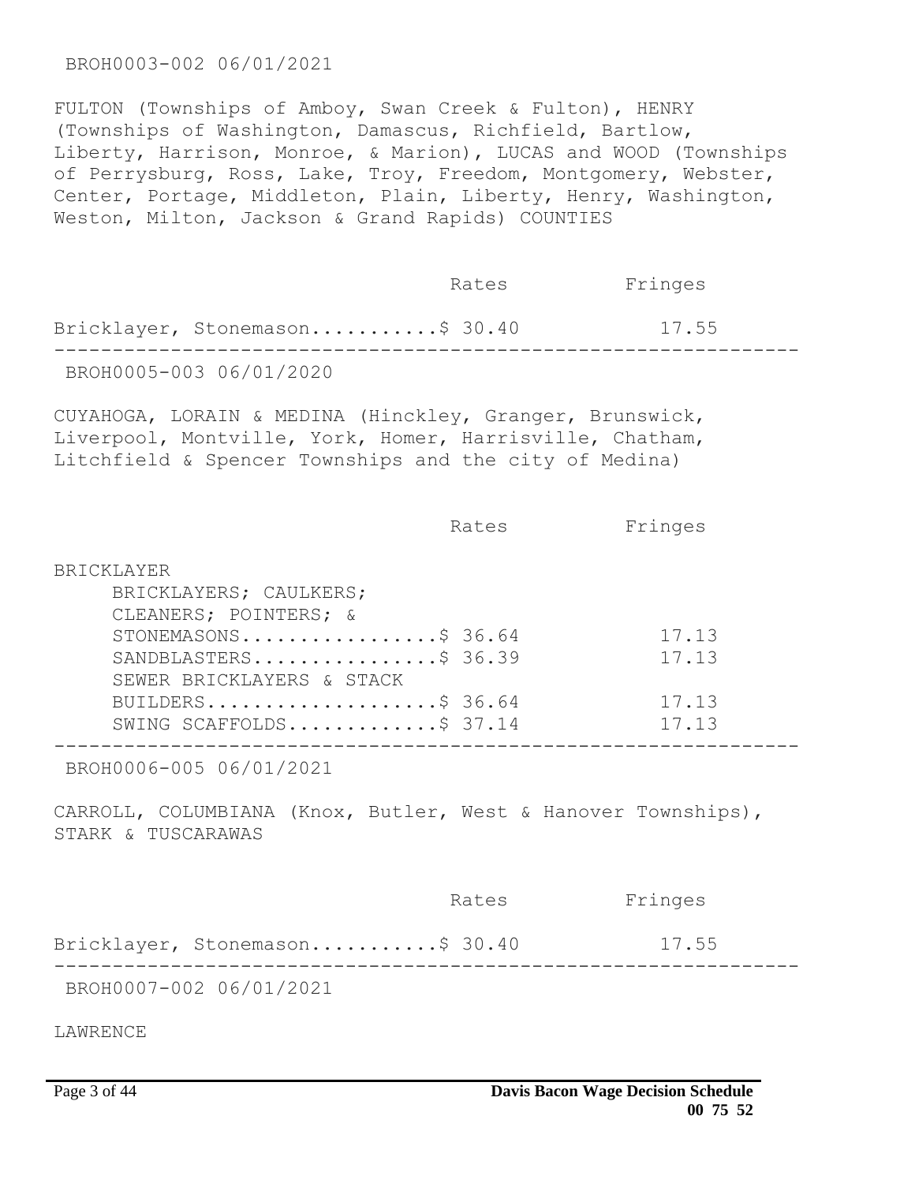BROH0003-002 06/01/2021

FULTON (Townships of Amboy, Swan Creek & Fulton), HENRY (Townships of Washington, Damascus, Richfield, Bartlow, Liberty, Harrison, Monroe, & Marion), LUCAS and WOOD (Townships of Perrysburg, Ross, Lake, Troy, Freedom, Montgomery, Webster, Center, Portage, Middleton, Plain, Liberty, Henry, Washington, Weston, Milton, Jackson & Grand Rapids) COUNTIES

| | Rates | Fringes |
|---|---|---|
| Bricklayer, Stonemason | $ 30.40 | 17.55 |

---

BROH0005-003 06/01/2020

CUYAHOGA, LORAIN & MEDINA (Hinckley, Granger, Brunswick, Liverpool, Montville, York, Homer, Harrisville, Chatham, Litchfield & Spencer Townships and the city of Medina)

| | Rates | Fringes |
|---|---|---|
| BRICKLAYER | | |
| BRICKLAYERS; CAULKERS; CLEANERS; POINTERS; & STONEMASONS | $ 36.64 | 17.13 |
| SANDBLASTERS | $ 36.39 | 17.13 |
| SEWER BRICKLAYERS & STACK BUILDERS | $ 36.64 | 17.13 |
| SWING SCAFFOLDS | $ 37.14 | 17.13 |

---

BROH0006-005 06/01/2021

CARROLL, COLUMBIANA (Knox, Butler, West & Hanover Townships), STARK & TUSCARAWAS

| | Rates | Fringes |
|---|---|---|
| Bricklayer, Stonemason | $ 30.40 | 17.55 |

---

BROH0007-002 06/01/2021

LAWRENCE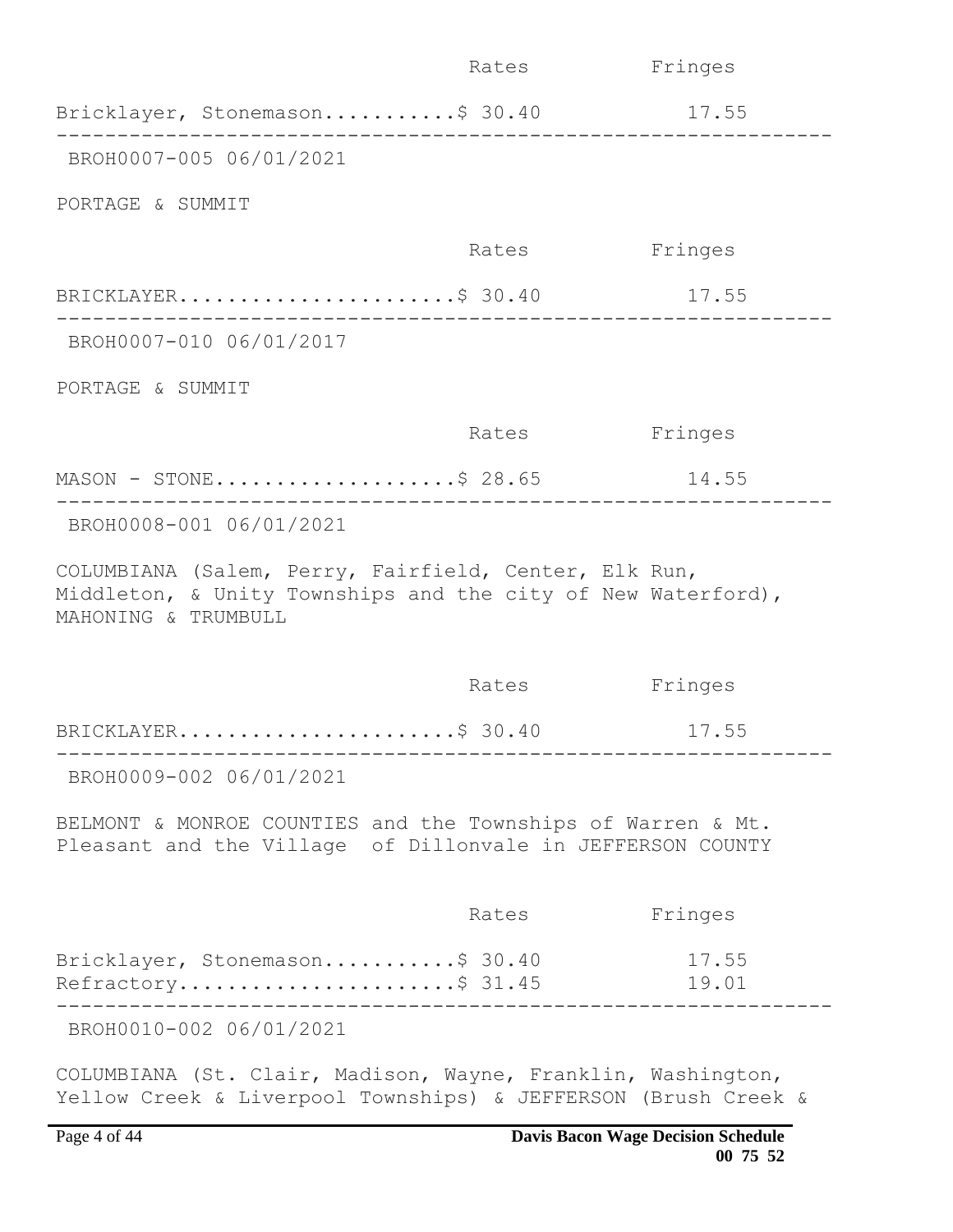| | Rates | Fringes |
|---|---|---|
| Bricklayer, Stonemason | $ 30.40 | 17.55 |

---

BROH0007-005 06/01/2021

PORTAGE & SUMMIT

| | Rates | Fringes |
|---|---|---|
| BRICKLAYER | $ 30.40 | 17.55 |

---

BROH0007-010 06/01/2017

PORTAGE & SUMMIT

| | Rates | Fringes |
|---|---|---|
| MASON - STONE | $ 28.65 | 14.55 |

---

BROH0008-001 06/01/2021

COLUMBIANA (Salem, Perry, Fairfield, Center, Elk Run, Middleton, & Unity Townships and the city of New Waterford), MAHONING & TRUMBULL

| | Rates | Fringes |
|---|---|---|
| BRICKLAYER | $ 30.40 | 17.55 |

---

BROH0009-002 06/01/2021

BELMONT & MONROE COUNTIES and the Townships of Warren & Mt. Pleasant and the Village of Dillonvale in JEFFERSON COUNTY

| | Rates | Fringes |
|---|---|---|
| Bricklayer, Stonemason | $ 30.40 | 17.55 |
| Refractory | $ 31.45 | 19.01 |

---

BROH0010-002 06/01/2021

COLUMBIANA (St. Clair, Madison, Wayne, Franklin, Washington, Yellow Creek & Liverpool Townships) & JEFFERSON (Brush Creek &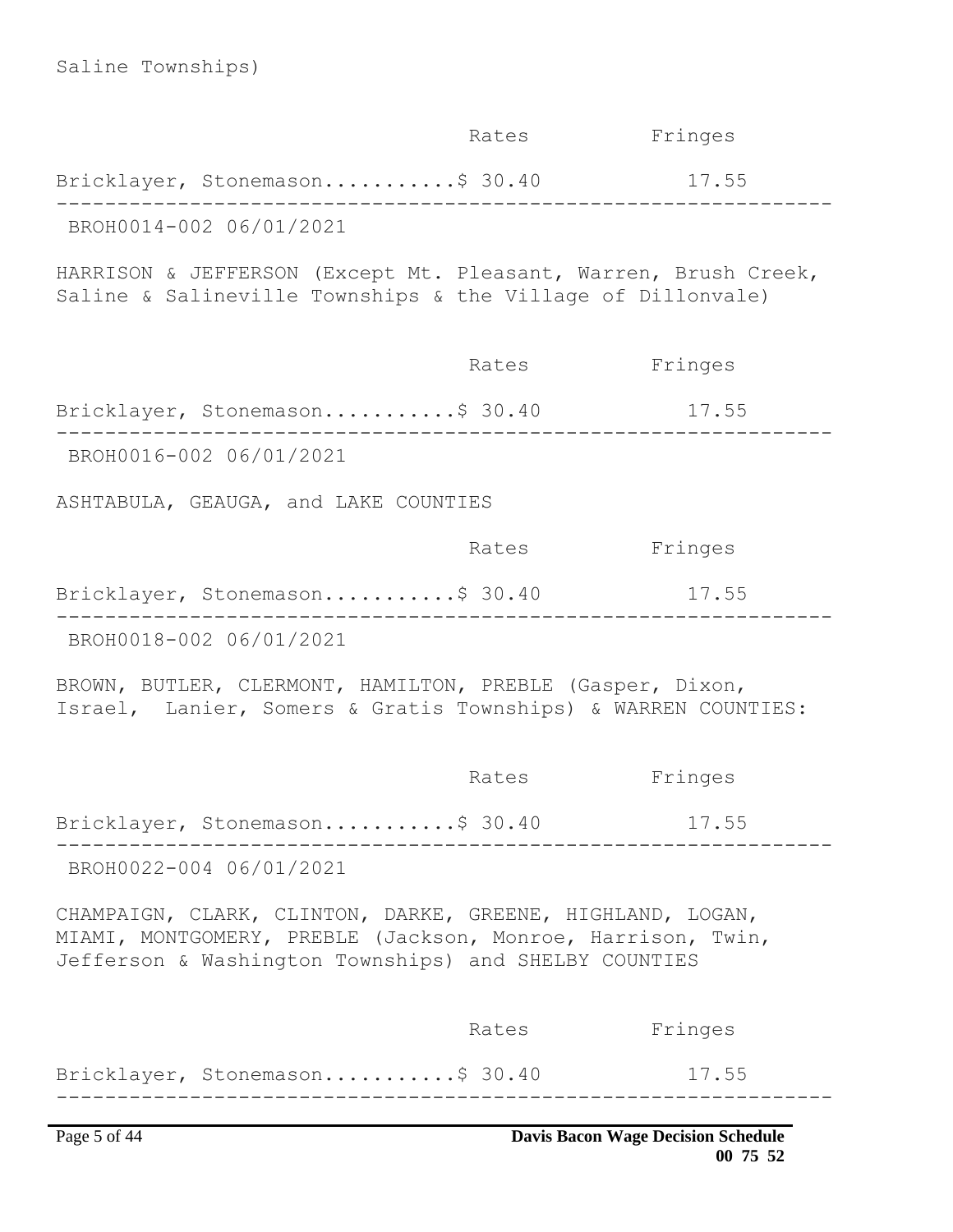Saline Townships)

| | Rates | Fringes |
|---|---|---|
| Bricklayer, Stonemason | $ 30.40 | 17.55 |

---

BROH0014-002 06/01/2021

HARRISON & JEFFERSON (Except Mt. Pleasant, Warren, Brush Creek, Saline & Salineville Townships & the Village of Dillonvale)

| | Rates | Fringes |
|---|---|---|
| Bricklayer, Stonemason | $ 30.40 | 17.55 |

---

BROH0016-002 06/01/2021

ASHTABULA, GEAUGA, and LAKE COUNTIES

| | Rates | Fringes |
|---|---|---|
| Bricklayer, Stonemason | $ 30.40 | 17.55 |

---

BROH0018-002 06/01/2021

BROWN, BUTLER, CLERMONT, HAMILTON, PREBLE (Gasper, Dixon, Israel, Lanier, Somers & Gratis Townships) & WARREN COUNTIES:

| | Rates | Fringes |
|---|---|---|
| Bricklayer, Stonemason | $ 30.40 | 17.55 |

---

BROH0022-004 06/01/2021

CHAMPAIGN, CLARK, CLINTON, DARKE, GREENE, HIGHLAND, LOGAN, MIAMI, MONTGOMERY, PREBLE (Jackson, Monroe, Harrison, Twin, Jefferson & Washington Townships) and SHELBY COUNTIES

| | Rates | Fringes |
|---|---|---|
| Bricklayer, Stonemason | $ 30.40 | 17.55 |

---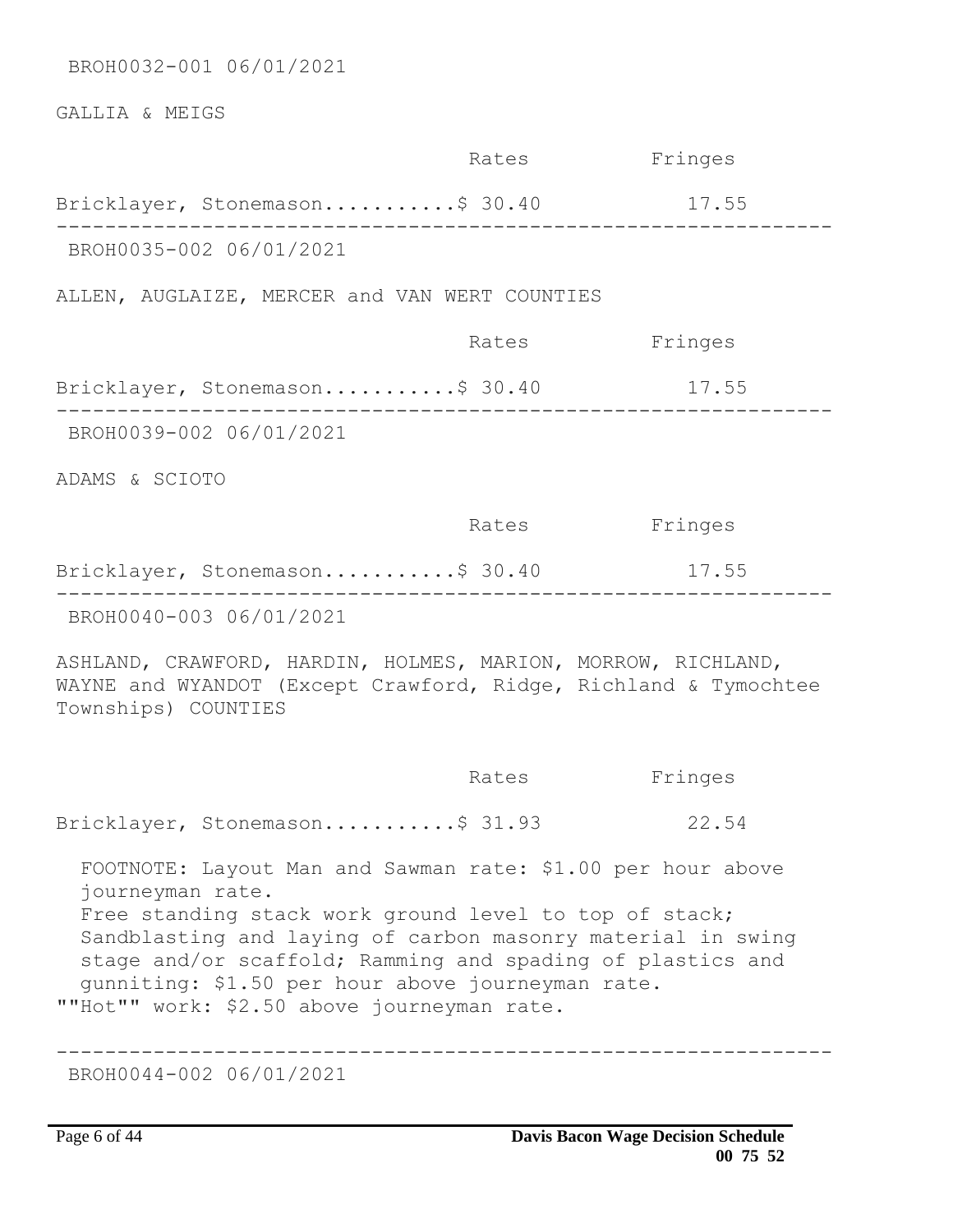BROH0032-001 06/01/2021

GALLIA & MEIGS

| | Rates | Fringes |
|---|---|---|
| Bricklayer, Stonemason | $ 30.40 | 17.55 |

---

BROH0035-002 06/01/2021

ALLEN, AUGLAIZE, MERCER and VAN WERT COUNTIES

| | Rates | Fringes |
|---|---|---|
| Bricklayer, Stonemason | $ 30.40 | 17.55 |

---

BROH0039-002 06/01/2021

ADAMS & SCIOTO

| | Rates | Fringes |
|---|---|---|
| Bricklayer, Stonemason | $ 30.40 | 17.55 |

---

BROH0040-003 06/01/2021

ASHLAND, CRAWFORD, HARDIN, HOLMES, MARION, MORROW, RICHLAND, WAYNE and WYANDOT (Except Crawford, Ridge, Richland & Tymochtee Townships) COUNTIES

| | Rates | Fringes |
|---|---|---|
| Bricklayer, Stonemason | $ 31.93 | 22.54 |

FOOTNOTE: Layout Man and Sawman rate: $1.00 per hour above journeyman rate.
Free standing stack work ground level to top of stack; Sandblasting and laying of carbon masonry material in swing stage and/or scaffold; Ramming and spading of plastics and gunniting: $1.50 per hour above journeyman rate.
""Hot"" work: $2.50 above journeyman rate.

---

BROH0044-002 06/01/2021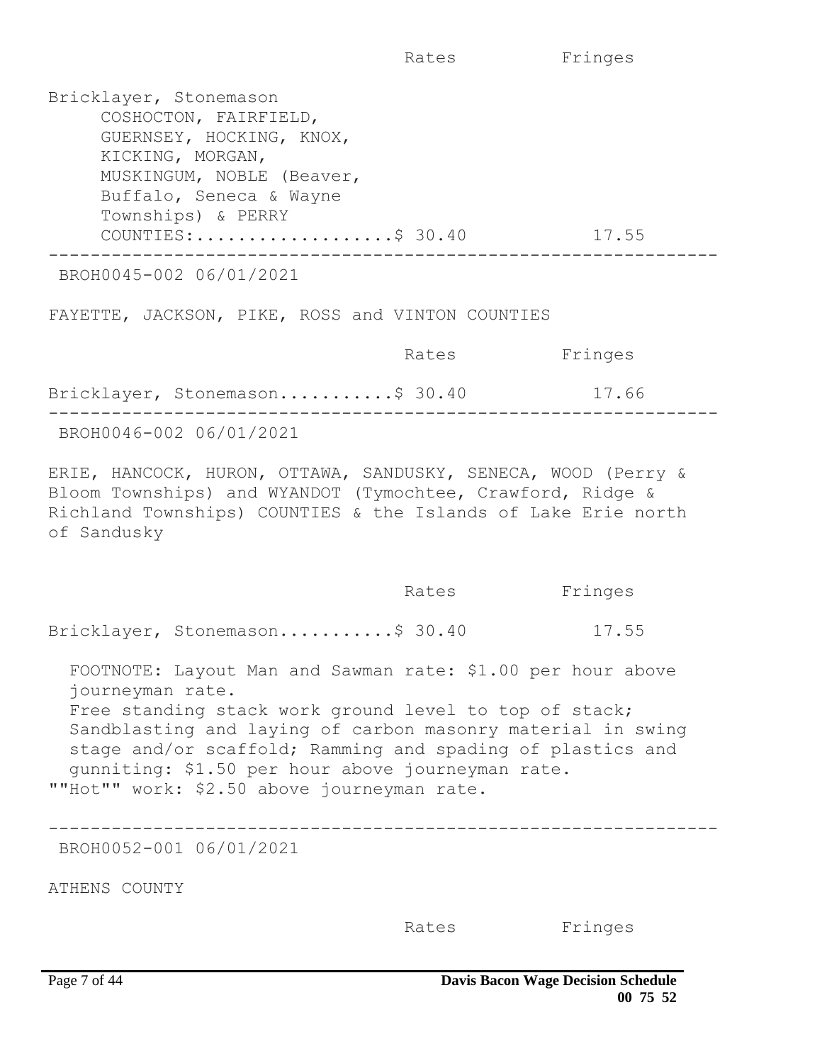| | Rates | Fringes |
|---|---|---|
| Bricklayer, Stonemason COSHOCTON, FAIRFIELD, GUERNSEY, HOCKING, KNOX, KICKING, MORGAN, MUSKINGUM, NOBLE (Beaver, Buffalo, Seneca & Wayne Townships) & PERRY COUNTIES:..................\$ 30.40 | | 17.55 |

---

BROH0045-002 06/01/2021

FAYETTE, JACKSON, PIKE, ROSS and VINTON COUNTIES

| | Rates | Fringes |
|---|---|---|
| Bricklayer, Stonemason...........\$ 30.40 | | 17.66 |

---

BROH0046-002 06/01/2021

ERIE, HANCOCK, HURON, OTTAWA, SANDUSKY, SENECA, WOOD (Perry & Bloom Townships) and WYANDOT (Tymochtee, Crawford, Ridge & Richland Townships) COUNTIES & the Islands of Lake Erie north of Sandusky

| | Rates | Fringes |
|---|---|---|
| Bricklayer, Stonemason...........\$ 30.40 | | 17.55 |

FOOTNOTE: Layout Man and Sawman rate: \$1.00 per hour above journeyman rate.
Free standing stack work ground level to top of stack; Sandblasting and laying of carbon masonry material in swing stage and/or scaffold; Ramming and spading of plastics and gunniting: \$1.50 per hour above journeyman rate.
""Hot"" work: \$2.50 above journeyman rate.

---

BROH0052-001 06/01/2021

ATHENS COUNTY

| | Rates | Fringes |
|---|---|---|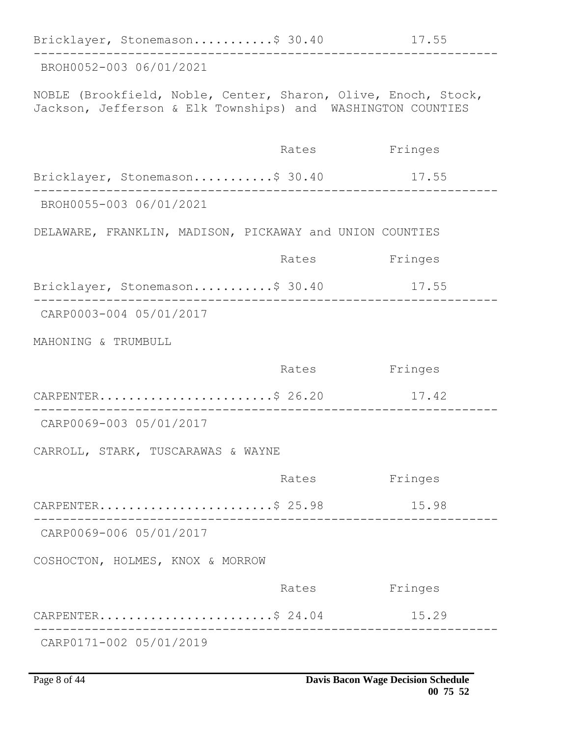| | Rates | Fringes |
|---|---|---|
| Bricklayer, Stonemason | $ 30.40 | 17.55 |

BROH0052-003 06/01/2021

NOBLE (Brookfield, Noble, Center, Sharon, Olive, Enoch, Stock, Jackson, Jefferson & Elk Townships) and WASHINGTON COUNTIES

| | Rates | Fringes |
|---|---|---|
| Bricklayer, Stonemason | $ 30.40 | 17.55 |

BROH0055-003 06/01/2021

DELAWARE, FRANKLIN, MADISON, PICKAWAY and UNION COUNTIES

| | Rates | Fringes |
|---|---|---|
| Bricklayer, Stonemason | $ 30.40 | 17.55 |

CARP0003-004 05/01/2017

MAHONING & TRUMBULL

| | Rates | Fringes |
|---|---|---|
| CARPENTER | $ 26.20 | 17.42 |

CARP0069-003 05/01/2017

CARROLL, STARK, TUSCARAWAS & WAYNE

| | Rates | Fringes |
|---|---|---|
| CARPENTER | $ 25.98 | 15.98 |

CARP0069-006 05/01/2017

COSHOCTON, HOLMES, KNOX & MORROW

| | Rates | Fringes |
|---|---|---|
| CARPENTER | $ 24.04 | 15.29 |

CARP0171-002 05/01/2019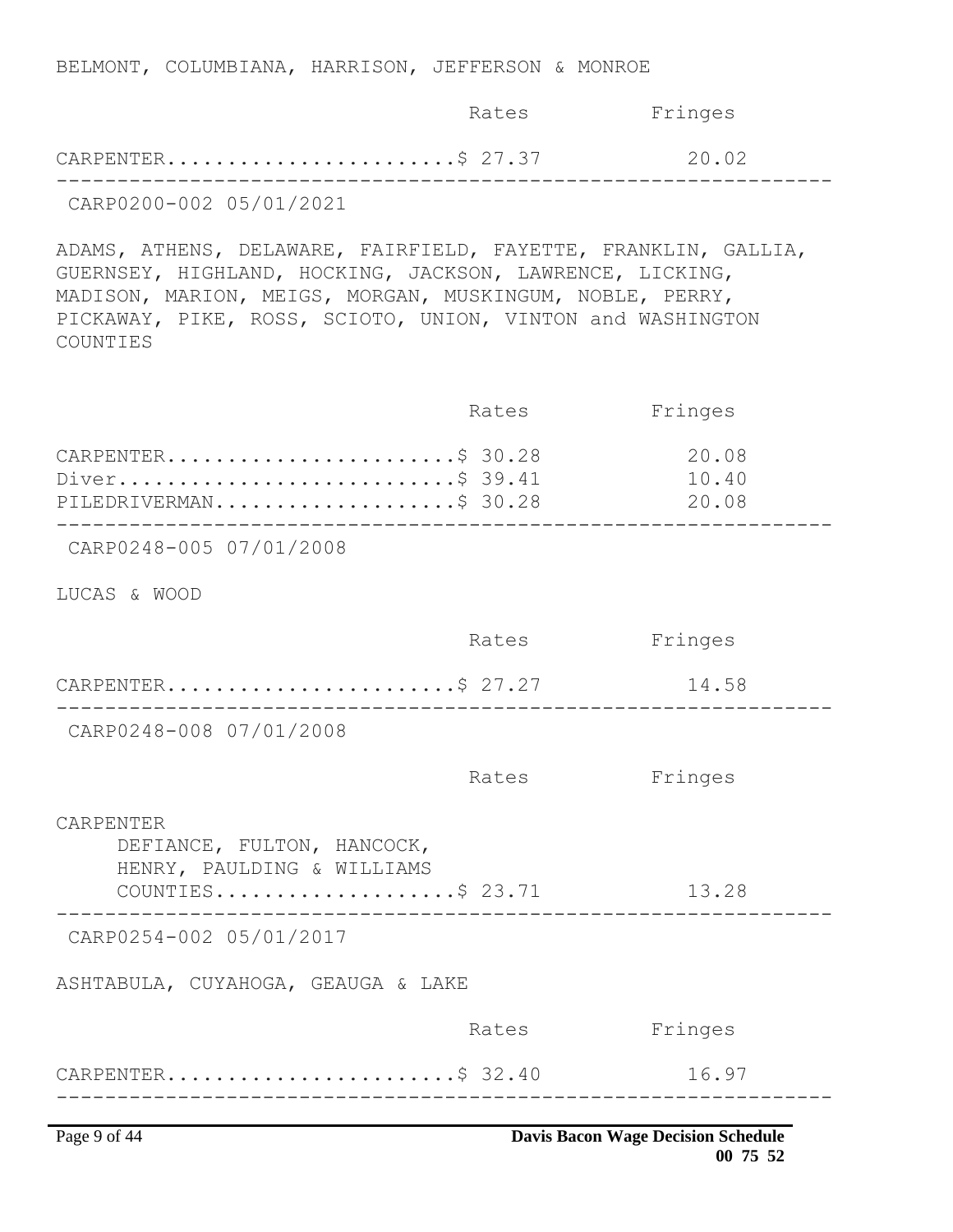BELMONT, COLUMBIANA, HARRISON, JEFFERSON & MONROE

| | Rates | Fringes |
|---|---|---|
| CARPENTER | $ 27.37 | 20.02 |

CARP0200-002 05/01/2021

ADAMS, ATHENS, DELAWARE, FAIRFIELD, FAYETTE, FRANKLIN, GALLIA, GUERNSEY, HIGHLAND, HOCKING, JACKSON, LAWRENCE, LICKING, MADISON, MARION, MEIGS, MORGAN, MUSKINGUM, NOBLE, PERRY, PICKAWAY, PIKE, ROSS, SCIOTO, UNION, VINTON and WASHINGTON COUNTIES

| | Rates | Fringes |
|---|---|---|
| CARPENTER | $ 30.28 | 20.08 |
| Diver | $ 39.41 | 10.40 |
| PILEDRIVERMAN | $ 30.28 | 20.08 |

CARP0248-005 07/01/2008

LUCAS & WOOD

| | Rates | Fringes |
|---|---|---|
| CARPENTER | $ 27.27 | 14.58 |

CARP0248-008 07/01/2008

| | Rates | Fringes |
|---|---|---|
| CARPENTER | | |
| DEFIANCE, FULTON, HANCOCK, HENRY, PAULDING & WILLIAMS COUNTIES | $ 23.71 | 13.28 |

CARP0254-002 05/01/2017

ASHTABULA, CUYAHOGA, GEAUGA & LAKE

| | Rates | Fringes |
|---|---|---|
| CARPENTER | $ 32.40 | 16.97 |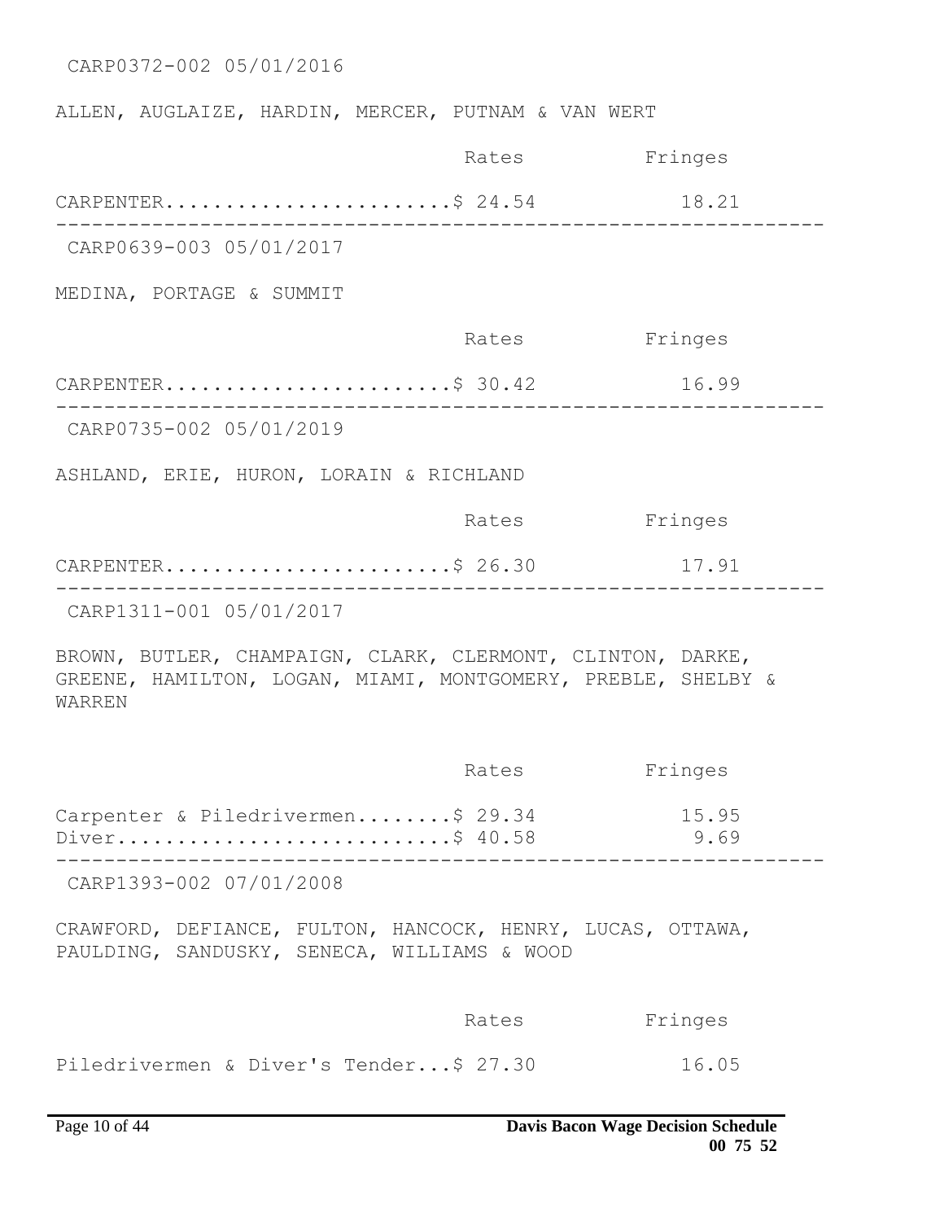CARP0372-002 05/01/2016

ALLEN, AUGLAIZE, HARDIN, MERCER, PUTNAM & VAN WERT

| | Rates | Fringes |
|---|---|---|
| CARPENTER | $ 24.54 | 18.21 |

---

CARP0639-003 05/01/2017

MEDINA, PORTAGE & SUMMIT

| | Rates | Fringes |
|---|---|---|
| CARPENTER | $ 30.42 | 16.99 |

---

CARP0735-002 05/01/2019

ASHLAND, ERIE, HURON, LORAIN & RICHLAND

| | Rates | Fringes |
|---|---|---|
| CARPENTER | $ 26.30 | 17.91 |

---

CARP1311-001 05/01/2017

BROWN, BUTLER, CHAMPAIGN, CLARK, CLERMONT, CLINTON, DARKE, GREENE, HAMILTON, LOGAN, MIAMI, MONTGOMERY, PREBLE, SHELBY & WARREN

| | Rates | Fringes |
|---|---|---|
| Carpenter & Piledrivermen | $ 29.34 | 15.95 |
| Diver | $ 40.58 | 9.69 |

---

CARP1393-002 07/01/2008

CRAWFORD, DEFIANCE, FULTON, HANCOCK, HENRY, LUCAS, OTTAWA, PAULDING, SANDUSKY, SENECA, WILLIAMS & WOOD

| | Rates | Fringes |
|---|---|---|
| Piledrivermen & Diver's Tender | $ 27.30 | 16.05 |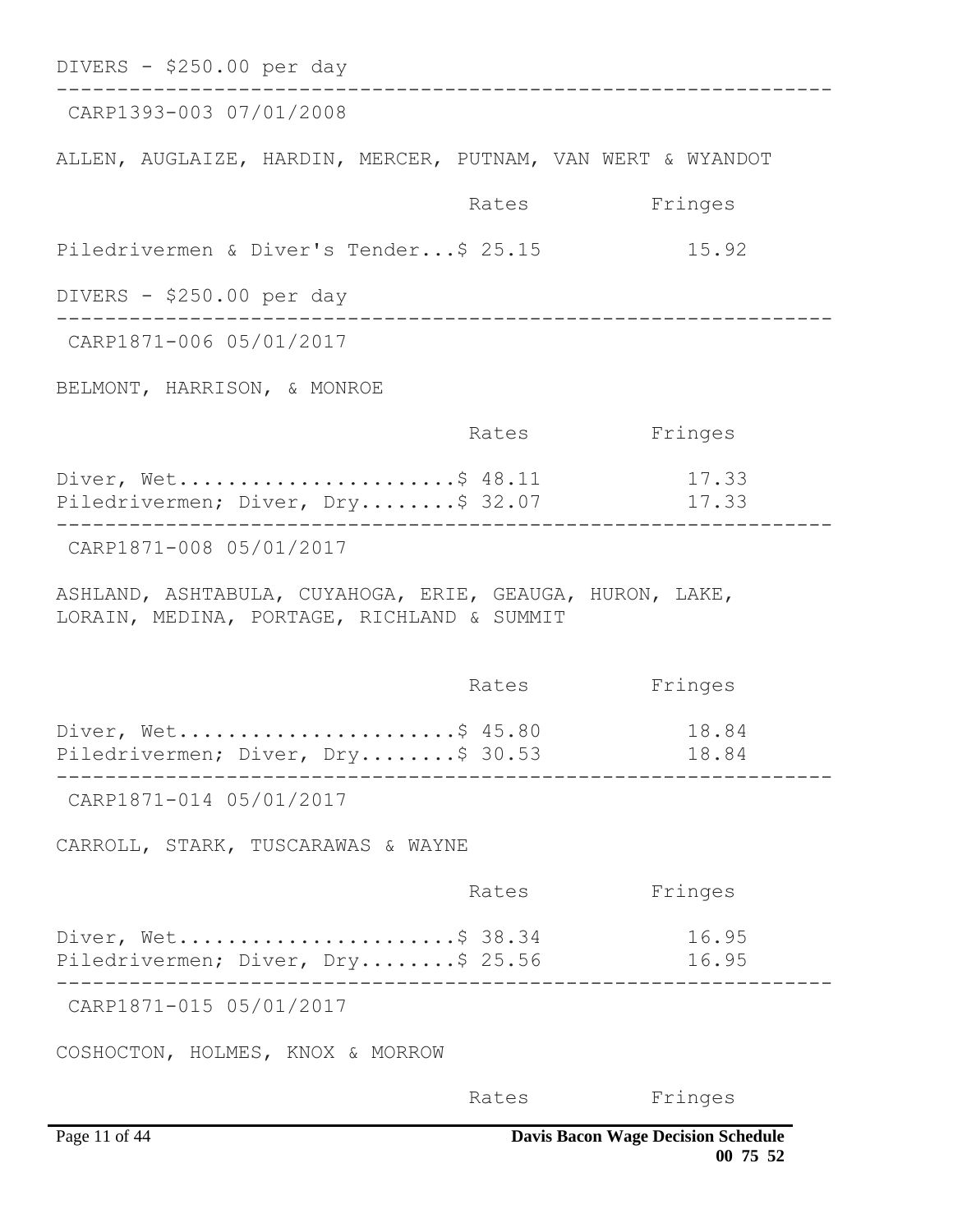DIVERS - $250.00 per day

---

CARP1393-003 07/01/2008

ALLEN, AUGLAIZE, HARDIN, MERCER, PUTNAM, VAN WERT & WYANDOT

| | Rates | Fringes |
|---|---|---|
| Piledrivermen & Diver's Tender... | $ 25.15 | 15.92 |

DIVERS - $250.00 per day

---

CARP1871-006 05/01/2017

BELMONT, HARRISON, & MONROE

| | Rates | Fringes |
|---|---|---|
| Diver, Wet...................... | $ 48.11 | 17.33 |
| Piledrivermen; Diver, Dry........ | $ 32.07 | 17.33 |

---

CARP1871-008 05/01/2017

ASHLAND, ASHTABULA, CUYAHOGA, ERIE, GEAUGA, HURON, LAKE, LORAIN, MEDINA, PORTAGE, RICHLAND & SUMMIT

| | Rates | Fringes |
|---|---|---|
| Diver, Wet...................... | $ 45.80 | 18.84 |
| Piledrivermen; Diver, Dry........ | $ 30.53 | 18.84 |

---

CARP1871-014 05/01/2017

CARROLL, STARK, TUSCARAWAS & WAYNE

| | Rates | Fringes |
|---|---|---|
| Diver, Wet...................... | $ 38.34 | 16.95 |
| Piledrivermen; Diver, Dry........ | $ 25.56 | 16.95 |

---

CARP1871-015 05/01/2017

COSHOCTON, HOLMES, KNOX & MORROW

| | Rates | Fringes |
|---|---|---|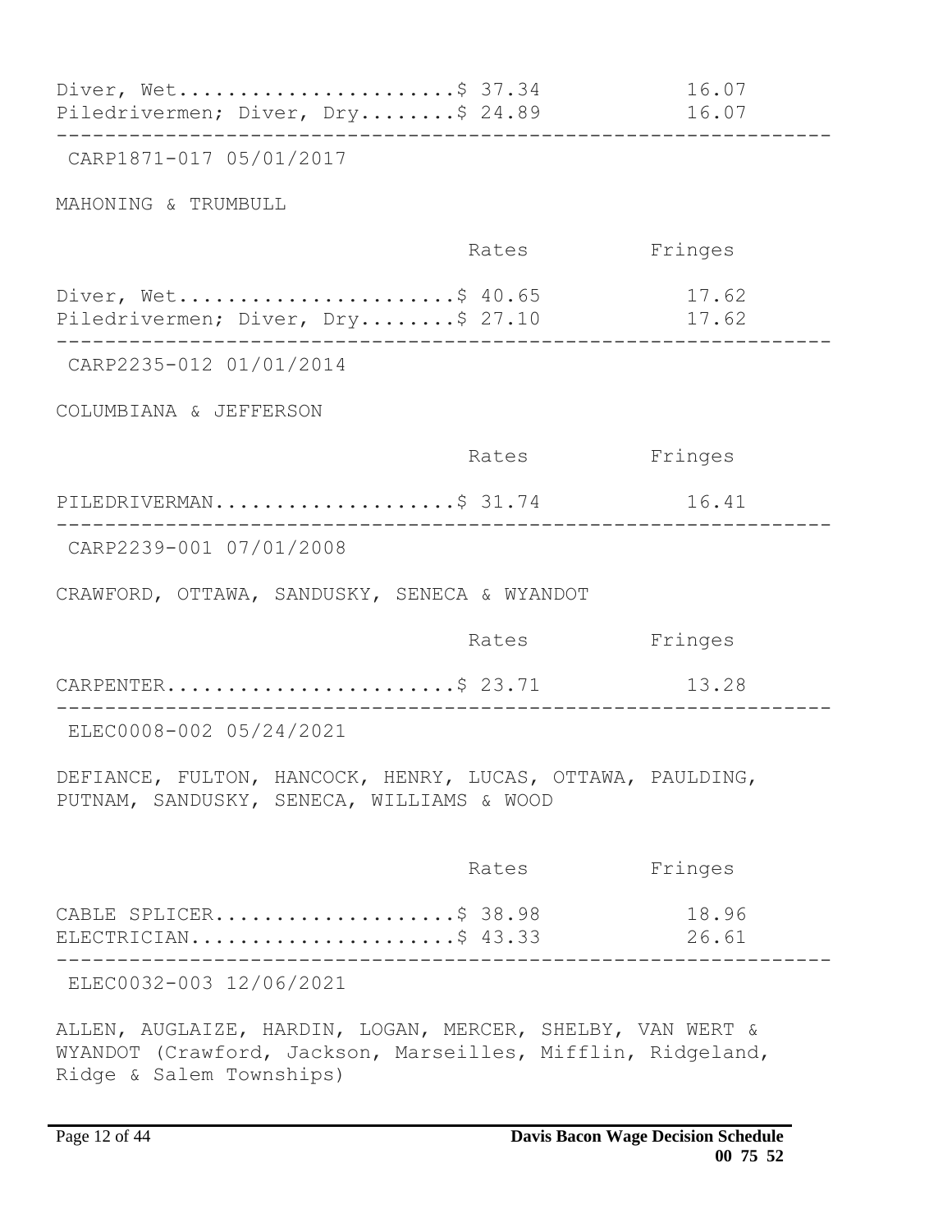| | Rates | Fringes |
|---|---|---|
| Diver, Wet | $ 37.34 | 16.07 |
| Piledrivermen; Diver, Dry | $ 24.89 | 16.07 |

---

CARP1871-017 05/01/2017

MAHONING & TRUMBULL

| | Rates | Fringes |
|---|---|---|
| Diver, Wet | $ 40.65 | 17.62 |
| Piledrivermen; Diver, Dry | $ 27.10 | 17.62 |

---

CARP2235-012 01/01/2014

COLUMBIANA & JEFFERSON

| | Rates | Fringes |
|---|---|---|
| PILEDRIVERMAN | $ 31.74 | 16.41 |

---

CARP2239-001 07/01/2008

CRAWFORD, OTTAWA, SANDUSKY, SENECA & WYANDOT

| | Rates | Fringes |
|---|---|---|
| CARPENTER | $ 23.71 | 13.28 |

---

ELEC0008-002 05/24/2021

DEFIANCE, FULTON, HANCOCK, HENRY, LUCAS, OTTAWA, PAULDING, PUTNAM, SANDUSKY, SENECA, WILLIAMS & WOOD

| | Rates | Fringes |
|---|---|---|
| CABLE SPLICER | $ 38.98 | 18.96 |
| ELECTRICIAN | $ 43.33 | 26.61 |

---

ELEC0032-003 12/06/2021

ALLEN, AUGLAIZE, HARDIN, LOGAN, MERCER, SHELBY, VAN WERT & WYANDOT (Crawford, Jackson, Marseilles, Mifflin, Ridgeland, Ridge & Salem Townships)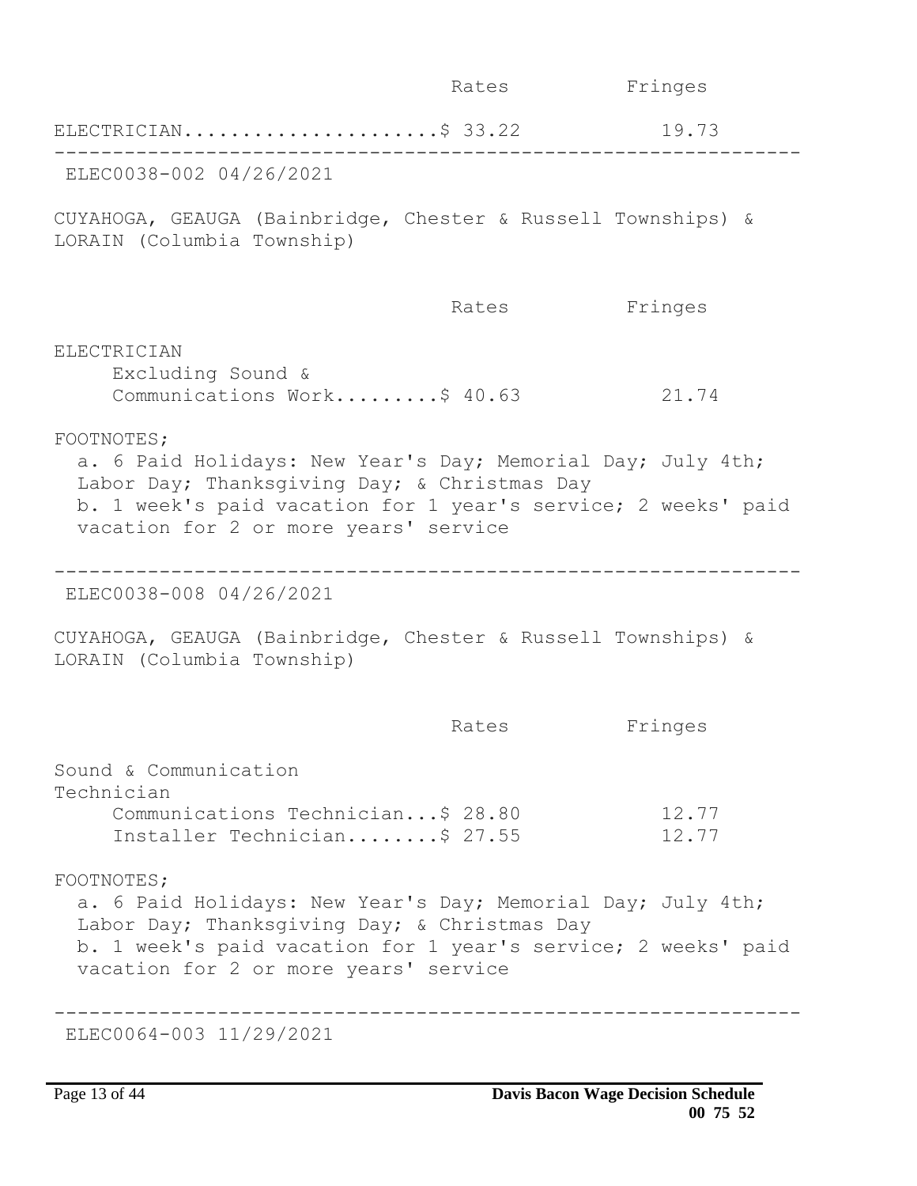| | Rates | Fringes |
|---|---|---|
| ELECTRICIAN | $ 33.22 | 19.73 |

---

ELEC0038-002 04/26/2021

CUYAHOGA, GEAUGA (Bainbridge, Chester & Russell Townships) & LORAIN (Columbia Township)

| | Rates | Fringes |
|---|---|---|
| ELECTRICIAN | | |
| Excluding Sound & Communications Work | $ 40.63 | 21.74 |

FOOTNOTES;

a. 6 Paid Holidays: New Year's Day; Memorial Day; July 4th; Labor Day; Thanksgiving Day; & Christmas Day
b. 1 week's paid vacation for 1 year's service; 2 weeks' paid vacation for 2 or more years' service

---

ELEC0038-008 04/26/2021

CUYAHOGA, GEAUGA (Bainbridge, Chester & Russell Townships) & LORAIN (Columbia Township)

| | Rates | Fringes |
|---|---|---|
| Sound & Communication Technician | | |
| Communications Technician | $ 28.80 | 12.77 |
| Installer Technician | $ 27.55 | 12.77 |

FOOTNOTES;

a. 6 Paid Holidays: New Year's Day; Memorial Day; July 4th; Labor Day; Thanksgiving Day; & Christmas Day
b. 1 week's paid vacation for 1 year's service; 2 weeks' paid vacation for 2 or more years' service

---

ELEC0064-003 11/29/2021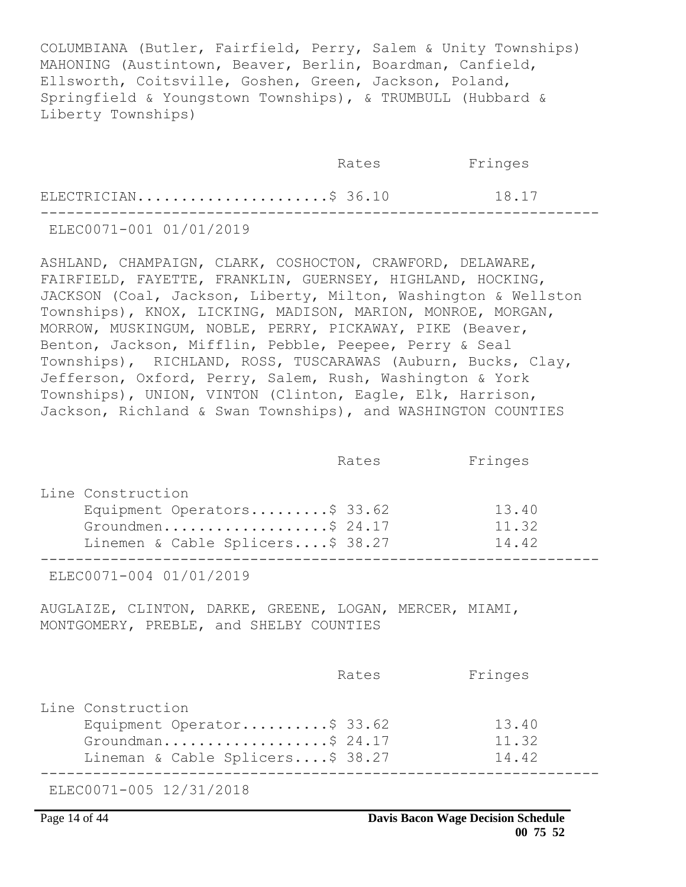COLUMBIANA (Butler, Fairfield, Perry, Salem & Unity Townships) MAHONING (Austintown, Beaver, Berlin, Boardman, Canfield, Ellsworth, Coitsville, Goshen, Green, Jackson, Poland, Springfield & Youngstown Townships), & TRUMBULL (Hubbard & Liberty Townships)

| | Rates | Fringes |
|---|---|---|
| ELECTRICIAN | $ 36.10 | 18.17 |

---

ELEC0071-001 01/01/2019

ASHLAND, CHAMPAIGN, CLARK, COSHOCTON, CRAWFORD, DELAWARE, FAIRFIELD, FAYETTE, FRANKLIN, GUERNSEY, HIGHLAND, HOCKING, JACKSON (Coal, Jackson, Liberty, Milton, Washington & Wellston Townships), KNOX, LICKING, MADISON, MARION, MONROE, MORGAN, MORROW, MUSKINGUM, NOBLE, PERRY, PICKAWAY, PIKE (Beaver, Benton, Jackson, Mifflin, Pebble, Peepee, Perry & Seal Townships), RICHLAND, ROSS, TUSCARAWAS (Auburn, Bucks, Clay, Jefferson, Oxford, Perry, Salem, Rush, Washington & York Townships), UNION, VINTON (Clinton, Eagle, Elk, Harrison, Jackson, Richland & Swan Townships), and WASHINGTON COUNTIES

| | Rates | Fringes |
|---|---|---|
| Line Construction | | |
| Equipment Operators | $ 33.62 | 13.40 |
| Groundmen | $ 24.17 | 11.32 |
| Linemen & Cable Splicers | $ 38.27 | 14.42 |

---

ELEC0071-004 01/01/2019

AUGLAIZE, CLINTON, DARKE, GREENE, LOGAN, MERCER, MIAMI, MONTGOMERY, PREBLE, and SHELBY COUNTIES

| | Rates | Fringes |
|---|---|---|
| Line Construction | | |
| Equipment Operator | $ 33.62 | 13.40 |
| Groundman | $ 24.17 | 11.32 |
| Lineman & Cable Splicers | $ 38.27 | 14.42 |

---

ELEC0071-005 12/31/2018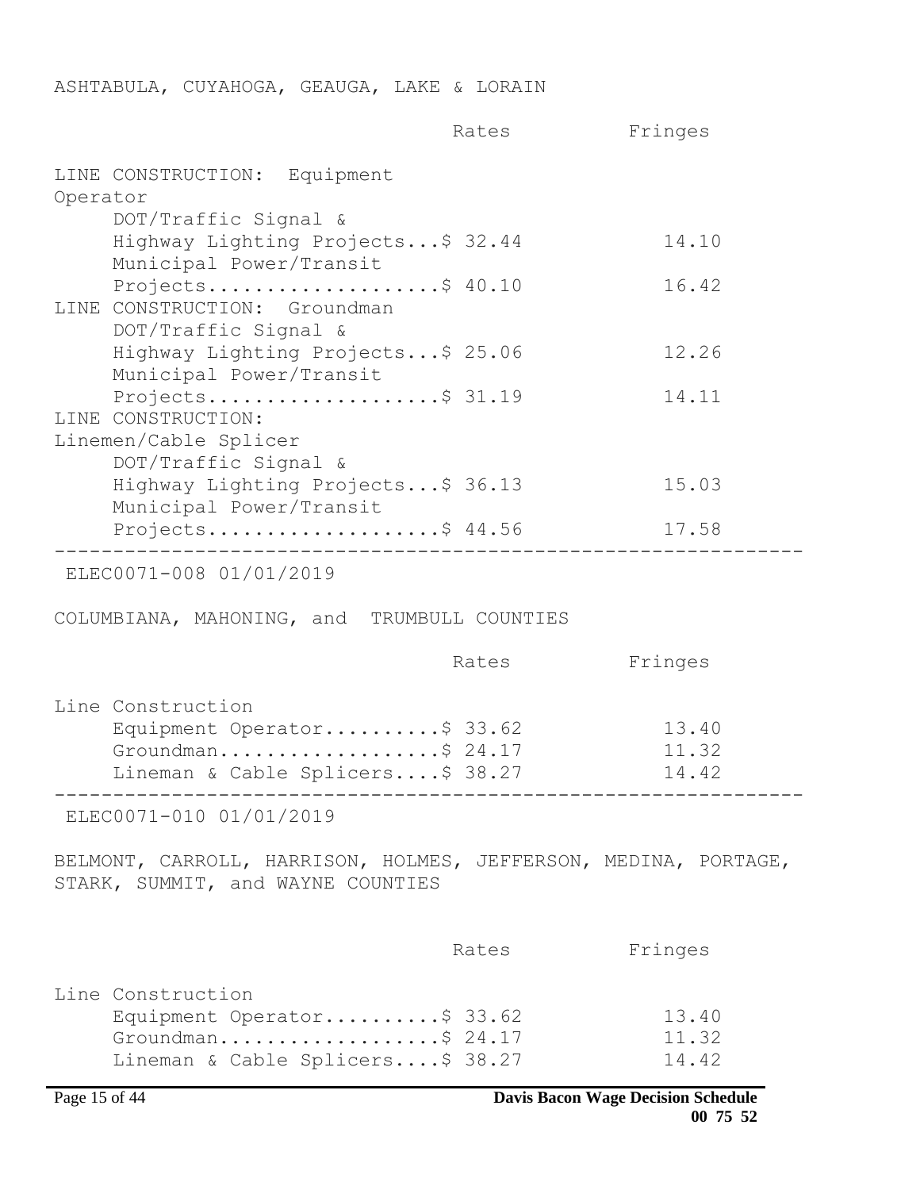ASHTABULA, CUYAHOGA, GEAUGA, LAKE & LORAIN

| | Rates | Fringes |
|---|---|---|
| LINE CONSTRUCTION: Equipment Operator | | |
| DOT/Traffic Signal & Highway Lighting Projects | $ 32.44 | 14.10 |
| Municipal Power/Transit Projects | $ 40.10 | 16.42 |
| LINE CONSTRUCTION: Groundman | | |
| DOT/Traffic Signal & Highway Lighting Projects | $ 25.06 | 12.26 |
| Municipal Power/Transit Projects | $ 31.19 | 14.11 |
| LINE CONSTRUCTION: Linemen/Cable Splicer | | |
| DOT/Traffic Signal & Highway Lighting Projects | $ 36.13 | 15.03 |
| Municipal Power/Transit Projects | $ 44.56 | 17.58 |

---

ELEC0071-008 01/01/2019

COLUMBIANA, MAHONING, and TRUMBULL COUNTIES

| | Rates | Fringes |
|---|---|---|
| Line Construction | | |
| Equipment Operator | $ 33.62 | 13.40 |
| Groundman | $ 24.17 | 11.32 |
| Lineman & Cable Splicers | $ 38.27 | 14.42 |

---

ELEC0071-010 01/01/2019

BELMONT, CARROLL, HARRISON, HOLMES, JEFFERSON, MEDINA, PORTAGE, STARK, SUMMIT, and WAYNE COUNTIES

| | Rates | Fringes |
|---|---|---|
| Line Construction | | |
| Equipment Operator | $ 33.62 | 13.40 |
| Groundman | $ 24.17 | 11.32 |
| Lineman & Cable Splicers | $ 38.27 | 14.42 |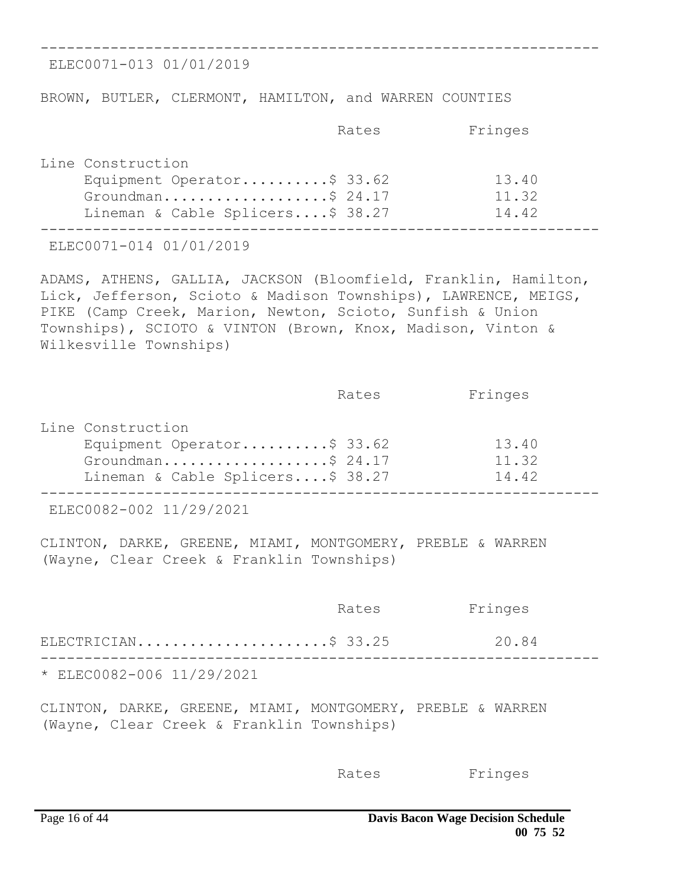---

ELEC0071-013 01/01/2019

BROWN, BUTLER, CLERMONT, HAMILTON, and WARREN COUNTIES

| | Rates | Fringes |
|---|---|---|
| Line Construction | | |
| Equipment Operator | $ 33.62 | 13.40 |
| Groundman | $ 24.17 | 11.32 |
| Lineman & Cable Splicers | $ 38.27 | 14.42 |

---

ELEC0071-014 01/01/2019

ADAMS, ATHENS, GALLIA, JACKSON (Bloomfield, Franklin, Hamilton, Lick, Jefferson, Scioto & Madison Townships), LAWRENCE, MEIGS, PIKE (Camp Creek, Marion, Newton, Scioto, Sunfish & Union Townships), SCIOTO & VINTON (Brown, Knox, Madison, Vinton & Wilkesville Townships)

| | Rates | Fringes |
|---|---|---|
| Line Construction | | |
| Equipment Operator | $ 33.62 | 13.40 |
| Groundman | $ 24.17 | 11.32 |
| Lineman & Cable Splicers | $ 38.27 | 14.42 |

---

ELEC0082-002 11/29/2021

CLINTON, DARKE, GREENE, MIAMI, MONTGOMERY, PREBLE & WARREN (Wayne, Clear Creek & Franklin Townships)

| | Rates | Fringes |
|---|---|---|
| ELECTRICIAN | $ 33.25 | 20.84 |

---

* ELEC0082-006 11/29/2021

CLINTON, DARKE, GREENE, MIAMI, MONTGOMERY, PREBLE & WARREN (Wayne, Clear Creek & Franklin Townships)

| | Rates | Fringes |
|---|---|---|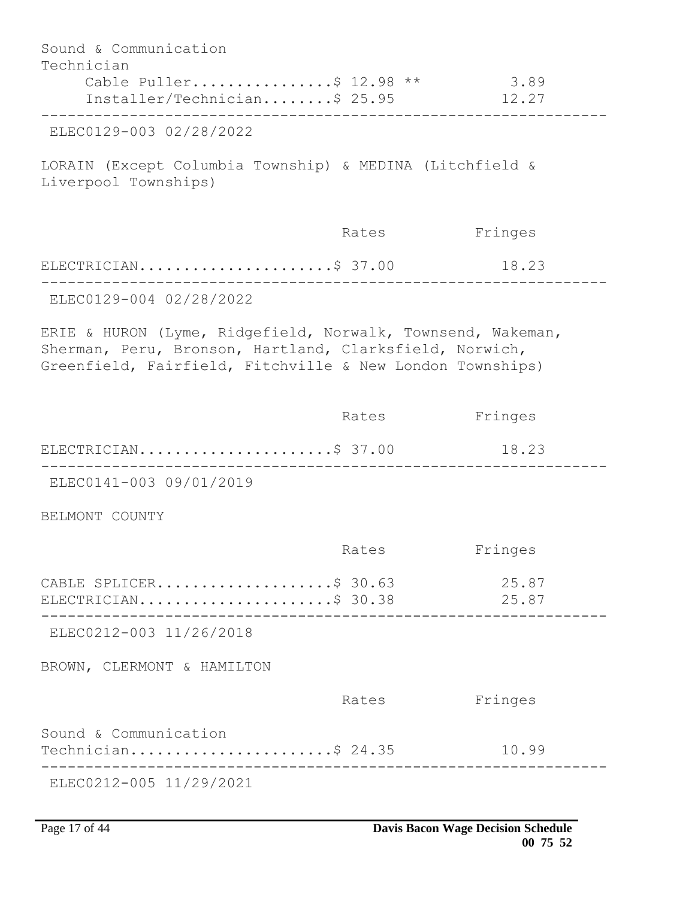| | Rates | Fringes |
|---|---|---|
| Sound & Communication Technician | | |
| Cable Puller | $ 12.98 ** | 3.89 |
| Installer/Technician | $ 25.95 | 12.27 |

---

ELEC0129-003 02/28/2022

LORAIN (Except Columbia Township) & MEDINA (Litchfield & Liverpool Townships)

| | Rates | Fringes |
|---|---|---|
| ELECTRICIAN | $ 37.00 | 18.23 |

---

ELEC0129-004 02/28/2022

ERIE & HURON (Lyme, Ridgefield, Norwalk, Townsend, Wakeman, Sherman, Peru, Bronson, Hartland, Clarksfield, Norwich, Greenfield, Fairfield, Fitchville & New London Townships)

| | Rates | Fringes |
|---|---|---|
| ELECTRICIAN | $ 37.00 | 18.23 |

---

ELEC0141-003 09/01/2019

BELMONT COUNTY

| | Rates | Fringes |
|---|---|---|
| CABLE SPLICER | $ 30.63 | 25.87 |
| ELECTRICIAN | $ 30.38 | 25.87 |

---

ELEC0212-003 11/26/2018

BROWN, CLERMONT & HAMILTON

| | Rates | Fringes |
|---|---|---|
| Sound & Communication Technician | $ 24.35 | 10.99 |

---

ELEC0212-005 11/29/2021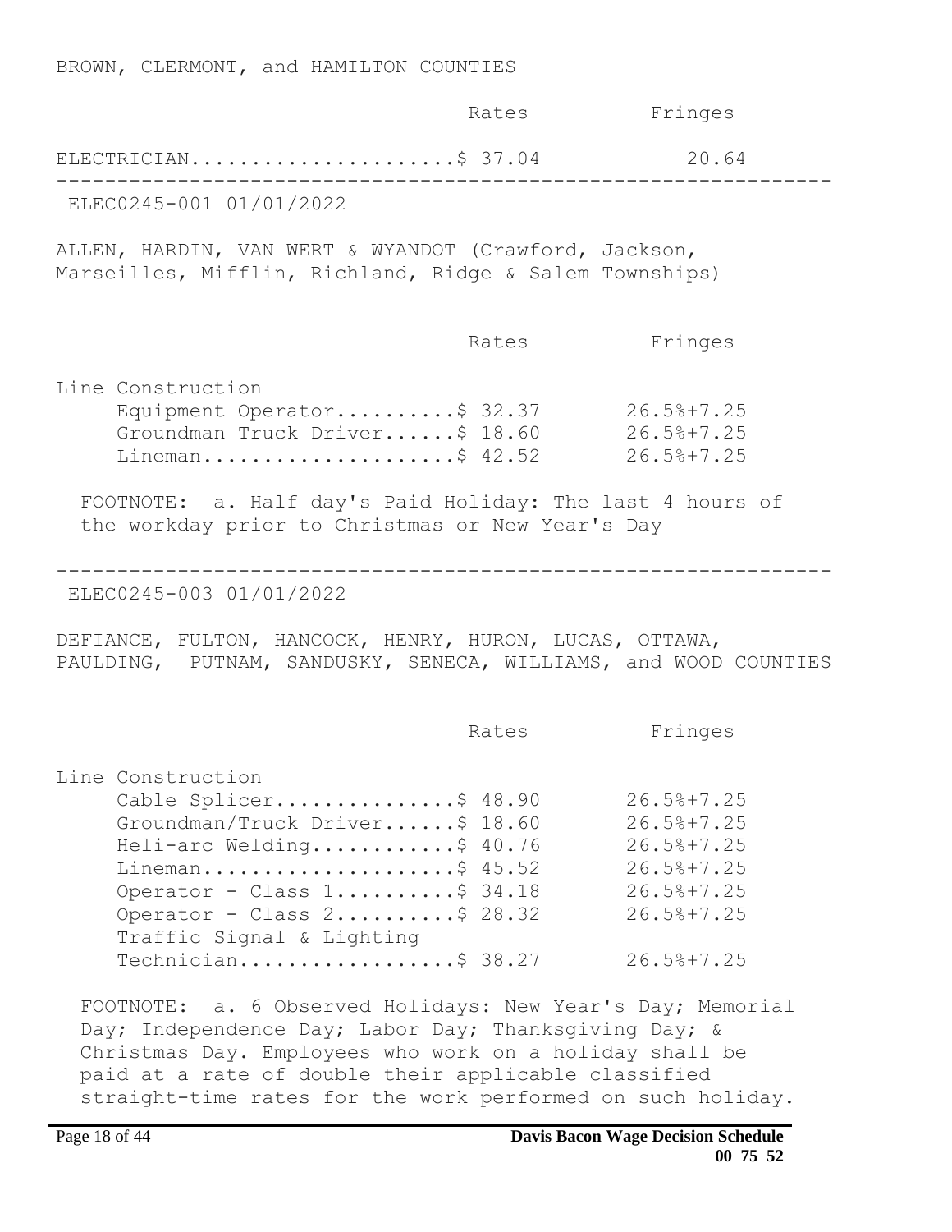BROWN, CLERMONT, and HAMILTON COUNTIES

| | Rates | Fringes |
|---|---|---|
| ELECTRICIAN | $ 37.04 | 20.64 |

---

ELEC0245-001 01/01/2022

ALLEN, HARDIN, VAN WERT & WYANDOT (Crawford, Jackson, Marseilles, Mifflin, Richland, Ridge & Salem Townships)

| | Rates | Fringes |
|---|---|---|
| Line Construction | | |
| Equipment Operator | $ 32.37 | 26.5%+7.25 |
| Groundman Truck Driver | $ 18.60 | 26.5%+7.25 |
| Lineman | $ 42.52 | 26.5%+7.25 |

FOOTNOTE: a. Half day's Paid Holiday: The last 4 hours of the workday prior to Christmas or New Year's Day

---

ELEC0245-003 01/01/2022

DEFIANCE, FULTON, HANCOCK, HENRY, HURON, LUCAS, OTTAWA, PAULDING, PUTNAM, SANDUSKY, SENECA, WILLIAMS, and WOOD COUNTIES

| | Rates | Fringes |
|---|---|---|
| Line Construction | | |
| Cable Splicer | $ 48.90 | 26.5%+7.25 |
| Groundman/Truck Driver | $ 18.60 | 26.5%+7.25 |
| Heli-arc Welding | $ 40.76 | 26.5%+7.25 |
| Lineman | $ 45.52 | 26.5%+7.25 |
| Operator - Class 1 | $ 34.18 | 26.5%+7.25 |
| Operator - Class 2 | $ 28.32 | 26.5%+7.25 |
| Traffic Signal & Lighting Technician | $ 38.27 | 26.5%+7.25 |

FOOTNOTE: a. 6 Observed Holidays: New Year's Day; Memorial Day; Independence Day; Labor Day; Thanksgiving Day; & Christmas Day. Employees who work on a holiday shall be paid at a rate of double their applicable classified straight-time rates for the work performed on such holiday.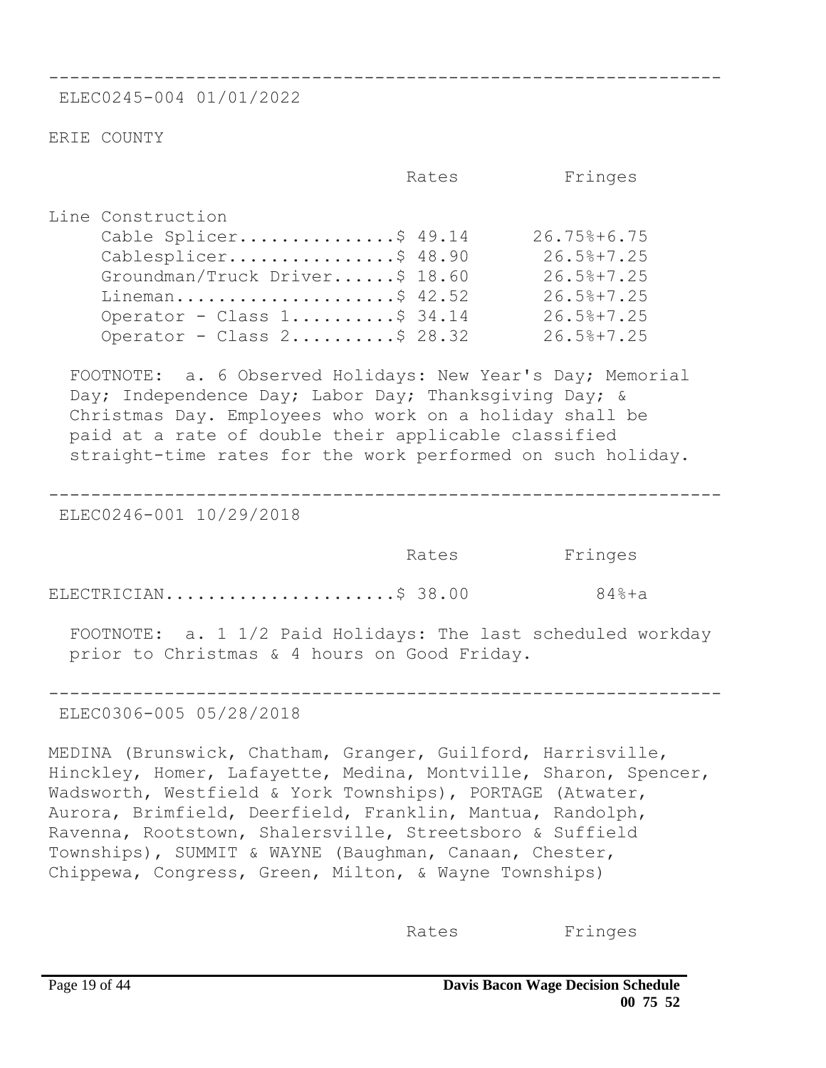---

ELEC0245-004 01/01/2022

ERIE COUNTY

| | Rates | Fringes |
|---|---|---|
| Line Construction | | |
| Cable Splicer | $ 49.14 | 26.75%+6.75 |
| Cablesplicer | $ 48.90 | 26.5%+7.25 |
| Groundman/Truck Driver | $ 18.60 | 26.5%+7.25 |
| Lineman | $ 42.52 | 26.5%+7.25 |
| Operator - Class 1 | $ 34.14 | 26.5%+7.25 |
| Operator - Class 2 | $ 28.32 | 26.5%+7.25 |

FOOTNOTE: a. 6 Observed Holidays: New Year's Day; Memorial Day; Independence Day; Labor Day; Thanksgiving Day; & Christmas Day. Employees who work on a holiday shall be paid at a rate of double their applicable classified straight-time rates for the work performed on such holiday.

---

ELEC0246-001 10/29/2018

| | Rates | Fringes |
|---|---|---|
| ELECTRICIAN | $ 38.00 | 84%+a |

FOOTNOTE: a. 1 1/2 Paid Holidays: The last scheduled workday prior to Christmas & 4 hours on Good Friday.

---

ELEC0306-005 05/28/2018

MEDINA (Brunswick, Chatham, Granger, Guilford, Harrisville, Hinckley, Homer, Lafayette, Medina, Montville, Sharon, Spencer, Wadsworth, Westfield & York Townships), PORTAGE (Atwater, Aurora, Brimfield, Deerfield, Franklin, Mantua, Randolph, Ravenna, Rootstown, Shalersville, Streetsboro & Suffield Townships), SUMMIT & WAYNE (Baughman, Canaan, Chester, Chippewa, Congress, Green, Milton, & Wayne Townships)

| | Rates | Fringes |
|---|---|---|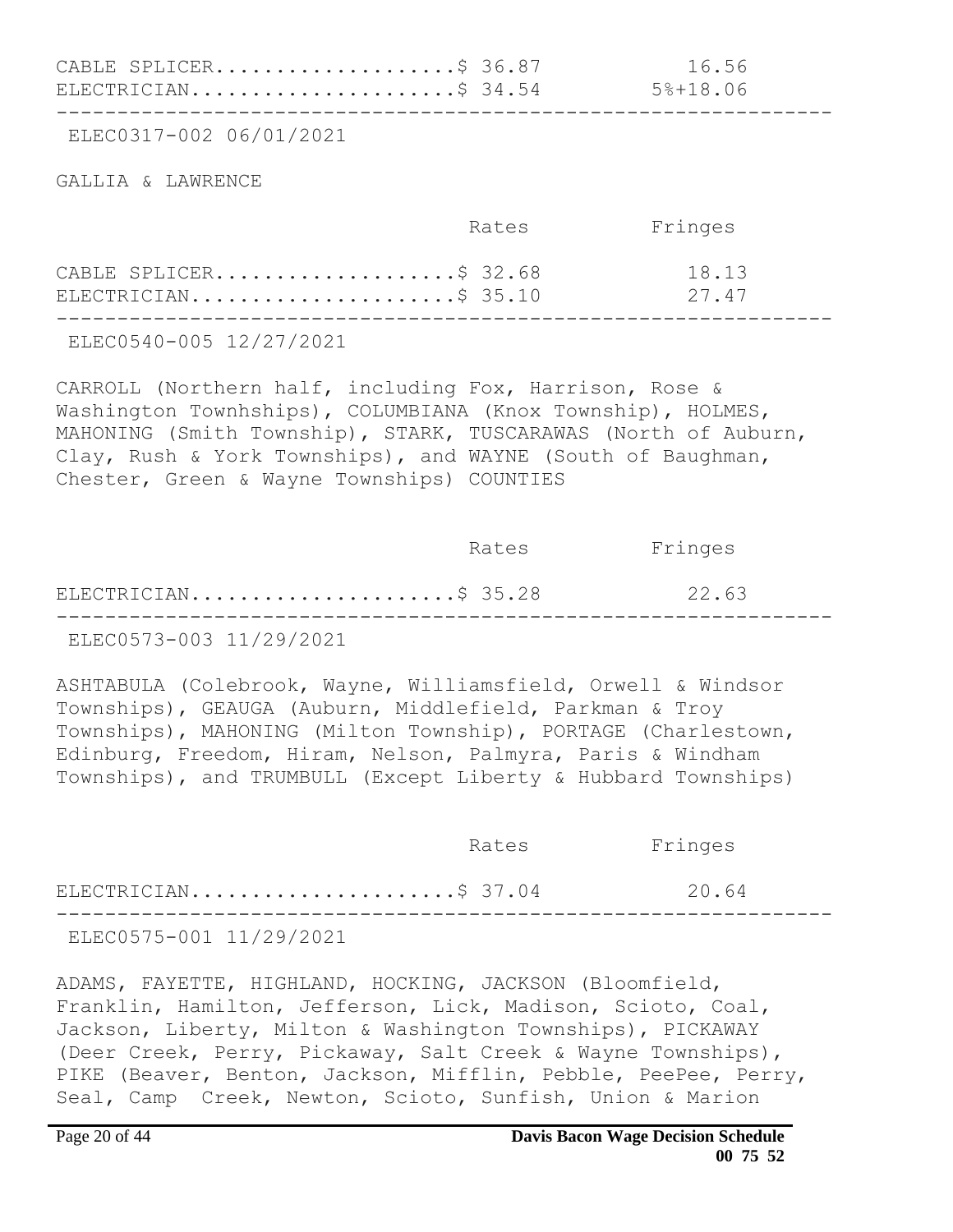| | Rates | Fringes |
|---|---|---|
| CABLE SPLICER | $ 36.87 | 16.56 |
| ELECTRICIAN | $ 34.54 | 5%+18.06 |

---

ELEC0317-002 06/01/2021

GALLIA & LAWRENCE

| | Rates | Fringes |
|---|---|---|
| CABLE SPLICER | $ 32.68 | 18.13 |
| ELECTRICIAN | $ 35.10 | 27.47 |

---

ELEC0540-005 12/27/2021

CARROLL (Northern half, including Fox, Harrison, Rose & Washington Townhships), COLUMBIANA (Knox Township), HOLMES, MAHONING (Smith Township), STARK, TUSCARAWAS (North of Auburn, Clay, Rush & York Townships), and WAYNE (South of Baughman, Chester, Green & Wayne Townships) COUNTIES

| | Rates | Fringes |
|---|---|---|
| ELECTRICIAN | $ 35.28 | 22.63 |

---

ELEC0573-003 11/29/2021

ASHTABULA (Colebrook, Wayne, Williamsfield, Orwell & Windsor Townships), GEAUGA (Auburn, Middlefield, Parkman & Troy Townships), MAHONING (Milton Township), PORTAGE (Charlestown, Edinburg, Freedom, Hiram, Nelson, Palmyra, Paris & Windham Townships), and TRUMBULL (Except Liberty & Hubbard Townships)

| | Rates | Fringes |
|---|---|---|
| ELECTRICIAN | $ 37.04 | 20.64 |

---

ELEC0575-001 11/29/2021

ADAMS, FAYETTE, HIGHLAND, HOCKING, JACKSON (Bloomfield, Franklin, Hamilton, Jefferson, Lick, Madison, Scioto, Coal, Jackson, Liberty, Milton & Washington Townships), PICKAWAY (Deer Creek, Perry, Pickaway, Salt Creek & Wayne Townships), PIKE (Beaver, Benton, Jackson, Mifflin, Pebble, PeePee, Perry, Seal, Camp Creek, Newton, Scioto, Sunfish, Union & Marion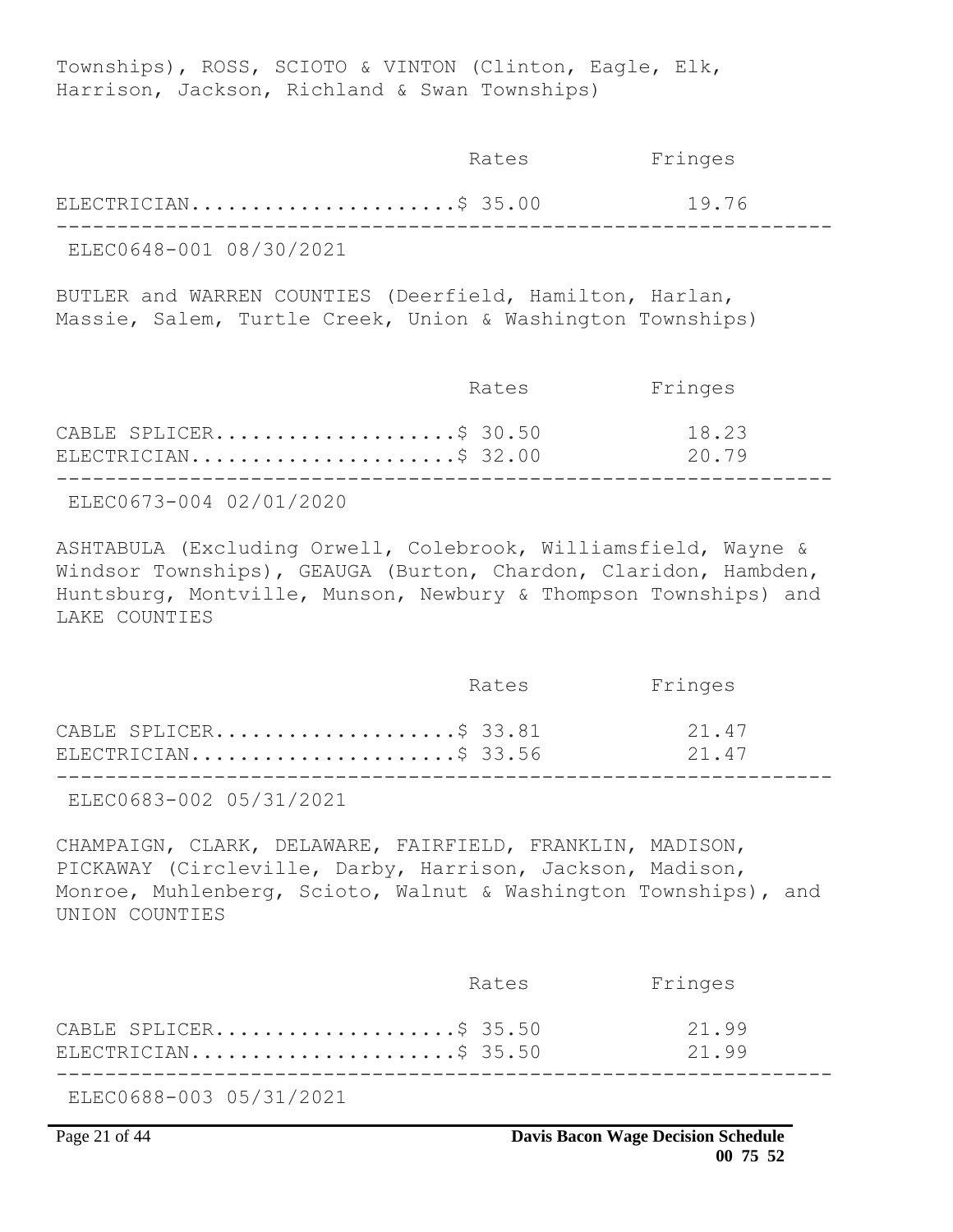Townships), ROSS, SCIOTO & VINTON (Clinton, Eagle, Elk, Harrison, Jackson, Richland & Swan Townships)

| | Rates | Fringes |
|---|---|---|
| ELECTRICIAN | $ 35.00 | 19.76 |

---

ELEC0648-001 08/30/2021

BUTLER and WARREN COUNTIES (Deerfield, Hamilton, Harlan, Massie, Salem, Turtle Creek, Union & Washington Townships)

| | Rates | Fringes |
|---|---|---|
| CABLE SPLICER | $ 30.50 | 18.23 |
| ELECTRICIAN | $ 32.00 | 20.79 |

---

ELEC0673-004 02/01/2020

ASHTABULA (Excluding Orwell, Colebrook, Williamsfield, Wayne & Windsor Townships), GEAUGA (Burton, Chardon, Claridon, Hambden, Huntsburg, Montville, Munson, Newbury & Thompson Townships) and LAKE COUNTIES

| | Rates | Fringes |
|---|---|---|
| CABLE SPLICER | $ 33.81 | 21.47 |
| ELECTRICIAN | $ 33.56 | 21.47 |

---

ELEC0683-002 05/31/2021

CHAMPAIGN, CLARK, DELAWARE, FAIRFIELD, FRANKLIN, MADISON, PICKAWAY (Circleville, Darby, Harrison, Jackson, Madison, Monroe, Muhlenberg, Scioto, Walnut & Washington Townships), and UNION COUNTIES

| | Rates | Fringes |
|---|---|---|
| CABLE SPLICER | $ 35.50 | 21.99 |
| ELECTRICIAN | $ 35.50 | 21.99 |

---

ELEC0688-003 05/31/2021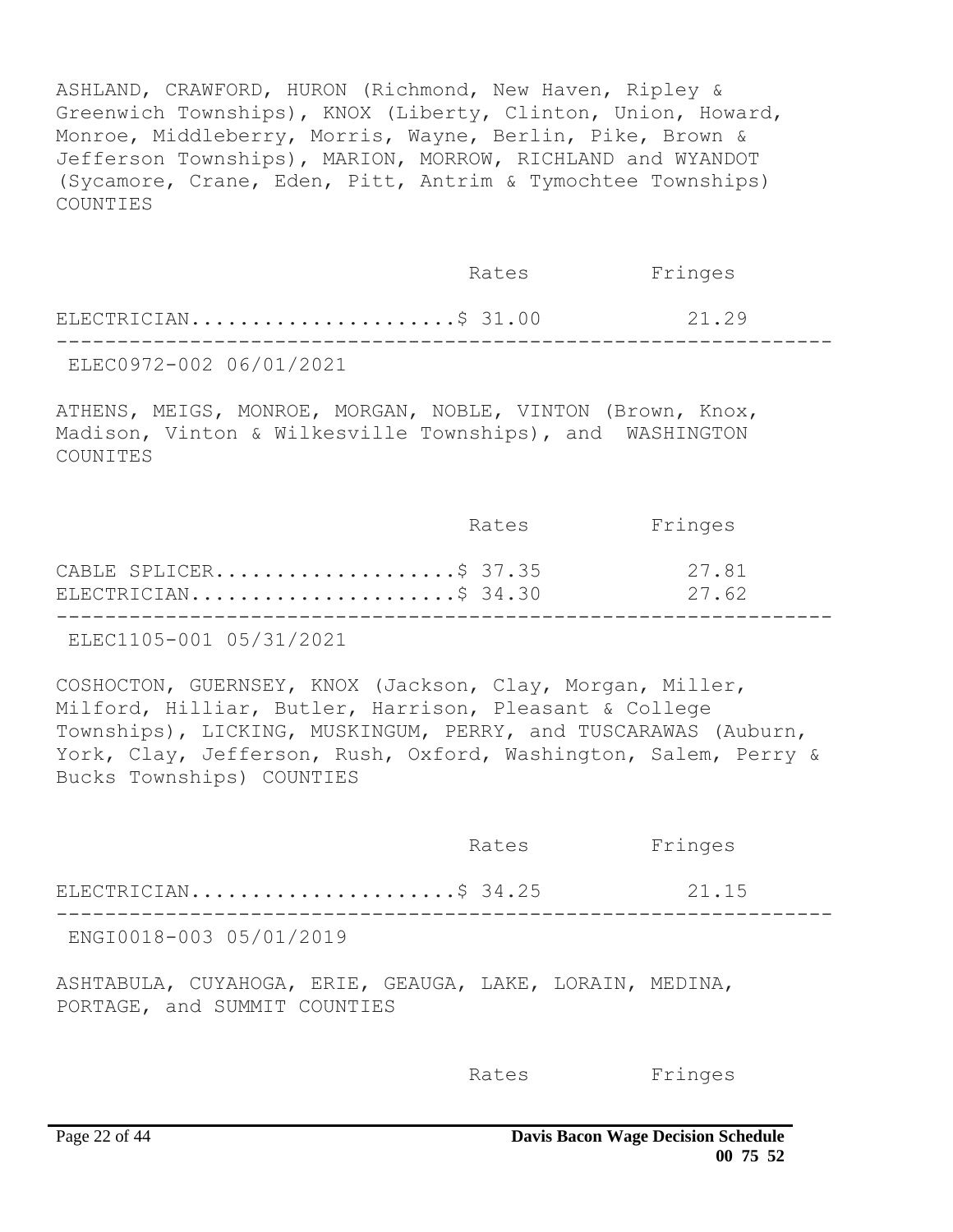ASHLAND, CRAWFORD, HURON (Richmond, New Haven, Ripley & Greenwich Townships), KNOX (Liberty, Clinton, Union, Howard, Monroe, Middleberry, Morris, Wayne, Berlin, Pike, Brown & Jefferson Townships), MARION, MORROW, RICHLAND and WYANDOT (Sycamore, Crane, Eden, Pitt, Antrim & Tymochtee Townships) COUNTIES

| | Rates | Fringes |
|---|---|---|
| ELECTRICIAN | $ 31.00 | 21.29 |

---

ELEC0972-002 06/01/2021

ATHENS, MEIGS, MONROE, MORGAN, NOBLE, VINTON (Brown, Knox, Madison, Vinton & Wilkesville Townships), and WASHINGTON COUNITES

| | Rates | Fringes |
|---|---|---|
| CABLE SPLICER | $ 37.35 | 27.81 |
| ELECTRICIAN | $ 34.30 | 27.62 |

---

ELEC1105-001 05/31/2021

COSHOCTON, GUERNSEY, KNOX (Jackson, Clay, Morgan, Miller, Milford, Hilliar, Butler, Harrison, Pleasant & College Townships), LICKING, MUSKINGUM, PERRY, and TUSCARAWAS (Auburn, York, Clay, Jefferson, Rush, Oxford, Washington, Salem, Perry & Bucks Townships) COUNTIES

| | Rates | Fringes |
|---|---|---|
| ELECTRICIAN | $ 34.25 | 21.15 |

---

ENGI0018-003 05/01/2019

ASHTABULA, CUYAHOGA, ERIE, GEAUGA, LAKE, LORAIN, MEDINA, PORTAGE, and SUMMIT COUNTIES

| | Rates | Fringes |
|---|---|---|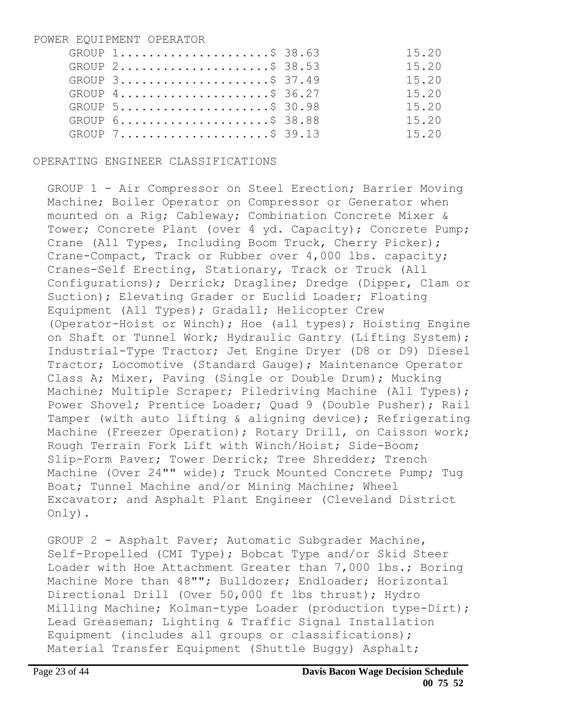POWER EQUIPMENT OPERATOR

| | | |
|---|---|---|
| GROUP 1 | $ 38.63 | 15.20 |
| GROUP 2 | $ 38.53 | 15.20 |
| GROUP 3 | $ 37.49 | 15.20 |
| GROUP 4 | $ 36.27 | 15.20 |
| GROUP 5 | $ 30.98 | 15.20 |
| GROUP 6 | $ 38.88 | 15.20 |
| GROUP 7 | $ 39.13 | 15.20 |

OPERATING ENGINEER CLASSIFICATIONS

GROUP 1 - Air Compressor on Steel Erection; Barrier Moving Machine; Boiler Operator on Compressor or Generator when mounted on a Rig; Cableway; Combination Concrete Mixer & Tower; Concrete Plant (over 4 yd. Capacity); Concrete Pump; Crane (All Types, Including Boom Truck, Cherry Picker); Crane-Compact, Track or Rubber over 4,000 lbs. capacity; Cranes-Self Erecting, Stationary, Track or Truck (All Configurations); Derrick; Dragline; Dredge (Dipper, Clam or Suction); Elevating Grader or Euclid Loader; Floating Equipment (All Types); Gradall; Helicopter Crew (Operator-Hoist or Winch); Hoe (all types); Hoisting Engine on Shaft or Tunnel Work; Hydraulic Gantry (Lifting System); Industrial-Type Tractor; Jet Engine Dryer (D8 or D9) Diesel Tractor; Locomotive (Standard Gauge); Maintenance Operator Class A; Mixer, Paving (Single or Double Drum); Mucking Machine; Multiple Scraper; Piledriving Machine (All Types); Power Shovel; Prentice Loader; Quad 9 (Double Pusher); Rail Tamper (with auto lifting & aligning device); Refrigerating Machine (Freezer Operation); Rotary Drill, on Caisson work; Rough Terrain Fork Lift with Winch/Hoist; Side-Boom; Slip-Form Paver; Tower Derrick; Tree Shredder; Trench Machine (Over 24"" wide); Truck Mounted Concrete Pump; Tug Boat; Tunnel Machine and/or Mining Machine; Wheel Excavator; and Asphalt Plant Engineer (Cleveland District Only).

GROUP 2 - Asphalt Paver; Automatic Subgrader Machine, Self-Propelled (CMI Type); Bobcat Type and/or Skid Steer Loader with Hoe Attachment Greater than 7,000 lbs.; Boring Machine More than 48""; Bulldozer; Endloader; Horizontal Directional Drill (Over 50,000 ft lbs thrust); Hydro Milling Machine; Kolman-type Loader (production type-Dirt); Lead Greaseman; Lighting & Traffic Signal Installation Equipment (includes all groups or classifications); Material Transfer Equipment (Shuttle Buggy) Asphalt;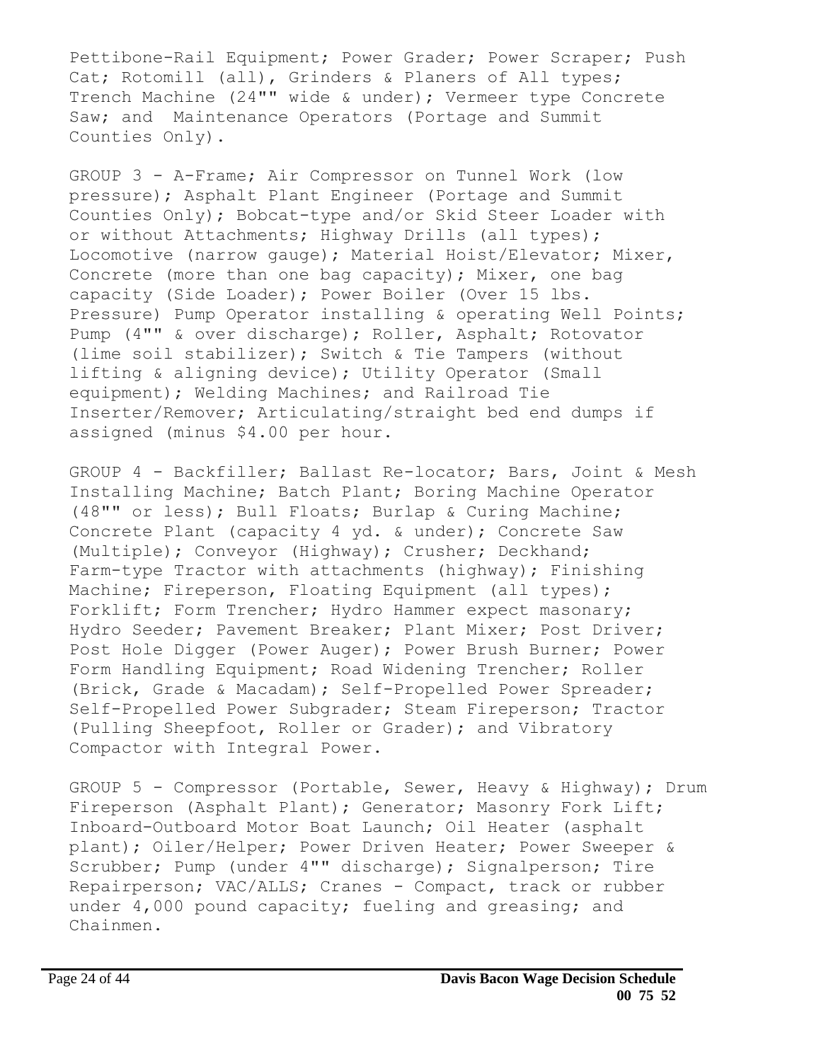Pettibone-Rail Equipment; Power Grader; Power Scraper; Push Cat; Rotomill (all), Grinders & Planers of All types; Trench Machine (24"" wide & under); Vermeer type Concrete Saw; and Maintenance Operators (Portage and Summit Counties Only).

GROUP 3 - A-Frame; Air Compressor on Tunnel Work (low pressure); Asphalt Plant Engineer (Portage and Summit Counties Only); Bobcat-type and/or Skid Steer Loader with or without Attachments; Highway Drills (all types); Locomotive (narrow gauge); Material Hoist/Elevator; Mixer, Concrete (more than one bag capacity); Mixer, one bag capacity (Side Loader); Power Boiler (Over 15 lbs. Pressure) Pump Operator installing & operating Well Points; Pump (4"" & over discharge); Roller, Asphalt; Rotovator (lime soil stabilizer); Switch & Tie Tampers (without lifting & aligning device); Utility Operator (Small equipment); Welding Machines; and Railroad Tie Inserter/Remover; Articulating/straight bed end dumps if assigned (minus $4.00 per hour.

GROUP 4 - Backfiller; Ballast Re-locator; Bars, Joint & Mesh Installing Machine; Batch Plant; Boring Machine Operator (48"" or less); Bull Floats; Burlap & Curing Machine; Concrete Plant (capacity 4 yd. & under); Concrete Saw (Multiple); Conveyor (Highway); Crusher; Deckhand; Farm-type Tractor with attachments (highway); Finishing Machine; Fireperson, Floating Equipment (all types); Forklift; Form Trencher; Hydro Hammer expect masonary; Hydro Seeder; Pavement Breaker; Plant Mixer; Post Driver; Post Hole Digger (Power Auger); Power Brush Burner; Power Form Handling Equipment; Road Widening Trencher; Roller (Brick, Grade & Macadam); Self-Propelled Power Spreader; Self-Propelled Power Subgrader; Steam Fireperson; Tractor (Pulling Sheepfoot, Roller or Grader); and Vibratory Compactor with Integral Power.

GROUP 5 - Compressor (Portable, Sewer, Heavy & Highway); Drum Fireperson (Asphalt Plant); Generator; Masonry Fork Lift; Inboard-Outboard Motor Boat Launch; Oil Heater (asphalt plant); Oiler/Helper; Power Driven Heater; Power Sweeper & Scrubber; Pump (under 4"" discharge); Signalperson; Tire Repairperson; VAC/ALLS; Cranes - Compact, track or rubber under 4,000 pound capacity; fueling and greasing; and Chainmen.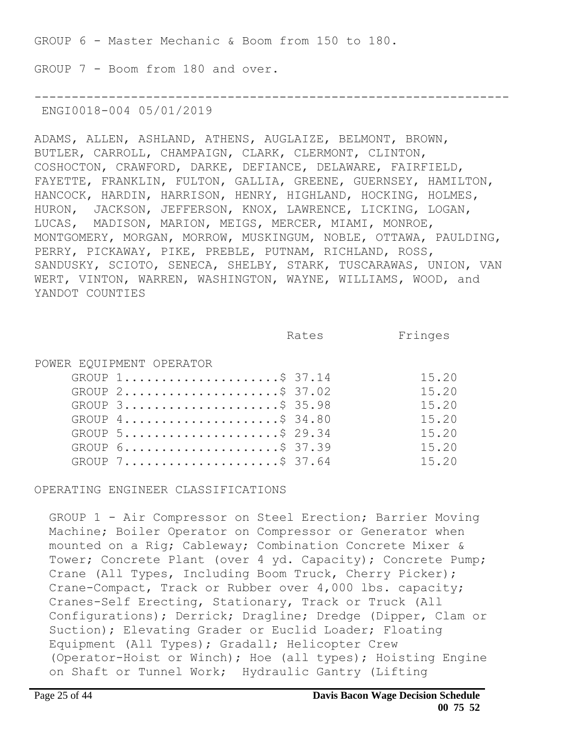GROUP 6 - Master Mechanic & Boom from 150 to 180.

GROUP 7 - Boom from 180 and over.

---

ENGI0018-004 05/01/2019

ADAMS, ALLEN, ASHLAND, ATHENS, AUGLAIZE, BELMONT, BROWN, BUTLER, CARROLL, CHAMPAIGN, CLARK, CLERMONT, CLINTON, COSHOCTON, CRAWFORD, DARKE, DEFIANCE, DELAWARE, FAIRFIELD, FAYETTE, FRANKLIN, FULTON, GALLIA, GREENE, GUERNSEY, HAMILTON, HANCOCK, HARDIN, HARRISON, HENRY, HIGHLAND, HOCKING, HOLMES, HURON, JACKSON, JEFFERSON, KNOX, LAWRENCE, LICKING, LOGAN, LUCAS, MADISON, MARION, MEIGS, MERCER, MIAMI, MONROE, MONTGOMERY, MORGAN, MORROW, MUSKINGUM, NOBLE, OTTAWA, PAULDING, PERRY, PICKAWAY, PIKE, PREBLE, PUTNAM, RICHLAND, ROSS, SANDUSKY, SCIOTO, SENECA, SHELBY, STARK, TUSCARAWAS, UNION, VAN WERT, VINTON, WARREN, WASHINGTON, WAYNE, WILLIAMS, WOOD, and YANDOT COUNTIES

| | Rates | Fringes |
|---|---|---|
| POWER EQUIPMENT OPERATOR | | |
| GROUP 1 | $ 37.14 | 15.20 |
| GROUP 2 | $ 37.02 | 15.20 |
| GROUP 3 | $ 35.98 | 15.20 |
| GROUP 4 | $ 34.80 | 15.20 |
| GROUP 5 | $ 29.34 | 15.20 |
| GROUP 6 | $ 37.39 | 15.20 |
| GROUP 7 | $ 37.64 | 15.20 |

OPERATING ENGINEER CLASSIFICATIONS

GROUP 1 - Air Compressor on Steel Erection; Barrier Moving Machine; Boiler Operator on Compressor or Generator when mounted on a Rig; Cableway; Combination Concrete Mixer & Tower; Concrete Plant (over 4 yd. Capacity); Concrete Pump; Crane (All Types, Including Boom Truck, Cherry Picker); Crane-Compact, Track or Rubber over 4,000 lbs. capacity; Cranes-Self Erecting, Stationary, Track or Truck (All Configurations); Derrick; Dragline; Dredge (Dipper, Clam or Suction); Elevating Grader or Euclid Loader; Floating Equipment (All Types); Gradall; Helicopter Crew (Operator-Hoist or Winch); Hoe (all types); Hoisting Engine on Shaft or Tunnel Work; Hydraulic Gantry (Lifting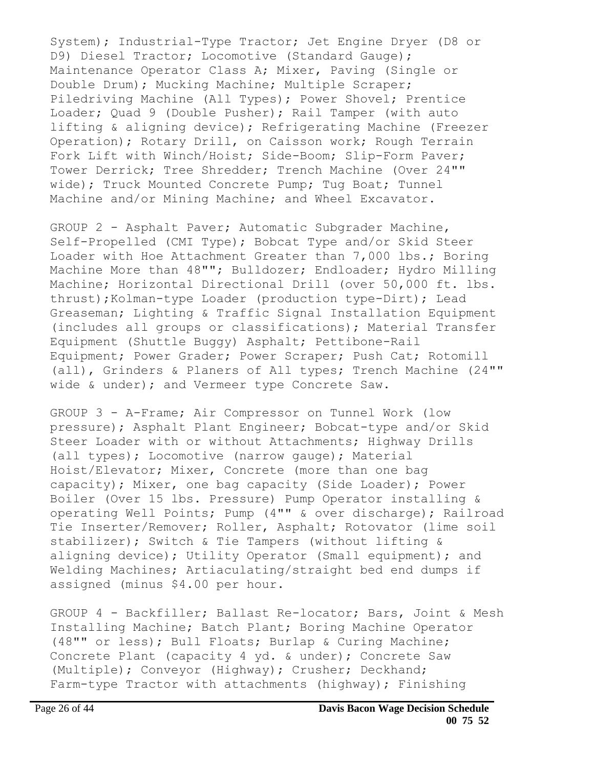System); Industrial-Type Tractor; Jet Engine Dryer (D8 or D9) Diesel Tractor; Locomotive (Standard Gauge); Maintenance Operator Class A; Mixer, Paving (Single or Double Drum); Mucking Machine; Multiple Scraper; Piledriving Machine (All Types); Power Shovel; Prentice Loader; Quad 9 (Double Pusher); Rail Tamper (with auto lifting & aligning device); Refrigerating Machine (Freezer Operation); Rotary Drill, on Caisson work; Rough Terrain Fork Lift with Winch/Hoist; Side-Boom; Slip-Form Paver; Tower Derrick; Tree Shredder; Trench Machine (Over 24"" wide); Truck Mounted Concrete Pump; Tug Boat; Tunnel Machine and/or Mining Machine; and Wheel Excavator.

GROUP 2 - Asphalt Paver; Automatic Subgrader Machine, Self-Propelled (CMI Type); Bobcat Type and/or Skid Steer Loader with Hoe Attachment Greater than 7,000 lbs.; Boring Machine More than 48""; Bulldozer; Endloader; Hydro Milling Machine; Horizontal Directional Drill (over 50,000 ft. lbs. thrust);Kolman-type Loader (production type-Dirt); Lead Greaseman; Lighting & Traffic Signal Installation Equipment (includes all groups or classifications); Material Transfer Equipment (Shuttle Buggy) Asphalt; Pettibone-Rail Equipment; Power Grader; Power Scraper; Push Cat; Rotomill (all), Grinders & Planers of All types; Trench Machine (24"" wide & under); and Vermeer type Concrete Saw.

GROUP 3 - A-Frame; Air Compressor on Tunnel Work (low pressure); Asphalt Plant Engineer; Bobcat-type and/or Skid Steer Loader with or without Attachments; Highway Drills (all types); Locomotive (narrow gauge); Material Hoist/Elevator; Mixer, Concrete (more than one bag capacity); Mixer, one bag capacity (Side Loader); Power Boiler (Over 15 lbs. Pressure) Pump Operator installing & operating Well Points; Pump (4"" & over discharge); Railroad Tie Inserter/Remover; Roller, Asphalt; Rotovator (lime soil stabilizer); Switch & Tie Tampers (without lifting & aligning device); Utility Operator (Small equipment); and Welding Machines; Artiaculating/straight bed end dumps if assigned (minus $4.00 per hour.

GROUP 4 - Backfiller; Ballast Re-locator; Bars, Joint & Mesh Installing Machine; Batch Plant; Boring Machine Operator (48"" or less); Bull Floats; Burlap & Curing Machine; Concrete Plant (capacity 4 yd. & under); Concrete Saw (Multiple); Conveyor (Highway); Crusher; Deckhand; Farm-type Tractor with attachments (highway); Finishing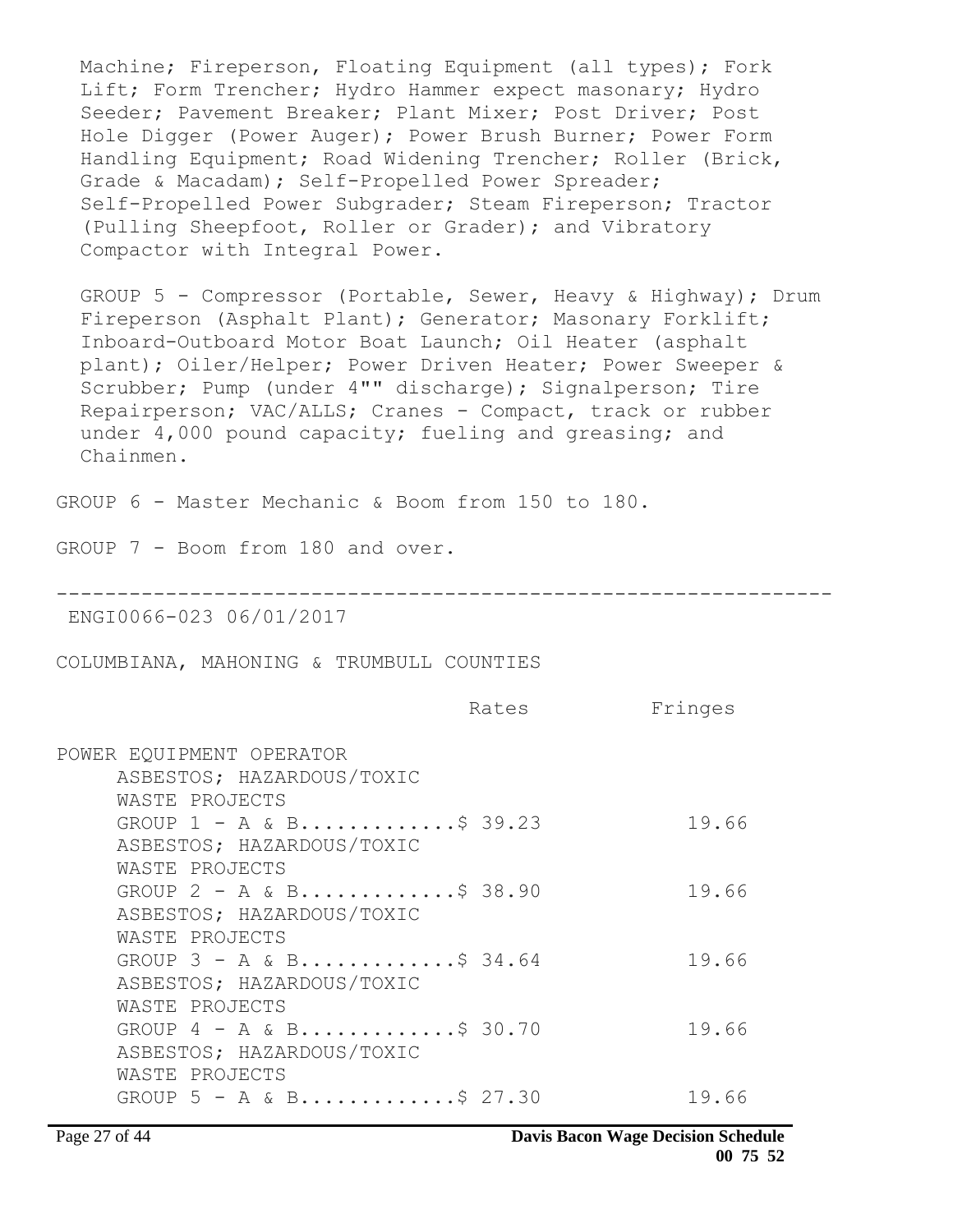Machine; Fireperson, Floating Equipment (all types); Fork Lift; Form Trencher; Hydro Hammer expect masonary; Hydro Seeder; Pavement Breaker; Plant Mixer; Post Driver; Post Hole Digger (Power Auger); Power Brush Burner; Power Form Handling Equipment; Road Widening Trencher; Roller (Brick, Grade & Macadam); Self-Propelled Power Spreader; Self-Propelled Power Subgrader; Steam Fireperson; Tractor (Pulling Sheepfoot, Roller or Grader); and Vibratory Compactor with Integral Power.

GROUP 5 - Compressor (Portable, Sewer, Heavy & Highway); Drum Fireperson (Asphalt Plant); Generator; Masonary Forklift; Inboard-Outboard Motor Boat Launch; Oil Heater (asphalt plant); Oiler/Helper; Power Driven Heater; Power Sweeper & Scrubber; Pump (under 4"" discharge); Signalperson; Tire Repairperson; VAC/ALLS; Cranes - Compact, track or rubber under 4,000 pound capacity; fueling and greasing; and Chainmen.

GROUP 6 - Master Mechanic & Boom from 150 to 180.

GROUP 7 - Boom from 180 and over.

---

ENGI0066-023 06/01/2017

COLUMBIANA, MAHONING & TRUMBULL COUNTIES

| | Rates | Fringes |
|---|---|---|
| POWER EQUIPMENT OPERATOR | | |
| ASBESTOS; HAZARDOUS/TOXIC WASTE PROJECTS GROUP 1 - A & B | $ 39.23 | 19.66 |
| ASBESTOS; HAZARDOUS/TOXIC WASTE PROJECTS GROUP 2 - A & B | $ 38.90 | 19.66 |
| ASBESTOS; HAZARDOUS/TOXIC WASTE PROJECTS GROUP 3 - A & B | $ 34.64 | 19.66 |
| ASBESTOS; HAZARDOUS/TOXIC WASTE PROJECTS GROUP 4 - A & B | $ 30.70 | 19.66 |
| ASBESTOS; HAZARDOUS/TOXIC WASTE PROJECTS GROUP 5 - A & B | $ 27.30 | 19.66 |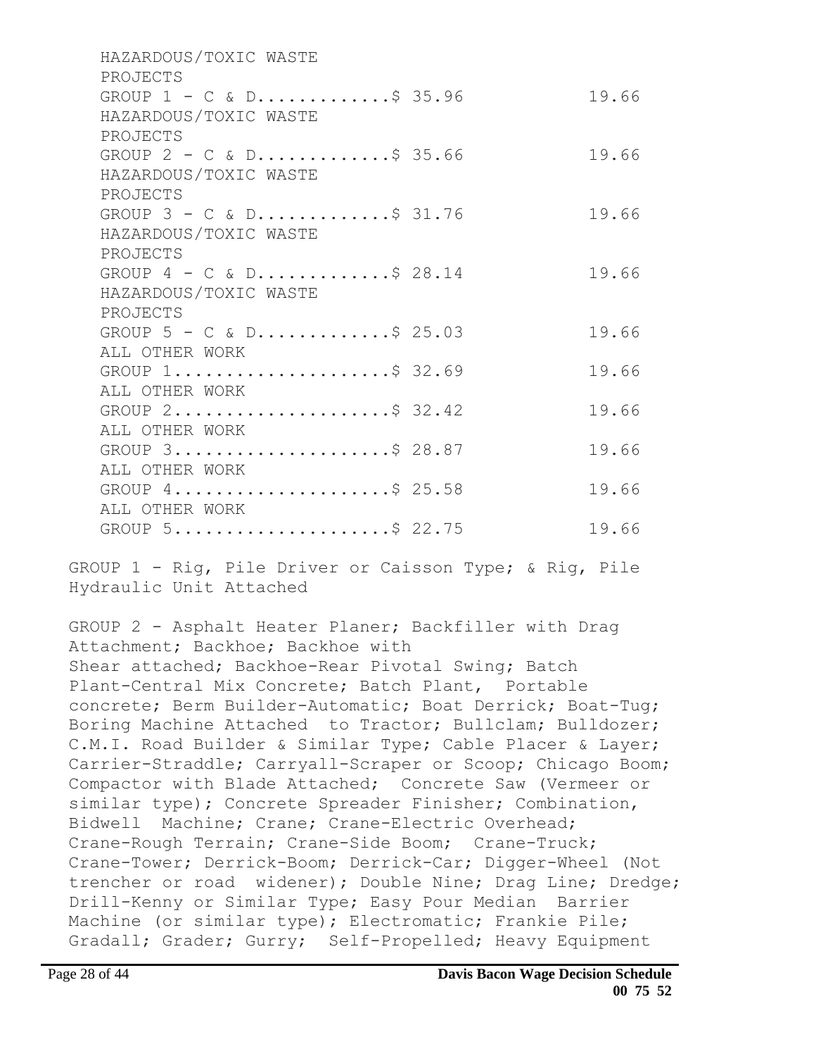| | Rates | Fringes |
|---|---|---|
| HAZARDOUS/TOXIC WASTE PROJECTS GROUP 1 - C & D | $ 35.96 | 19.66 |
| HAZARDOUS/TOXIC WASTE PROJECTS GROUP 2 - C & D | $ 35.66 | 19.66 |
| HAZARDOUS/TOXIC WASTE PROJECTS GROUP 3 - C & D | $ 31.76 | 19.66 |
| HAZARDOUS/TOXIC WASTE PROJECTS GROUP 4 - C & D | $ 28.14 | 19.66 |
| HAZARDOUS/TOXIC WASTE PROJECTS GROUP 5 - C & D | $ 25.03 | 19.66 |
| ALL OTHER WORK GROUP 1 | $ 32.69 | 19.66 |
| ALL OTHER WORK GROUP 2 | $ 32.42 | 19.66 |
| ALL OTHER WORK GROUP 3 | $ 28.87 | 19.66 |
| ALL OTHER WORK GROUP 4 | $ 25.58 | 19.66 |
| ALL OTHER WORK GROUP 5 | $ 22.75 | 19.66 |

GROUP 1 - Rig, Pile Driver or Caisson Type; & Rig, Pile Hydraulic Unit Attached

GROUP 2 - Asphalt Heater Planer; Backfiller with Drag Attachment; Backhoe; Backhoe with Shear attached; Backhoe-Rear Pivotal Swing; Batch Plant-Central Mix Concrete; Batch Plant, Portable concrete; Berm Builder-Automatic; Boat Derrick; Boat-Tug; Boring Machine Attached to Tractor; Bullclam; Bulldozer; C.M.I. Road Builder & Similar Type; Cable Placer & Layer; Carrier-Straddle; Carryall-Scraper or Scoop; Chicago Boom; Compactor with Blade Attached; Concrete Saw (Vermeer or similar type); Concrete Spreader Finisher; Combination, Bidwell Machine; Crane; Crane-Electric Overhead; Crane-Rough Terrain; Crane-Side Boom; Crane-Truck; Crane-Tower; Derrick-Boom; Derrick-Car; Digger-Wheel (Not trencher or road widener); Double Nine; Drag Line; Dredge; Drill-Kenny or Similar Type; Easy Pour Median Barrier Machine (or similar type); Electromatic; Frankie Pile; Gradall; Grader; Gurry; Self-Propelled; Heavy Equipment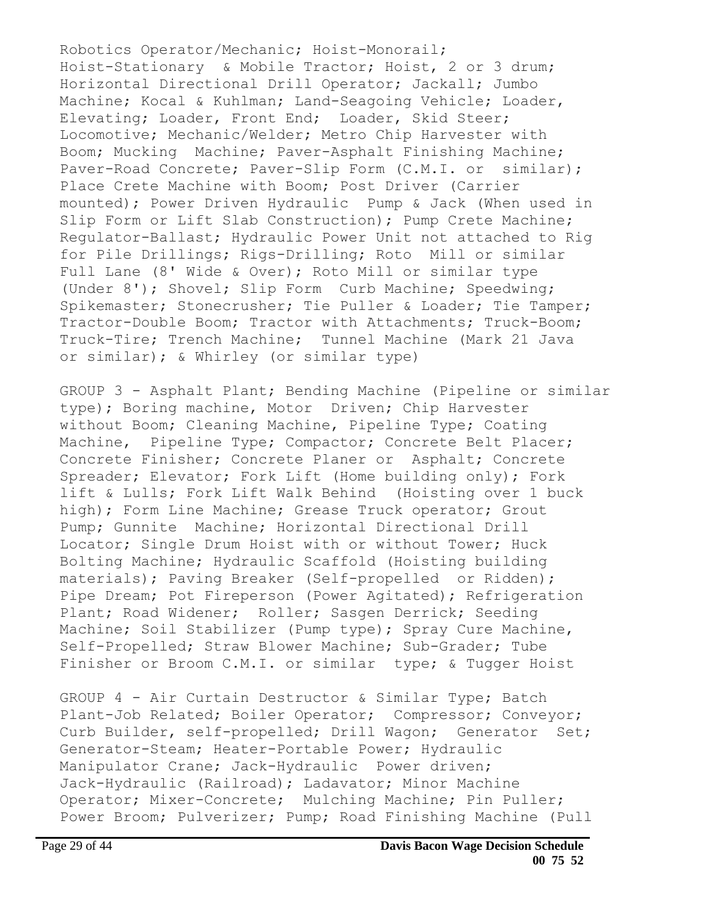Robotics Operator/Mechanic; Hoist-Monorail; Hoist-Stationary & Mobile Tractor; Hoist, 2 or 3 drum; Horizontal Directional Drill Operator; Jackall; Jumbo Machine; Kocal & Kuhlman; Land-Seagoing Vehicle; Loader, Elevating; Loader, Front End; Loader, Skid Steer; Locomotive; Mechanic/Welder; Metro Chip Harvester with Boom; Mucking Machine; Paver-Asphalt Finishing Machine; Paver-Road Concrete; Paver-Slip Form (C.M.I. or similar); Place Crete Machine with Boom; Post Driver (Carrier mounted); Power Driven Hydraulic Pump & Jack (When used in Slip Form or Lift Slab Construction); Pump Crete Machine; Regulator-Ballast; Hydraulic Power Unit not attached to Rig for Pile Drillings; Rigs-Drilling; Roto Mill or similar Full Lane (8' Wide & Over); Roto Mill or similar type (Under 8'); Shovel; Slip Form Curb Machine; Speedwing; Spikemaster; Stonecrusher; Tie Puller & Loader; Tie Tamper; Tractor-Double Boom; Tractor with Attachments; Truck-Boom; Truck-Tire; Trench Machine; Tunnel Machine (Mark 21 Java or similar); & Whirley (or similar type)

GROUP 3 - Asphalt Plant; Bending Machine (Pipeline or similar type); Boring machine, Motor Driven; Chip Harvester without Boom; Cleaning Machine, Pipeline Type; Coating Machine, Pipeline Type; Compactor; Concrete Belt Placer; Concrete Finisher; Concrete Planer or Asphalt; Concrete Spreader; Elevator; Fork Lift (Home building only); Fork lift & Lulls; Fork Lift Walk Behind (Hoisting over 1 buck high); Form Line Machine; Grease Truck operator; Grout Pump; Gunnite Machine; Horizontal Directional Drill Locator; Single Drum Hoist with or without Tower; Huck Bolting Machine; Hydraulic Scaffold (Hoisting building materials); Paving Breaker (Self-propelled or Ridden); Pipe Dream; Pot Fireperson (Power Agitated); Refrigeration Plant; Road Widener; Roller; Sasgen Derrick; Seeding Machine; Soil Stabilizer (Pump type); Spray Cure Machine, Self-Propelled; Straw Blower Machine; Sub-Grader; Tube Finisher or Broom C.M.I. or similar type; & Tugger Hoist

GROUP 4 - Air Curtain Destructor & Similar Type; Batch Plant-Job Related; Boiler Operator; Compressor; Conveyor; Curb Builder, self-propelled; Drill Wagon; Generator Set; Generator-Steam; Heater-Portable Power; Hydraulic Manipulator Crane; Jack-Hydraulic Power driven; Jack-Hydraulic (Railroad); Ladavator; Minor Machine Operator; Mixer-Concrete; Mulching Machine; Pin Puller; Power Broom; Pulverizer; Pump; Road Finishing Machine (Pull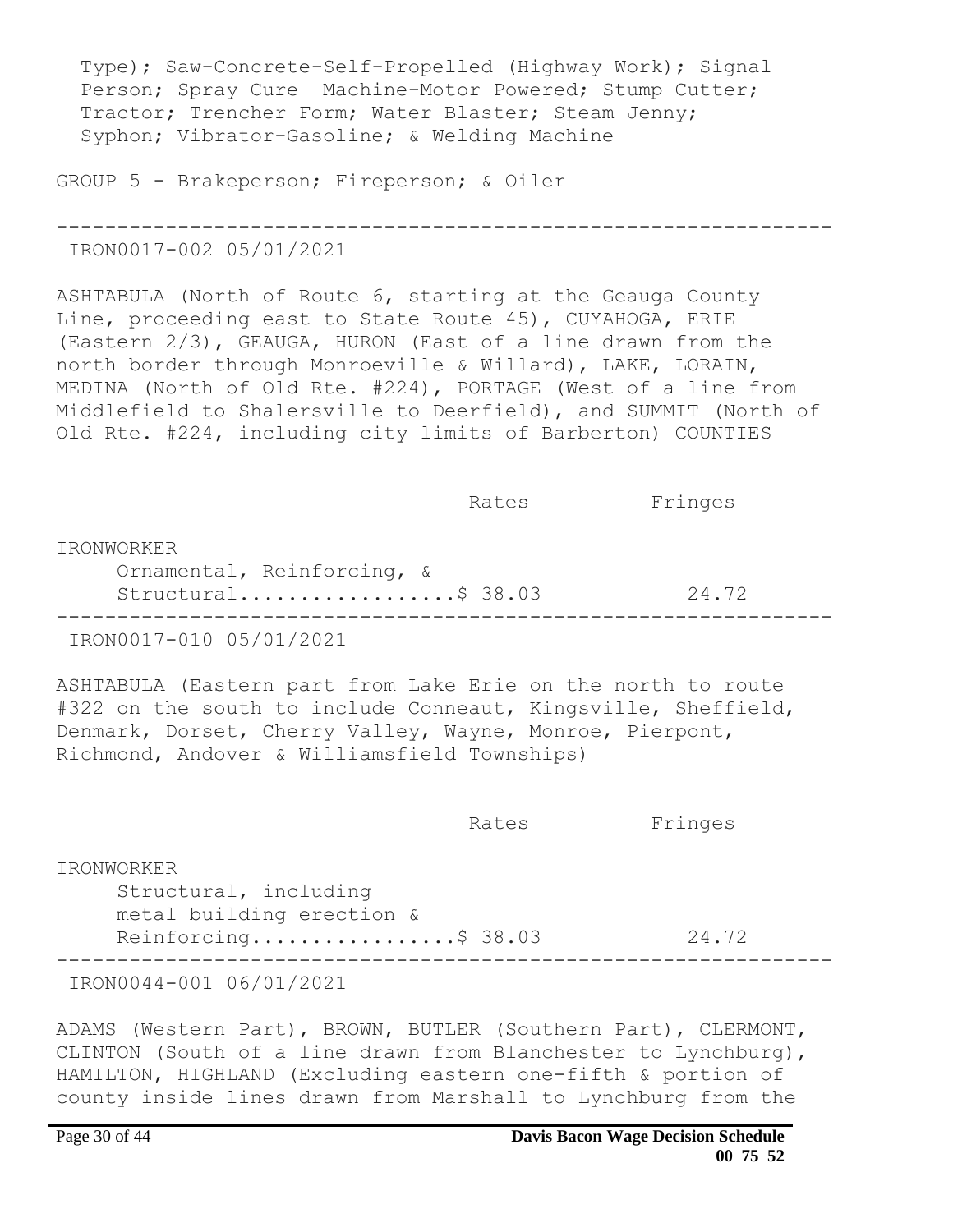Type); Saw-Concrete-Self-Propelled (Highway Work); Signal Person; Spray Cure Machine-Motor Powered; Stump Cutter; Tractor; Trencher Form; Water Blaster; Steam Jenny; Syphon; Vibrator-Gasoline; & Welding Machine

GROUP 5 - Brakeperson; Fireperson; & Oiler

---

IRON0017-002 05/01/2021

ASHTABULA (North of Route 6, starting at the Geauga County Line, proceeding east to State Route 45), CUYAHOGA, ERIE (Eastern 2/3), GEAUGA, HURON (East of a line drawn from the north border through Monroeville & Willard), LAKE, LORAIN, MEDINA (North of Old Rte. #224), PORTAGE (West of a line from Middlefield to Shalersville to Deerfield), and SUMMIT (North of Old Rte. #224, including city limits of Barberton) COUNTIES

| | Rates | Fringes |
|---|---|---|
| IRONWORKER | | |
| Ornamental, Reinforcing, & Structural | $ 38.03 | 24.72 |

---

IRON0017-010 05/01/2021

ASHTABULA (Eastern part from Lake Erie on the north to route #322 on the south to include Conneaut, Kingsville, Sheffield, Denmark, Dorset, Cherry Valley, Wayne, Monroe, Pierpont, Richmond, Andover & Williamsfield Townships)

| | Rates | Fringes |
|---|---|---|
| IRONWORKER | | |
| Structural, including metal building erection & Reinforcing | $ 38.03 | 24.72 |

---

IRON0044-001 06/01/2021

ADAMS (Western Part), BROWN, BUTLER (Southern Part), CLERMONT, CLINTON (South of a line drawn from Blanchester to Lynchburg), HAMILTON, HIGHLAND (Excluding eastern one-fifth & portion of county inside lines drawn from Marshall to Lynchburg from the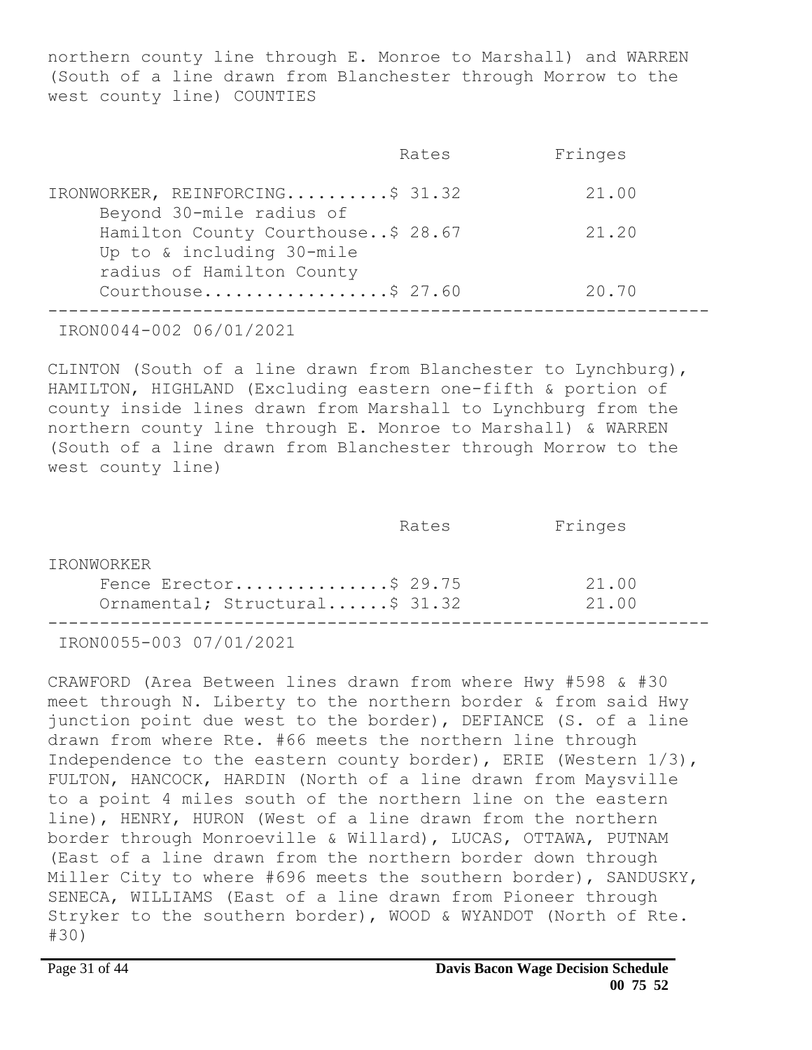northern county line through E. Monroe to Marshall) and WARREN (South of a line drawn from Blanchester through Morrow to the west county line) COUNTIES

| | Rates | Fringes |
|---|---|---|
| IRONWORKER, REINFORCING | $ 31.32 | 21.00 |
| Beyond 30-mile radius of Hamilton County Courthouse | $ 28.67 | 21.20 |
| Up to & including 30-mile radius of Hamilton County Courthouse | $ 27.60 | 20.70 |

---

IRON0044-002 06/01/2021

CLINTON (South of a line drawn from Blanchester to Lynchburg), HAMILTON, HIGHLAND (Excluding eastern one-fifth & portion of county inside lines drawn from Marshall to Lynchburg from the northern county line through E. Monroe to Marshall) & WARREN (South of a line drawn from Blanchester through Morrow to the west county line)

| | Rates | Fringes |
|---|---|---|
| IRONWORKER | | |
| Fence Erector | $ 29.75 | 21.00 |
| Ornamental; Structural | $ 31.32 | 21.00 |

---

IRON0055-003 07/01/2021

CRAWFORD (Area Between lines drawn from where Hwy #598 & #30 meet through N. Liberty to the northern border & from said Hwy junction point due west to the border), DEFIANCE (S. of a line drawn from where Rte. #66 meets the northern line through Independence to the eastern county border), ERIE (Western 1/3), FULTON, HANCOCK, HARDIN (North of a line drawn from Maysville to a point 4 miles south of the northern line on the eastern line), HENRY, HURON (West of a line drawn from the northern border through Monroeville & Willard), LUCAS, OTTAWA, PUTNAM (East of a line drawn from the northern border down through Miller City to where #696 meets the southern border), SANDUSKY, SENECA, WILLIAMS (East of a line drawn from Pioneer through Stryker to the southern border), WOOD & WYANDOT (North of Rte. #30)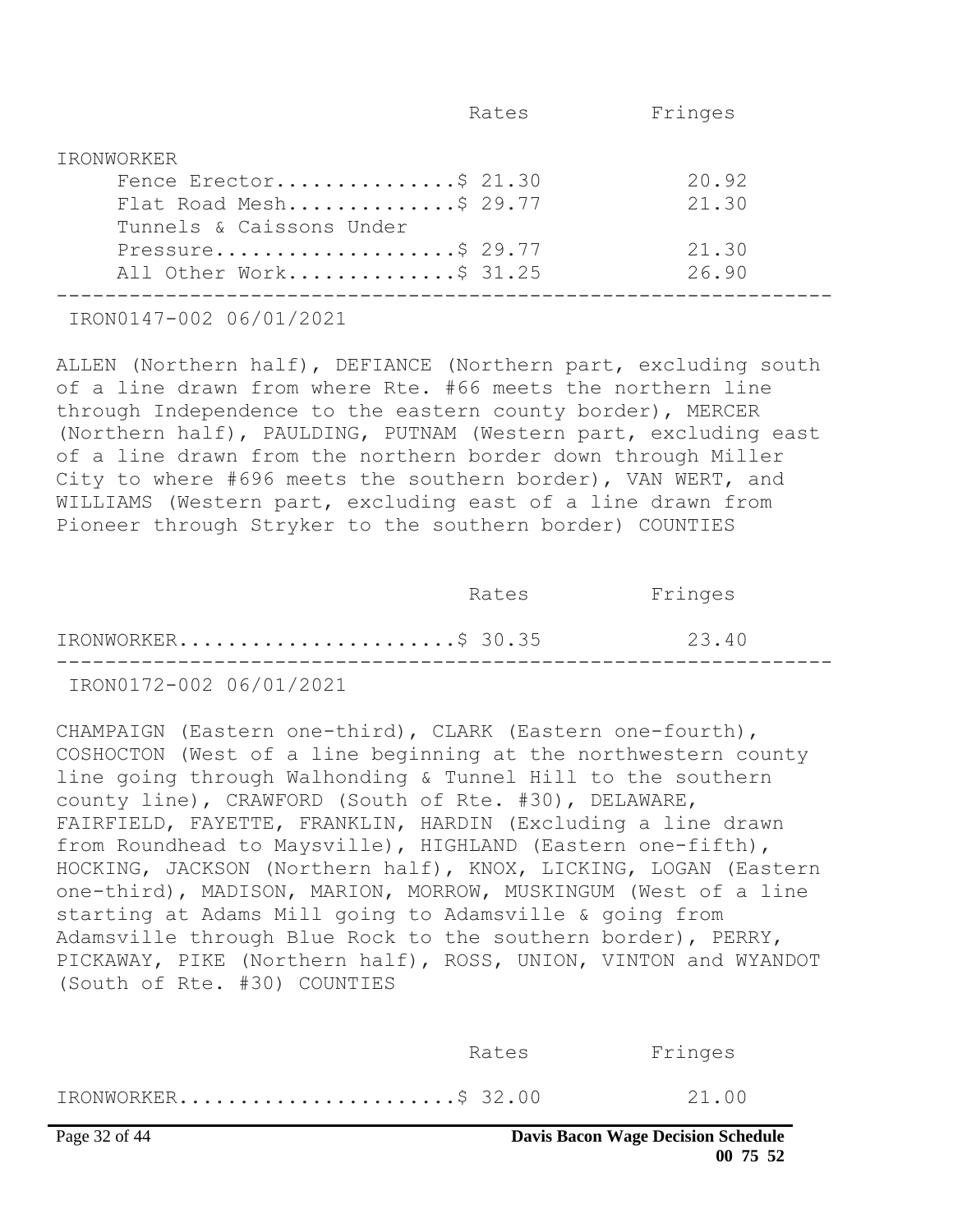| | Rates | Fringes |
|---|---|---|
| IRONWORKER | | |
| Fence Erector | $ 21.30 | 20.92 |
| Flat Road Mesh | $ 29.77 | 21.30 |
| Tunnels & Caissons Under Pressure | $ 29.77 | 21.30 |
| All Other Work | $ 31.25 | 26.90 |

---

IRON0147-002 06/01/2021

ALLEN (Northern half), DEFIANCE (Northern part, excluding south of a line drawn from where Rte. #66 meets the northern line through Independence to the eastern county border), MERCER (Northern half), PAULDING, PUTNAM (Western part, excluding east of a line drawn from the northern border down through Miller City to where #696 meets the southern border), VAN WERT, and WILLIAMS (Western part, excluding east of a line drawn from Pioneer through Stryker to the southern border) COUNTIES

| | Rates | Fringes |
|---|---|---|
| IRONWORKER | $ 30.35 | 23.40 |

---

IRON0172-002 06/01/2021

CHAMPAIGN (Eastern one-third), CLARK (Eastern one-fourth), COSHOCTON (West of a line beginning at the northwestern county line going through Walhonding & Tunnel Hill to the southern county line), CRAWFORD (South of Rte. #30), DELAWARE, FAIRFIELD, FAYETTE, FRANKLIN, HARDIN (Excluding a line drawn from Roundhead to Maysville), HIGHLAND (Eastern one-fifth), HOCKING, JACKSON (Northern half), KNOX, LICKING, LOGAN (Eastern one-third), MADISON, MARION, MORROW, MUSKINGUM (West of a line starting at Adams Mill going to Adamsville & going from Adamsville through Blue Rock to the southern border), PERRY, PICKAWAY, PIKE (Northern half), ROSS, UNION, VINTON and WYANDOT (South of Rte. #30) COUNTIES

| | Rates | Fringes |
|---|---|---|
| IRONWORKER | $ 32.00 | 21.00 |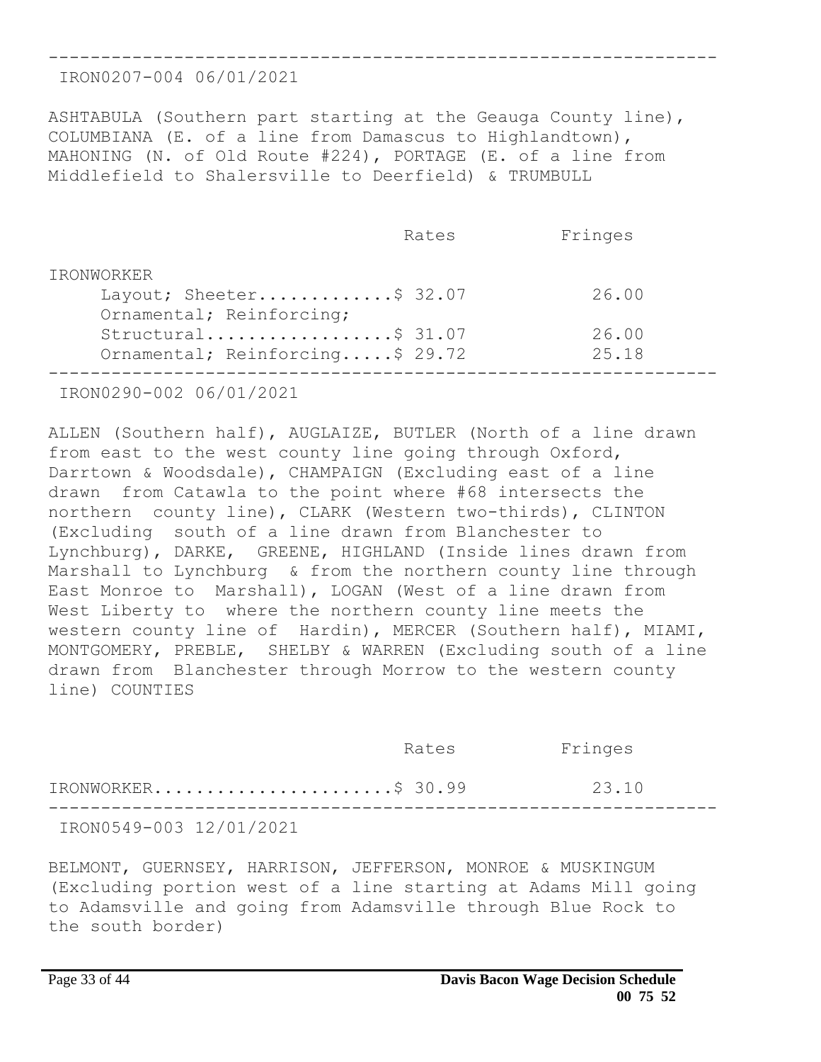IRON0207-004 06/01/2021

ASHTABULA (Southern part starting at the Geauga County line), COLUMBIANA (E. of a line from Damascus to Highlandtown), MAHONING (N. of Old Route #224), PORTAGE (E. of a line from Middlefield to Shalersville to Deerfield) & TRUMBULL

| | Rates | Fringes |
|---|---|---|
| IRONWORKER | | |
| Layout; Sheeter | $ 32.07 | 26.00 |
| Ornamental; Reinforcing; Structural | $ 31.07 | 26.00 |
| Ornamental; Reinforcing | $ 29.72 | 25.18 |

---

IRON0290-002 06/01/2021

ALLEN (Southern half), AUGLAIZE, BUTLER (North of a line drawn from east to the west county line going through Oxford, Darrtown & Woodsdale), CHAMPAIGN (Excluding east of a line drawn from Catawla to the point where #68 intersects the northern county line), CLARK (Western two-thirds), CLINTON (Excluding south of a line drawn from Blanchester to Lynchburg), DARKE, GREENE, HIGHLAND (Inside lines drawn from Marshall to Lynchburg & from the northern county line through East Monroe to Marshall), LOGAN (West of a line drawn from West Liberty to where the northern county line meets the western county line of Hardin), MERCER (Southern half), MIAMI, MONTGOMERY, PREBLE, SHELBY & WARREN (Excluding south of a line drawn from Blanchester through Morrow to the western county line) COUNTIES

| | Rates | Fringes |
|---|---|---|
| IRONWORKER | $ 30.99 | 23.10 |

---

IRON0549-003 12/01/2021

BELMONT, GUERNSEY, HARRISON, JEFFERSON, MONROE & MUSKINGUM (Excluding portion west of a line starting at Adams Mill going to Adamsville and going from Adamsville through Blue Rock to the south border)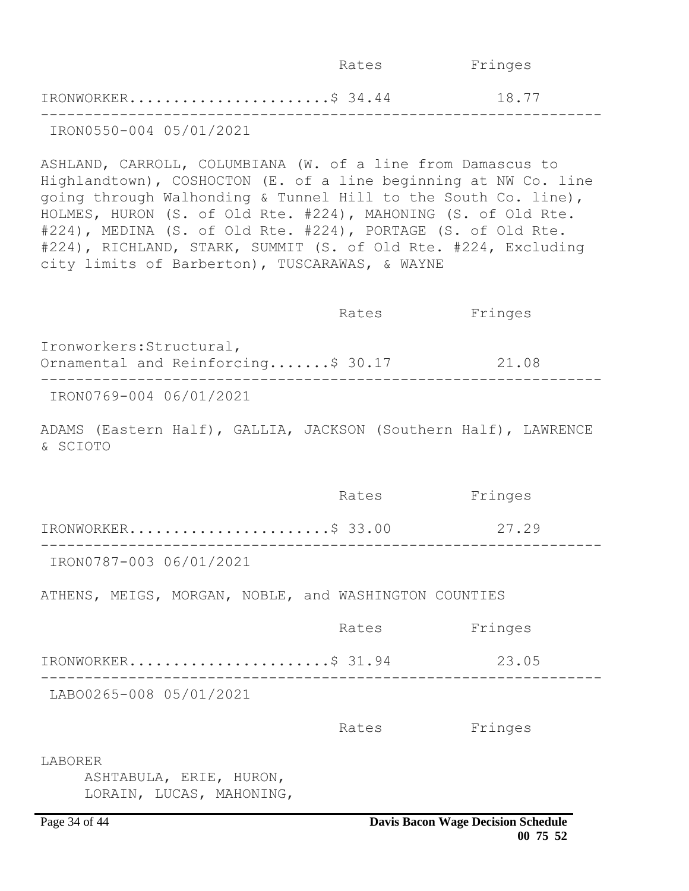| | Rates | Fringes |
|---|---|---|
| IRONWORKER | $ 34.44 | 18.77 |

---

IRON0550-004 05/01/2021

ASHLAND, CARROLL, COLUMBIANA (W. of a line from Damascus to Highlandtown), COSHOCTON (E. of a line beginning at NW Co. line going through Walhonding & Tunnel Hill to the South Co. line), HOLMES, HURON (S. of Old Rte. #224), MAHONING (S. of Old Rte. #224), MEDINA (S. of Old Rte. #224), PORTAGE (S. of Old Rte. #224), RICHLAND, STARK, SUMMIT (S. of Old Rte. #224, Excluding city limits of Barberton), TUSCARAWAS, & WAYNE

| | Rates | Fringes |
|---|---|---|
| Ironworkers:Structural, Ornamental and Reinforcing | $ 30.17 | 21.08 |

---

IRON0769-004 06/01/2021

ADAMS (Eastern Half), GALLIA, JACKSON (Southern Half), LAWRENCE & SCIOTO

| | Rates | Fringes |
|---|---|---|
| IRONWORKER | $ 33.00 | 27.29 |

---

IRON0787-003 06/01/2021

ATHENS, MEIGS, MORGAN, NOBLE, and WASHINGTON COUNTIES

| | Rates | Fringes |
|---|---|---|
| IRONWORKER | $ 31.94 | 23.05 |

---

LABO0265-008 05/01/2021

| | Rates | Fringes |
|---|---|---|
| LABORER | | |
| ASHTABULA, ERIE, HURON, LORAIN, LUCAS, MAHONING, | | |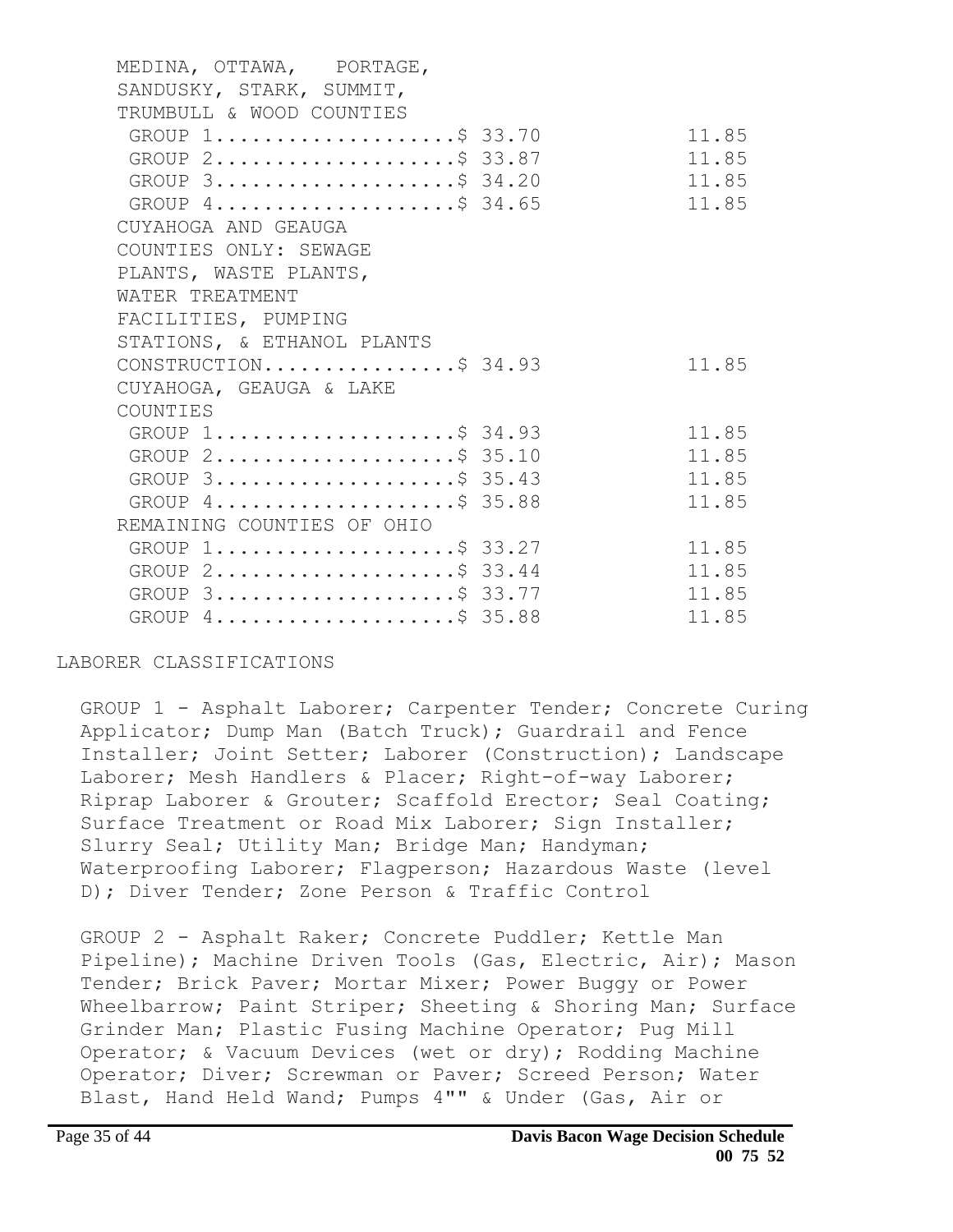| | Rates | Fringes |
|---|---|---|
| MEDINA, OTTAWA, PORTAGE, SANDUSKY, STARK, SUMMIT, TRUMBULL & WOOD COUNTIES | | |
| GROUP 1 | $ 33.70 | 11.85 |
| GROUP 2 | $ 33.87 | 11.85 |
| GROUP 3 | $ 34.20 | 11.85 |
| GROUP 4 | $ 34.65 | 11.85 |
| CUYAHOGA AND GEAUGA COUNTIES ONLY: SEWAGE PLANTS, WASTE PLANTS, WATER TREATMENT FACILITIES, PUMPING STATIONS, & ETHANOL PLANTS CONSTRUCTION | $ 34.93 | 11.85 |
| CUYAHOGA, GEAUGA & LAKE COUNTIES | | |
| GROUP 1 | $ 34.93 | 11.85 |
| GROUP 2 | $ 35.10 | 11.85 |
| GROUP 3 | $ 35.43 | 11.85 |
| GROUP 4 | $ 35.88 | 11.85 |
| REMAINING COUNTIES OF OHIO | | |
| GROUP 1 | $ 33.27 | 11.85 |
| GROUP 2 | $ 33.44 | 11.85 |
| GROUP 3 | $ 33.77 | 11.85 |
| GROUP 4 | $ 35.88 | 11.85 |

LABORER CLASSIFICATIONS

GROUP 1 - Asphalt Laborer; Carpenter Tender; Concrete Curing Applicator; Dump Man (Batch Truck); Guardrail and Fence Installer; Joint Setter; Laborer (Construction); Landscape Laborer; Mesh Handlers & Placer; Right-of-way Laborer; Riprap Laborer & Grouter; Scaffold Erector; Seal Coating; Surface Treatment or Road Mix Laborer; Sign Installer; Slurry Seal; Utility Man; Bridge Man; Handyman; Waterproofing Laborer; Flagperson; Hazardous Waste (level D); Diver Tender; Zone Person & Traffic Control

GROUP 2 - Asphalt Raker; Concrete Puddler; Kettle Man Pipeline); Machine Driven Tools (Gas, Electric, Air); Mason Tender; Brick Paver; Mortar Mixer; Power Buggy or Power Wheelbarrow; Paint Striper; Sheeting & Shoring Man; Surface Grinder Man; Plastic Fusing Machine Operator; Pug Mill Operator; & Vacuum Devices (wet or dry); Rodding Machine Operator; Diver; Screwman or Paver; Screed Person; Water Blast, Hand Held Wand; Pumps 4"" & Under (Gas, Air or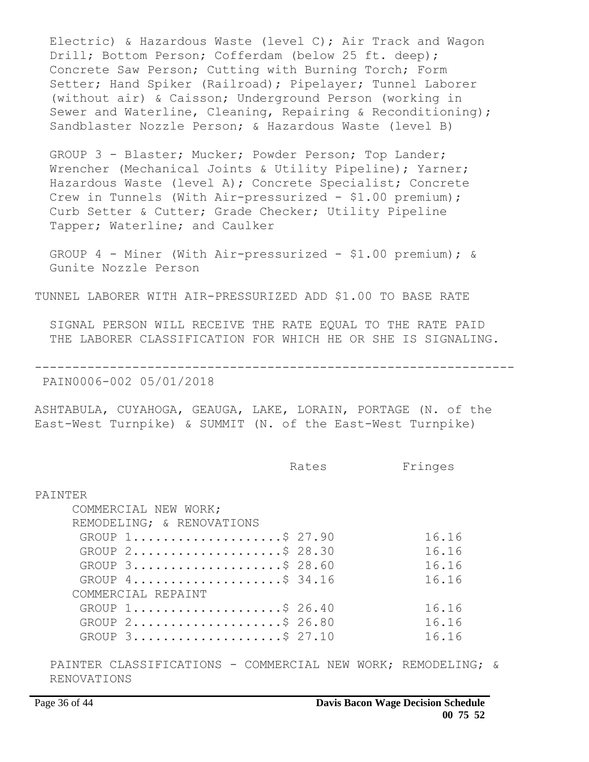Electric) & Hazardous Waste (level C); Air Track and Wagon Drill; Bottom Person; Cofferdam (below 25 ft. deep); Concrete Saw Person; Cutting with Burning Torch; Form Setter; Hand Spiker (Railroad); Pipelayer; Tunnel Laborer (without air) & Caisson; Underground Person (working in Sewer and Waterline, Cleaning, Repairing & Reconditioning); Sandblaster Nozzle Person; & Hazardous Waste (level B)

GROUP 3 - Blaster; Mucker; Powder Person; Top Lander; Wrencher (Mechanical Joints & Utility Pipeline); Yarner; Hazardous Waste (level A); Concrete Specialist; Concrete Crew in Tunnels (With Air-pressurized - $1.00 premium); Curb Setter & Cutter; Grade Checker; Utility Pipeline Tapper; Waterline; and Caulker

GROUP 4 - Miner (With Air-pressurized - $1.00 premium); & Gunite Nozzle Person

TUNNEL LABORER WITH AIR-PRESSURIZED ADD $1.00 TO BASE RATE

SIGNAL PERSON WILL RECEIVE THE RATE EQUAL TO THE RATE PAID THE LABORER CLASSIFICATION FOR WHICH HE OR SHE IS SIGNALING.

---

PAIN0006-002 05/01/2018

ASHTABULA, CUYAHOGA, GEAUGA, LAKE, LORAIN, PORTAGE (N. of the East-West Turnpike) & SUMMIT (N. of the East-West Turnpike)

| | Rates | Fringes |
|---|---|---|
| PAINTER | | |
| COMMERCIAL NEW WORK; REMODELING; & RENOVATIONS | | |
| GROUP 1 | $ 27.90 | 16.16 |
| GROUP 2 | $ 28.30 | 16.16 |
| GROUP 3 | $ 28.60 | 16.16 |
| GROUP 4 | $ 34.16 | 16.16 |
| COMMERCIAL REPAINT | | |
| GROUP 1 | $ 26.40 | 16.16 |
| GROUP 2 | $ 26.80 | 16.16 |
| GROUP 3 | $ 27.10 | 16.16 |

PAINTER CLASSIFICATIONS - COMMERCIAL NEW WORK; REMODELING; & RENOVATIONS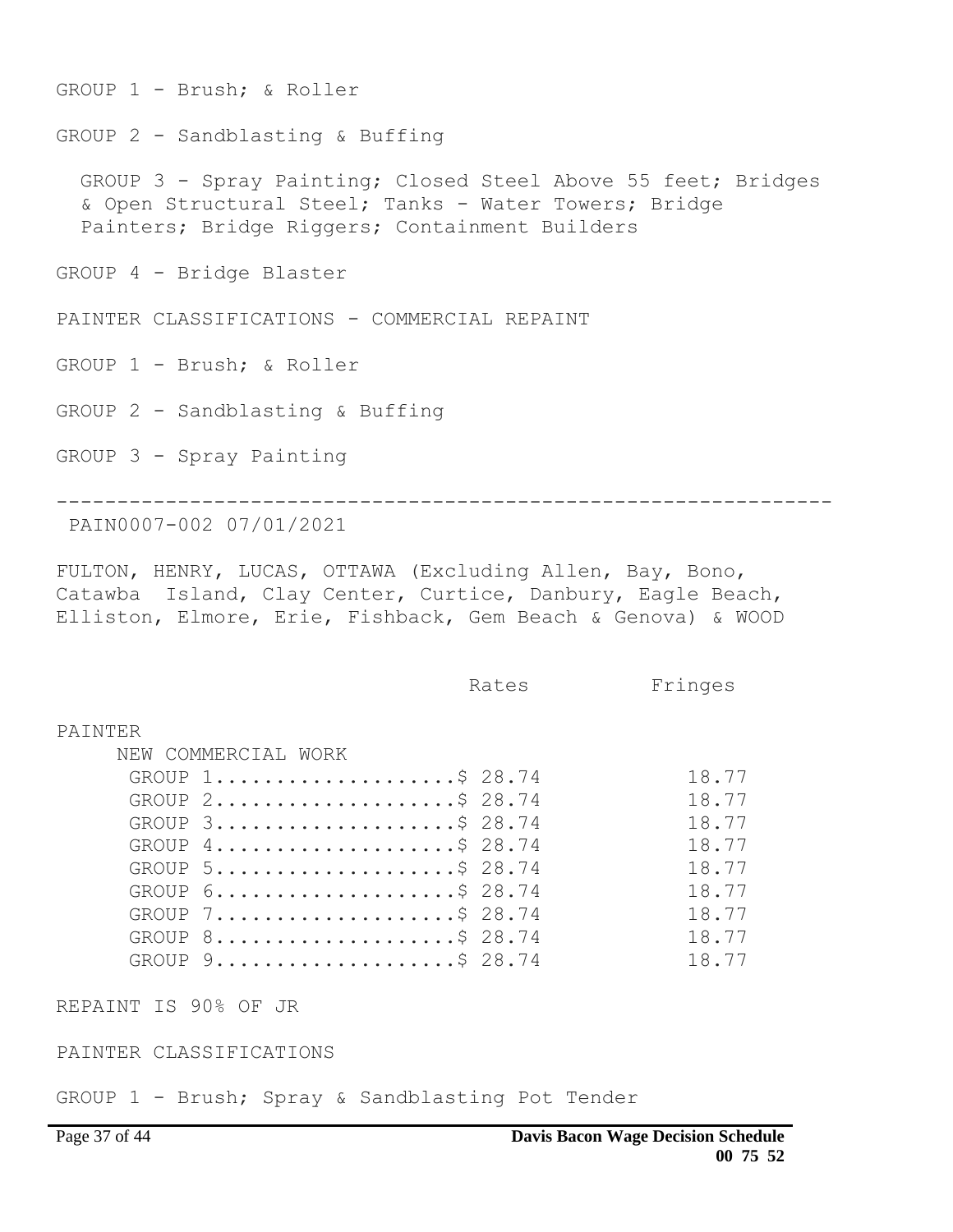GROUP 1 - Brush; & Roller

GROUP 2 - Sandblasting & Buffing

GROUP 3 - Spray Painting; Closed Steel Above 55 feet; Bridges & Open Structural Steel; Tanks - Water Towers; Bridge Painters; Bridge Riggers; Containment Builders

GROUP 4 - Bridge Blaster

PAINTER CLASSIFICATIONS - COMMERCIAL REPAINT

GROUP 1 - Brush; & Roller

GROUP 2 - Sandblasting & Buffing

GROUP 3 - Spray Painting

---

PAIN0007-002 07/01/2021

FULTON, HENRY, LUCAS, OTTAWA (Excluding Allen, Bay, Bono, Catawba Island, Clay Center, Curtice, Danbury, Eagle Beach, Elliston, Elmore, Erie, Fishback, Gem Beach & Genova) & WOOD

| | Rates | Fringes |
|---|---|---|
| PAINTER | | |
| NEW COMMERCIAL WORK | | |
| GROUP 1 | $ 28.74 | 18.77 |
| GROUP 2 | $ 28.74 | 18.77 |
| GROUP 3 | $ 28.74 | 18.77 |
| GROUP 4 | $ 28.74 | 18.77 |
| GROUP 5 | $ 28.74 | 18.77 |
| GROUP 6 | $ 28.74 | 18.77 |
| GROUP 7 | $ 28.74 | 18.77 |
| GROUP 8 | $ 28.74 | 18.77 |
| GROUP 9 | $ 28.74 | 18.77 |

REPAINT IS 90% OF JR

PAINTER CLASSIFICATIONS

GROUP 1 - Brush; Spray & Sandblasting Pot Tender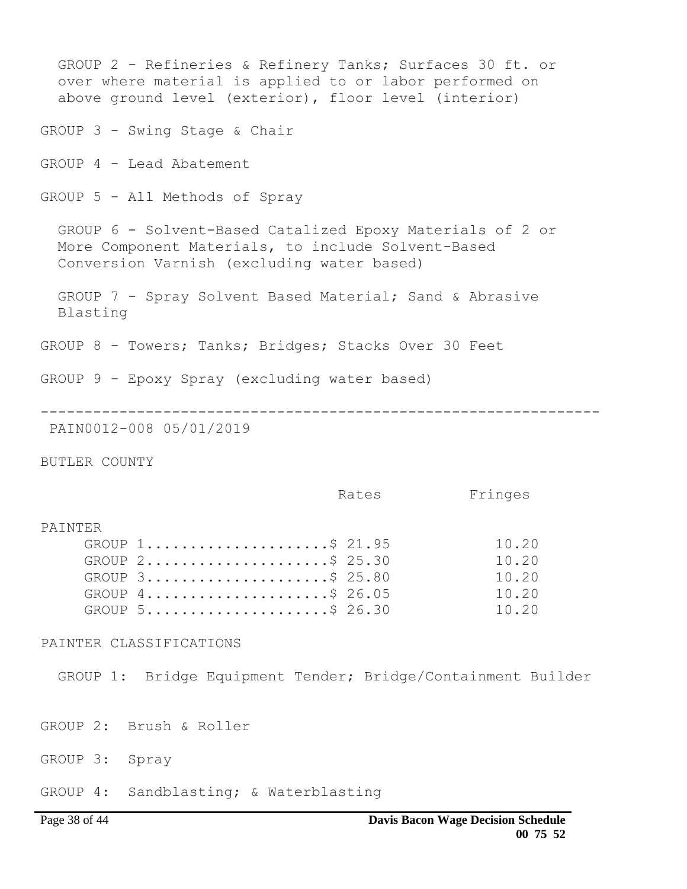GROUP 2 - Refineries & Refinery Tanks; Surfaces 30 ft. or over where material is applied to or labor performed on above ground level (exterior), floor level (interior)

GROUP 3 - Swing Stage & Chair

GROUP 4 - Lead Abatement

GROUP 5 - All Methods of Spray

GROUP 6 - Solvent-Based Catalized Epoxy Materials of 2 or More Component Materials, to include Solvent-Based Conversion Varnish (excluding water based)

GROUP 7 - Spray Solvent Based Material; Sand & Abrasive Blasting

GROUP 8 - Towers; Tanks; Bridges; Stacks Over 30 Feet

GROUP 9 - Epoxy Spray (excluding water based)

---

PAIN0012-008 05/01/2019

BUTLER COUNTY

| | Rates | Fringes |
|---|---|---|
| PAINTER | | |
| GROUP 1 | $ 21.95 | 10.20 |
| GROUP 2 | $ 25.30 | 10.20 |
| GROUP 3 | $ 25.80 | 10.20 |
| GROUP 4 | $ 26.05 | 10.20 |
| GROUP 5 | $ 26.30 | 10.20 |

PAINTER CLASSIFICATIONS

GROUP 1: Bridge Equipment Tender; Bridge/Containment Builder

GROUP 2: Brush & Roller

GROUP 3: Spray

GROUP 4: Sandblasting; & Waterblasting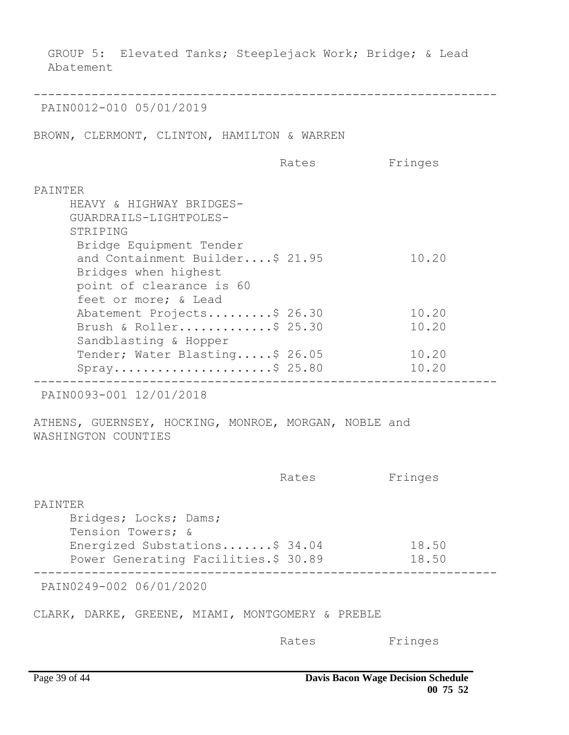GROUP 5: Elevated Tanks; Steeplejack Work; Bridge; & Lead Abatement

---

PAIN0012-010 05/01/2019

BROWN, CLERMONT, CLINTON, HAMILTON & WARREN

| | Rates | Fringes |
|---|---|---|
| PAINTER | | |
| HEAVY & HIGHWAY BRIDGES-GUARDRAILS-LIGHTPOLES-STRIPING | | |
| Bridge Equipment Tender and Containment Builder | $ 21.95 | 10.20 |
| Bridges when highest point of clearance is 60 feet or more; & Lead Abatement Projects | $ 26.30 | 10.20 |
| Brush & Roller | $ 25.30 | 10.20 |
| Sandblasting & Hopper Tender; Water Blasting | $ 26.05 | 10.20 |
| Spray | $ 25.80 | 10.20 |

---

PAIN0093-001 12/01/2018

ATHENS, GUERNSEY, HOCKING, MONROE, MORGAN, NOBLE and WASHINGTON COUNTIES

| | Rates | Fringes |
|---|---|---|
| PAINTER | | |
| Bridges; Locks; Dams; Tension Towers; & Energized Substations | $ 34.04 | 18.50 |
| Power Generating Facilities | $ 30.89 | 18.50 |

---

PAIN0249-002 06/01/2020

CLARK, DARKE, GREENE, MIAMI, MONTGOMERY & PREBLE

| | Rates | Fringes |
|---|---|---|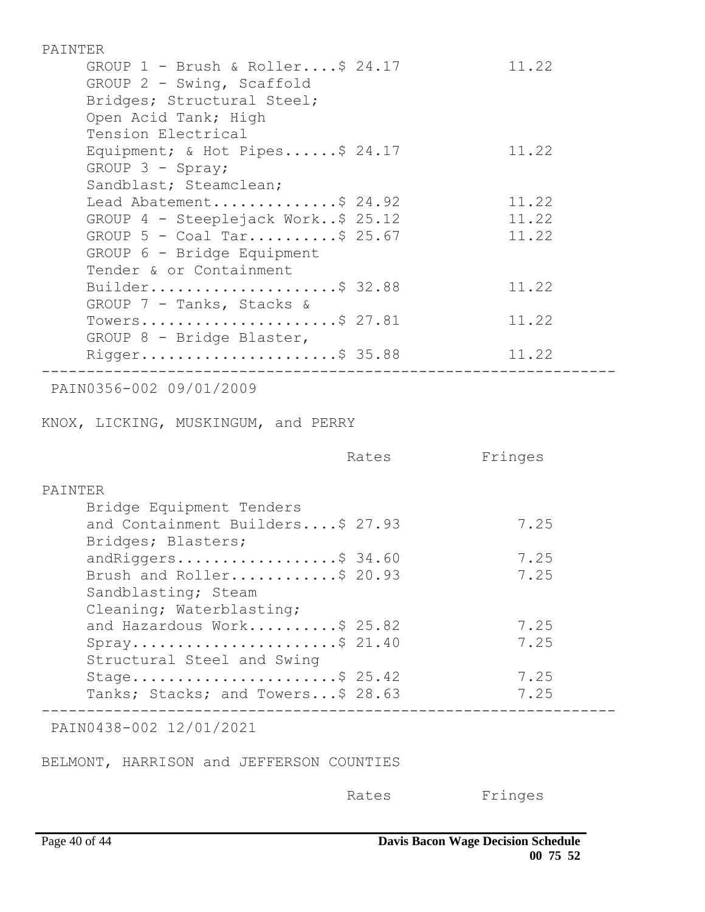| PAINTER | Rates | Fringes |
|---|---|---|
| GROUP 1 - Brush & Roller | $ 24.17 | 11.22 |
| GROUP 2 - Swing, Scaffold Bridges; Structural Steel; Open Acid Tank; High Tension Electrical Equipment; & Hot Pipes | $ 24.17 | 11.22 |
| GROUP 3 - Spray; Sandblast; Steamclean; Lead Abatement | $ 24.92 | 11.22 |
| GROUP 4 - Steeplejack Work | $ 25.12 | 11.22 |
| GROUP 5 - Coal Tar | $ 25.67 | 11.22 |
| GROUP 6 - Bridge Equipment Tender & or Containment Builder | $ 32.88 | 11.22 |
| GROUP 7 - Tanks, Stacks & Towers | $ 27.81 | 11.22 |
| GROUP 8 - Bridge Blaster, Rigger | $ 35.88 | 11.22 |

---

PAIN0356-002 09/01/2009

KNOX, LICKING, MUSKINGUM, and PERRY

| | Rates | Fringes |
|---|---|---|
| PAINTER | | |
| Bridge Equipment Tenders and Containment Builders | $ 27.93 | 7.25 |
| Bridges; Blasters; andRiggers | $ 34.60 | 7.25 |
| Brush and Roller | $ 20.93 | 7.25 |
| Sandblasting; Steam Cleaning; Waterblasting; and Hazardous Work | $ 25.82 | 7.25 |
| Spray | $ 21.40 | 7.25 |
| Structural Steel and Swing Stage | $ 25.42 | 7.25 |
| Tanks; Stacks; and Towers | $ 28.63 | 7.25 |

---

PAIN0438-002 12/01/2021

BELMONT, HARRISON and JEFFERSON COUNTIES

| | Rates | Fringes |
|---|---|---|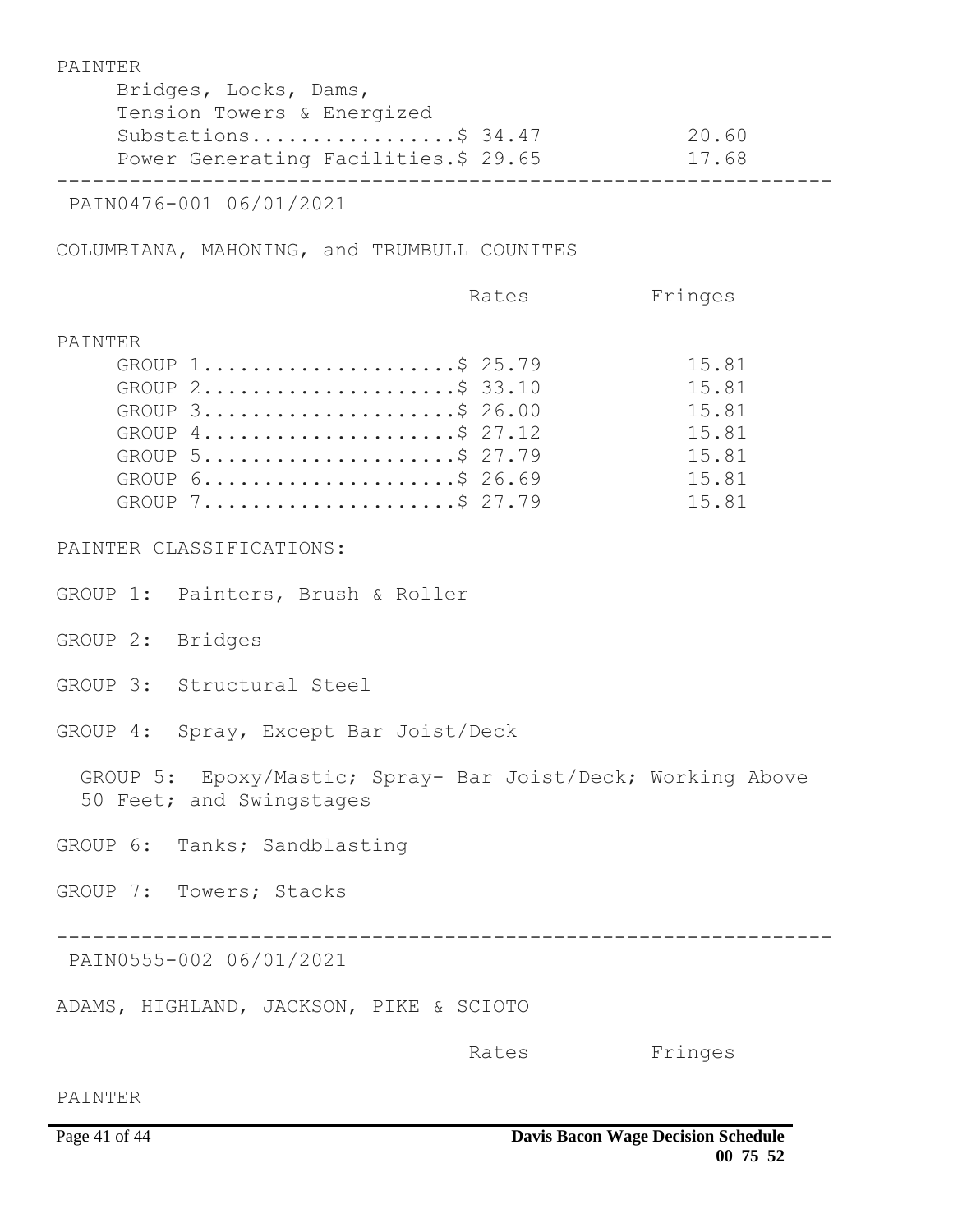PAINTER

| | Rates | Fringes |
|---|---|---|
| Bridges, Locks, Dams, Tension Towers & Energized Substations | $ 34.47 | 20.60 |
| Power Generating Facilities | $ 29.65 | 17.68 |

---

PAIN0476-001 06/01/2021

COLUMBIANA, MAHONING, and TRUMBULL COUNITES

| | Rates | Fringes |
|---|---|---|
| PAINTER | | |
| GROUP 1 | $ 25.79 | 15.81 |
| GROUP 2 | $ 33.10 | 15.81 |
| GROUP 3 | $ 26.00 | 15.81 |
| GROUP 4 | $ 27.12 | 15.81 |
| GROUP 5 | $ 27.79 | 15.81 |
| GROUP 6 | $ 26.69 | 15.81 |
| GROUP 7 | $ 27.79 | 15.81 |

PAINTER CLASSIFICATIONS:

GROUP 1: Painters, Brush & Roller

GROUP 2: Bridges

GROUP 3: Structural Steel

GROUP 4: Spray, Except Bar Joist/Deck

GROUP 5: Epoxy/Mastic; Spray- Bar Joist/Deck; Working Above 50 Feet; and Swingstages

GROUP 6: Tanks; Sandblasting

GROUP 7: Towers; Stacks

---

PAIN0555-002 06/01/2021

ADAMS, HIGHLAND, JACKSON, PIKE & SCIOTO

| | Rates | Fringes |
|---|---|---|

PAINTER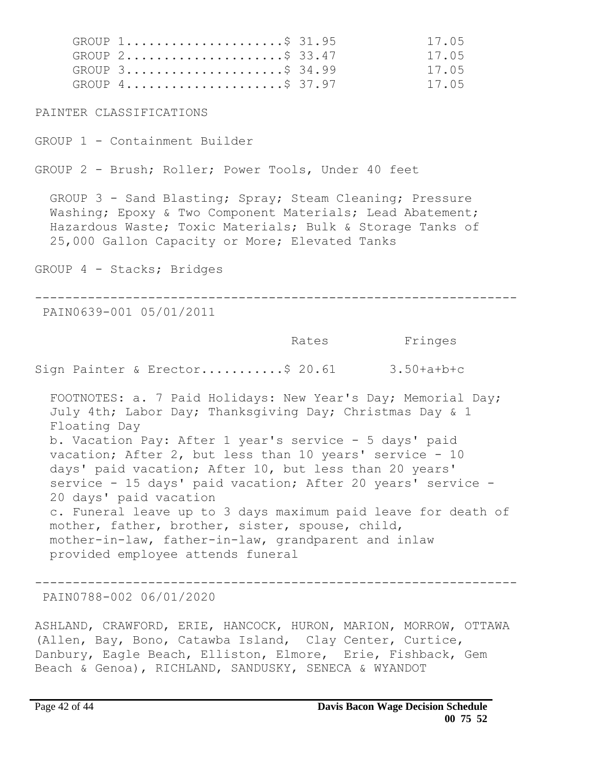| | Rates | Fringes |
|---|---|---|
| GROUP 1 | $ 31.95 | 17.05 |
| GROUP 2 | $ 33.47 | 17.05 |
| GROUP 3 | $ 34.99 | 17.05 |
| GROUP 4 | $ 37.97 | 17.05 |

PAINTER CLASSIFICATIONS

GROUP 1 - Containment Builder

GROUP 2 - Brush; Roller; Power Tools, Under 40 feet

GROUP 3 - Sand Blasting; Spray; Steam Cleaning; Pressure Washing; Epoxy & Two Component Materials; Lead Abatement; Hazardous Waste; Toxic Materials; Bulk & Storage Tanks of 25,000 Gallon Capacity or More; Elevated Tanks

GROUP 4 - Stacks; Bridges

---

PAIN0639-001 05/01/2011

| | Rates | Fringes |
|---|---|---|
| Sign Painter & Erector | $ 20.61 | 3.50+a+b+c |

FOOTNOTES: a. 7 Paid Holidays: New Year's Day; Memorial Day; July 4th; Labor Day; Thanksgiving Day; Christmas Day & 1 Floating Day
b. Vacation Pay: After 1 year's service - 5 days' paid vacation; After 2, but less than 10 years' service - 10 days' paid vacation; After 10, but less than 20 years' service - 15 days' paid vacation; After 20 years' service - 20 days' paid vacation
c. Funeral leave up to 3 days maximum paid leave for death of mother, father, brother, sister, spouse, child, mother-in-law, father-in-law, grandparent and inlaw provided employee attends funeral

---

PAIN0788-002 06/01/2020

ASHLAND, CRAWFORD, ERIE, HANCOCK, HURON, MARION, MORROW, OTTAWA (Allen, Bay, Bono, Catawba Island, Clay Center, Curtice, Danbury, Eagle Beach, Elliston, Elmore, Erie, Fishback, Gem Beach & Genoa), RICHLAND, SANDUSKY, SENECA & WYANDOT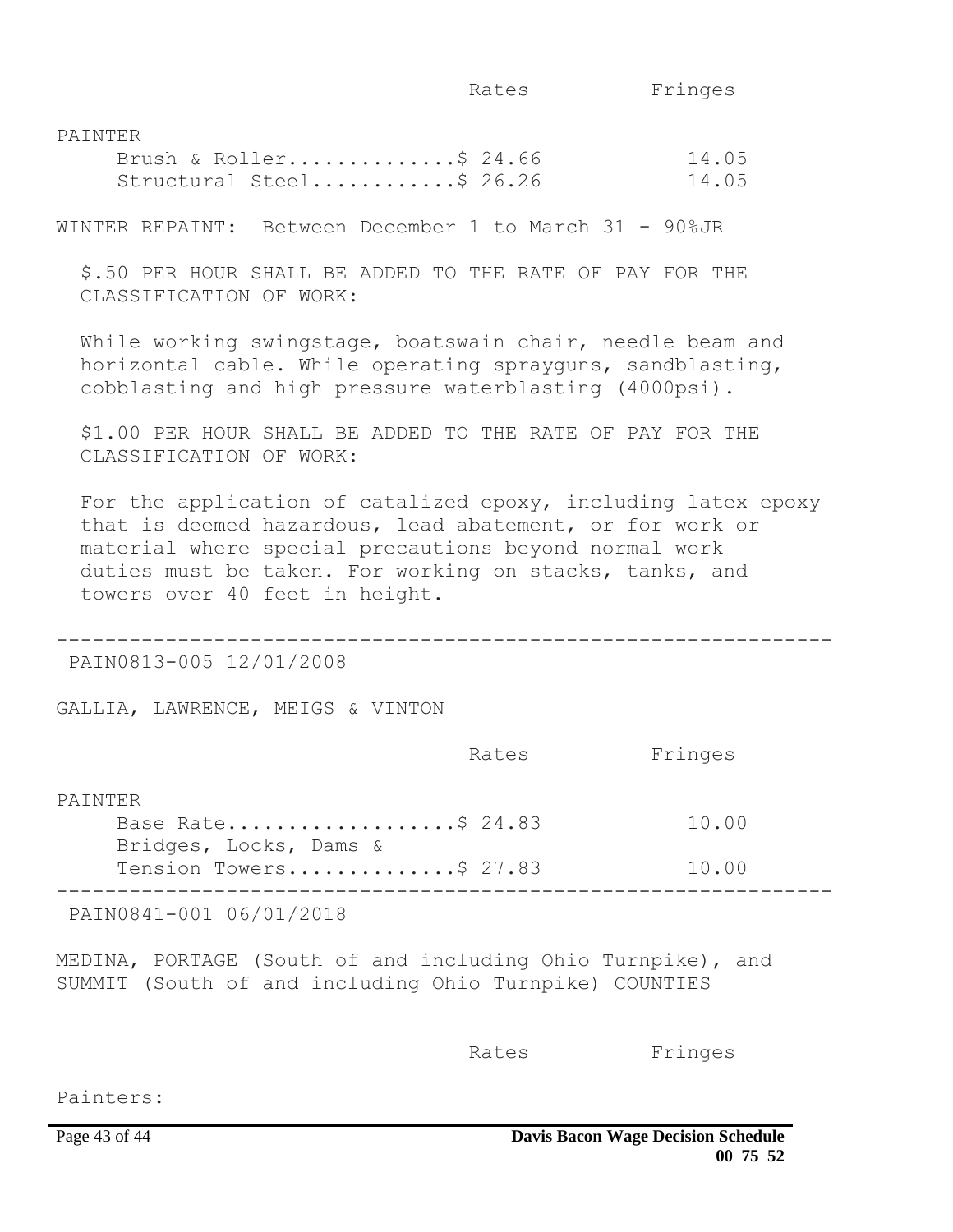| | Rates | Fringes |
|---|---|---|
| PAINTER | | |
| Brush & Roller | $ 24.66 | 14.05 |
| Structural Steel | $ 26.26 | 14.05 |

WINTER REPAINT: Between December 1 to March 31 - 90%JR

$.50 PER HOUR SHALL BE ADDED TO THE RATE OF PAY FOR THE CLASSIFICATION OF WORK:

While working swingstage, boatswain chair, needle beam and horizontal cable. While operating sprayguns, sandblasting, cobblasting and high pressure waterblasting (4000psi).

$1.00 PER HOUR SHALL BE ADDED TO THE RATE OF PAY FOR THE CLASSIFICATION OF WORK:

For the application of catalized epoxy, including latex epoxy that is deemed hazardous, lead abatement, or for work or material where special precautions beyond normal work duties must be taken. For working on stacks, tanks, and towers over 40 feet in height.

---

PAIN0813-005 12/01/2008

GALLIA, LAWRENCE, MEIGS & VINTON

| | Rates | Fringes |
|---|---|---|
| PAINTER | | |
| Base Rate | $ 24.83 | 10.00 |
| Bridges, Locks, Dams & Tension Towers | $ 27.83 | 10.00 |

---

PAIN0841-001 06/01/2018

MEDINA, PORTAGE (South of and including Ohio Turnpike), and SUMMIT (South of and including Ohio Turnpike) COUNTIES

| | Rates | Fringes |
|---|---|---|
| Painters: | | |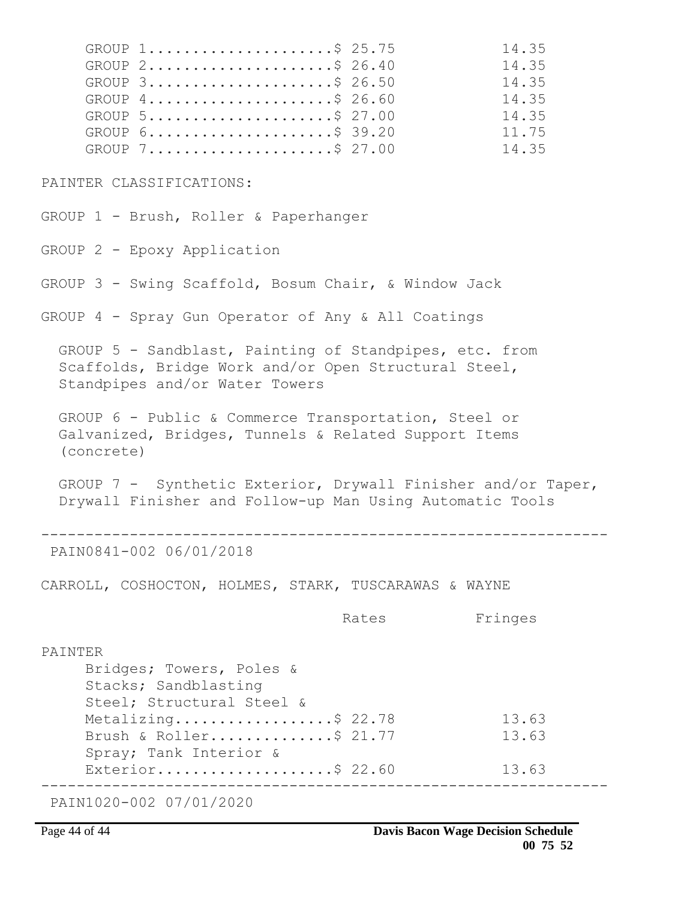| | Rates | Fringes |
|---|---|---|
| GROUP 1 | $ 25.75 | 14.35 |
| GROUP 2 | $ 26.40 | 14.35 |
| GROUP 3 | $ 26.50 | 14.35 |
| GROUP 4 | $ 26.60 | 14.35 |
| GROUP 5 | $ 27.00 | 14.35 |
| GROUP 6 | $ 39.20 | 11.75 |
| GROUP 7 | $ 27.00 | 14.35 |

PAINTER CLASSIFICATIONS:

GROUP 1 - Brush, Roller & Paperhanger

GROUP 2 - Epoxy Application

GROUP 3 - Swing Scaffold, Bosum Chair, & Window Jack

GROUP 4 - Spray Gun Operator of Any & All Coatings

GROUP 5 - Sandblast, Painting of Standpipes, etc. from Scaffolds, Bridge Work and/or Open Structural Steel, Standpipes and/or Water Towers

GROUP 6 - Public & Commerce Transportation, Steel or Galvanized, Bridges, Tunnels & Related Support Items (concrete)

GROUP 7 - Synthetic Exterior, Drywall Finisher and/or Taper, Drywall Finisher and Follow-up Man Using Automatic Tools

---

PAIN0841-002 06/01/2018

CARROLL, COSHOCTON, HOLMES, STARK, TUSCARAWAS & WAYNE

| | Rates | Fringes |
|---|---|---|
| PAINTER | | |
| Bridges; Towers, Poles & Stacks; Sandblasting Steel; Structural Steel & Metalizing | $ 22.78 | 13.63 |
| Brush & Roller | $ 21.77 | 13.63 |
| Spray; Tank Interior & Exterior | $ 22.60 | 13.63 |

---

PAIN1020-002 07/01/2020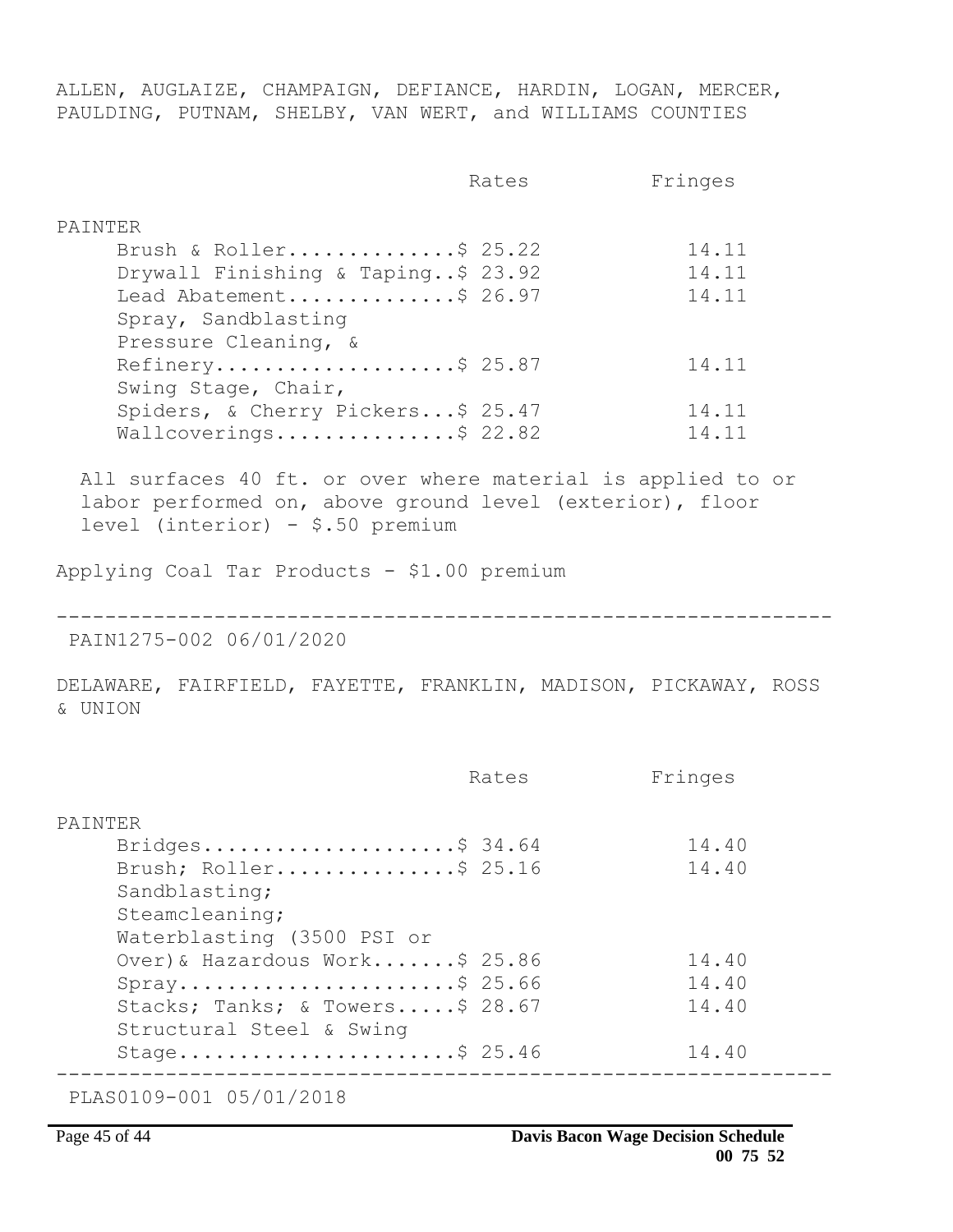ALLEN, AUGLAIZE, CHAMPAIGN, DEFIANCE, HARDIN, LOGAN, MERCER, PAULDING, PUTNAM, SHELBY, VAN WERT, and WILLIAMS COUNTIES

| | Rates | Fringes |
|---|---|---|
| PAINTER | | |
| Brush & Roller | $ 25.22 | 14.11 |
| Drywall Finishing & Taping | $ 23.92 | 14.11 |
| Lead Abatement | $ 26.97 | 14.11 |
| Spray, Sandblasting Pressure Cleaning, & Refinery | $ 25.87 | 14.11 |
| Swing Stage, Chair, Spiders, & Cherry Pickers | $ 25.47 | 14.11 |
| Wallcoverings | $ 22.82 | 14.11 |

All surfaces 40 ft. or over where material is applied to or labor performed on, above ground level (exterior), floor level (interior) - $.50 premium

Applying Coal Tar Products - $1.00 premium

---

PAIN1275-002 06/01/2020

DELAWARE, FAIRFIELD, FAYETTE, FRANKLIN, MADISON, PICKAWAY, ROSS & UNION

| | Rates | Fringes |
|---|---|---|
| PAINTER | | |
| Bridges | $ 34.64 | 14.40 |
| Brush; Roller | $ 25.16 | 14.40 |
| Sandblasting; Steamcleaning; Waterblasting (3500 PSI or Over) & Hazardous Work | $ 25.86 | 14.40 |
| Spray | $ 25.66 | 14.40 |
| Stacks; Tanks; & Towers | $ 28.67 | 14.40 |
| Structural Steel & Swing Stage | $ 25.46 | 14.40 |

---

PLAS0109-001 05/01/2018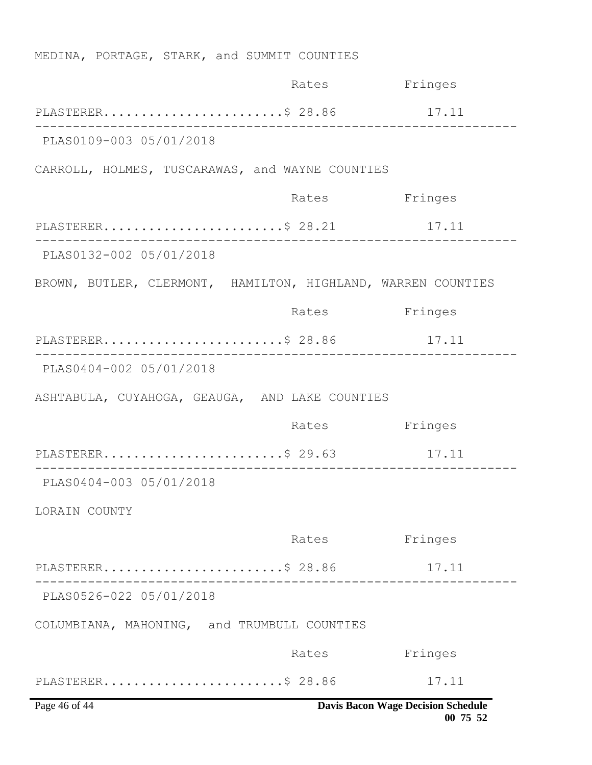MEDINA, PORTAGE, STARK, and SUMMIT COUNTIES

|  | Rates | Fringes |
|---|---|---|
| PLASTERER | $ 28.86 | 17.11 |

---

PLAS0109-003 05/01/2018

CARROLL, HOLMES, TUSCARAWAS, and WAYNE COUNTIES

|  | Rates | Fringes |
|---|---|---|
| PLASTERER | $ 28.21 | 17.11 |

---

PLAS0132-002 05/01/2018

BROWN, BUTLER, CLERMONT, HAMILTON, HIGHLAND, WARREN COUNTIES

|  | Rates | Fringes |
|---|---|---|
| PLASTERER | $ 28.86 | 17.11 |

---

PLAS0404-002 05/01/2018

ASHTABULA, CUYAHOGA, GEAUGA, AND LAKE COUNTIES

|  | Rates | Fringes |
|---|---|---|
| PLASTERER | $ 29.63 | 17.11 |

---

PLAS0404-003 05/01/2018

LORAIN COUNTY

|  | Rates | Fringes |
|---|---|---|
| PLASTERER | $ 28.86 | 17.11 |

---

PLAS0526-022 05/01/2018

COLUMBIANA, MAHONING, and TRUMBULL COUNTIES

|  | Rates | Fringes |
|---|---|---|
| PLASTERER | $ 28.86 | 17.11 |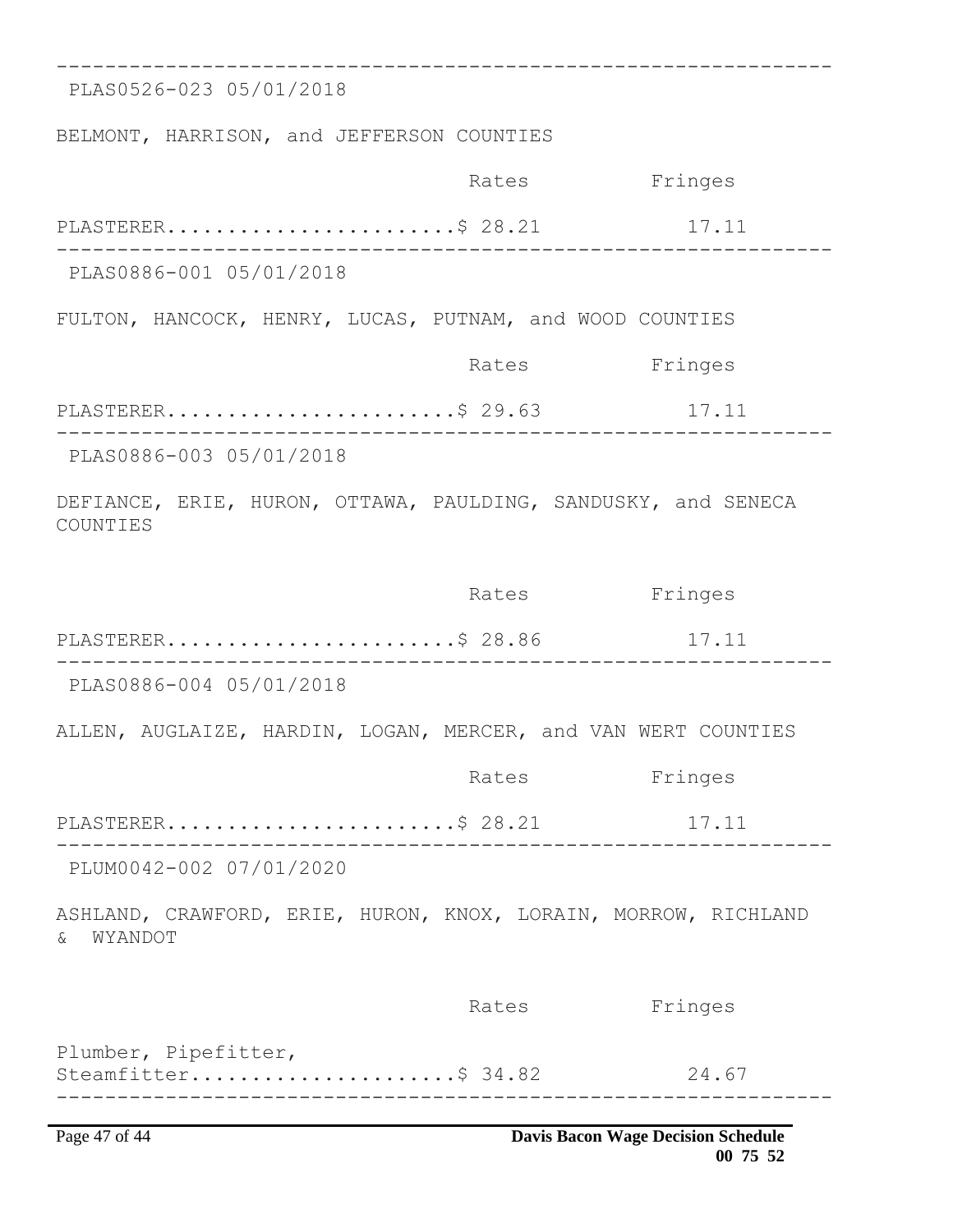PLAS0526-023 05/01/2018

BELMONT, HARRISON, and JEFFERSON COUNTIES

| | Rates | Fringes |
|---|---|---|
| PLASTERER | $ 28.21 | 17.11 |

---

PLAS0886-001 05/01/2018

FULTON, HANCOCK, HENRY, LUCAS, PUTNAM, and WOOD COUNTIES

| | Rates | Fringes |
|---|---|---|
| PLASTERER | $ 29.63 | 17.11 |

---

PLAS0886-003 05/01/2018

DEFIANCE, ERIE, HURON, OTTAWA, PAULDING, SANDUSKY, and SENECA COUNTIES

| | Rates | Fringes |
|---|---|---|
| PLASTERER | $ 28.86 | 17.11 |

---

PLAS0886-004 05/01/2018

ALLEN, AUGLAIZE, HARDIN, LOGAN, MERCER, and VAN WERT COUNTIES

| | Rates | Fringes |
|---|---|---|
| PLASTERER | $ 28.21 | 17.11 |

---

PLUM0042-002 07/01/2020

ASHLAND, CRAWFORD, ERIE, HURON, KNOX, LORAIN, MORROW, RICHLAND & WYANDOT

| | Rates | Fringes |
|---|---|---|
| Plumber, Pipefitter, Steamfitter | $ 34.82 | 24.67 |

---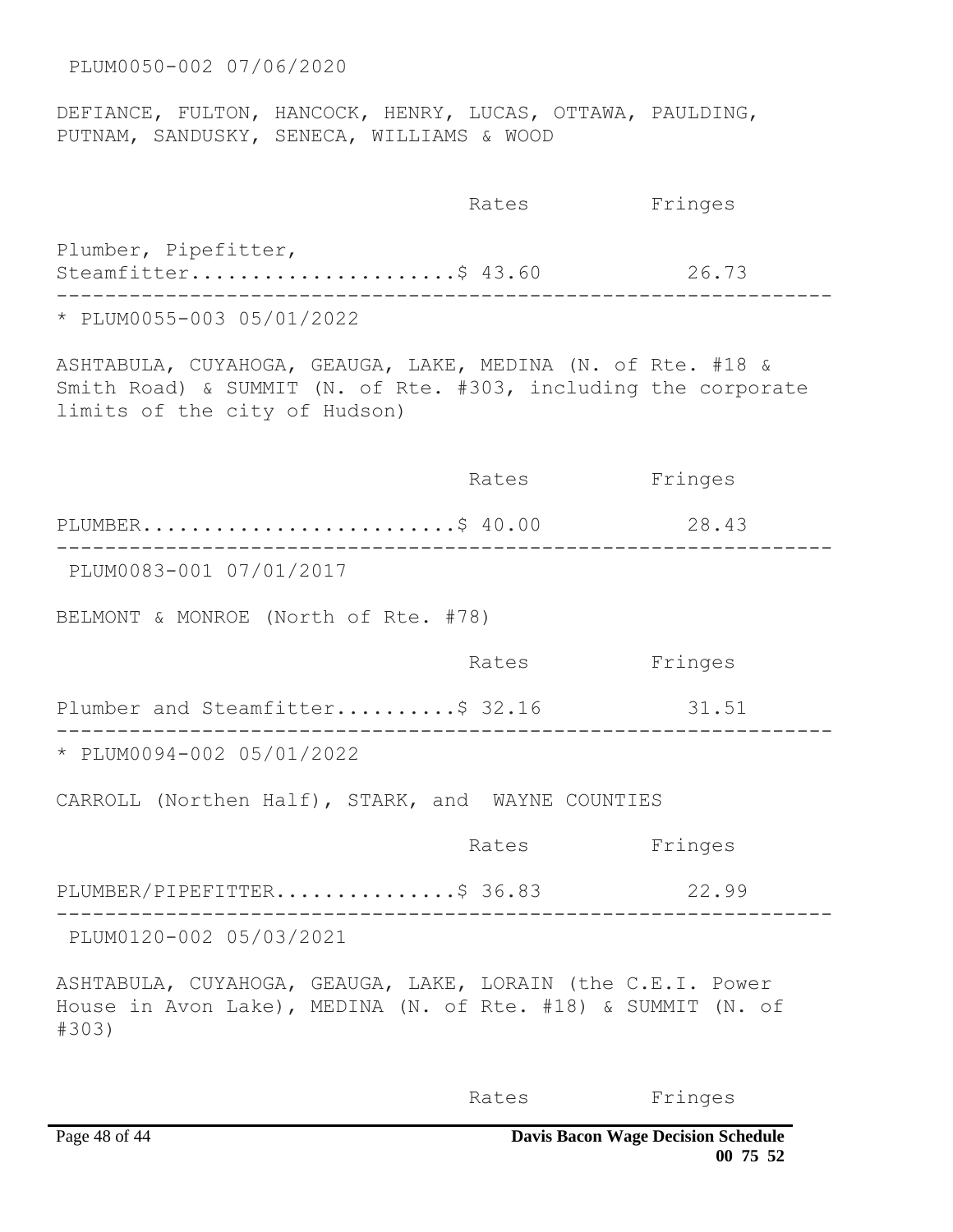PLUM0050-002 07/06/2020

DEFIANCE, FULTON, HANCOCK, HENRY, LUCAS, OTTAWA, PAULDING, PUTNAM, SANDUSKY, SENECA, WILLIAMS & WOOD

| | Rates | Fringes |
|---|---|---|
| Plumber, Pipefitter, Steamfitter | $ 43.60 | 26.73 |

----------------------------------------------------------------

* PLUM0055-003 05/01/2022

ASHTABULA, CUYAHOGA, GEAUGA, LAKE, MEDINA (N. of Rte. #18 & Smith Road) & SUMMIT (N. of Rte. #303, including the corporate limits of the city of Hudson)

| | Rates | Fringes |
|---|---|---|
| PLUMBER | $ 40.00 | 28.43 |

----------------------------------------------------------------

PLUM0083-001 07/01/2017

BELMONT & MONROE (North of Rte. #78)

| | Rates | Fringes |
|---|---|---|
| Plumber and Steamfitter | $ 32.16 | 31.51 |

----------------------------------------------------------------

* PLUM0094-002 05/01/2022

CARROLL (Northen Half), STARK, and WAYNE COUNTIES

| | Rates | Fringes |
|---|---|---|
| PLUMBER/PIPEFITTER | $ 36.83 | 22.99 |

----------------------------------------------------------------

PLUM0120-002 05/03/2021

ASHTABULA, CUYAHOGA, GEAUGA, LAKE, LORAIN (the C.E.I. Power House in Avon Lake), MEDINA (N. of Rte. #18) & SUMMIT (N. of #303)

| | Rates | Fringes |
|---|---|---|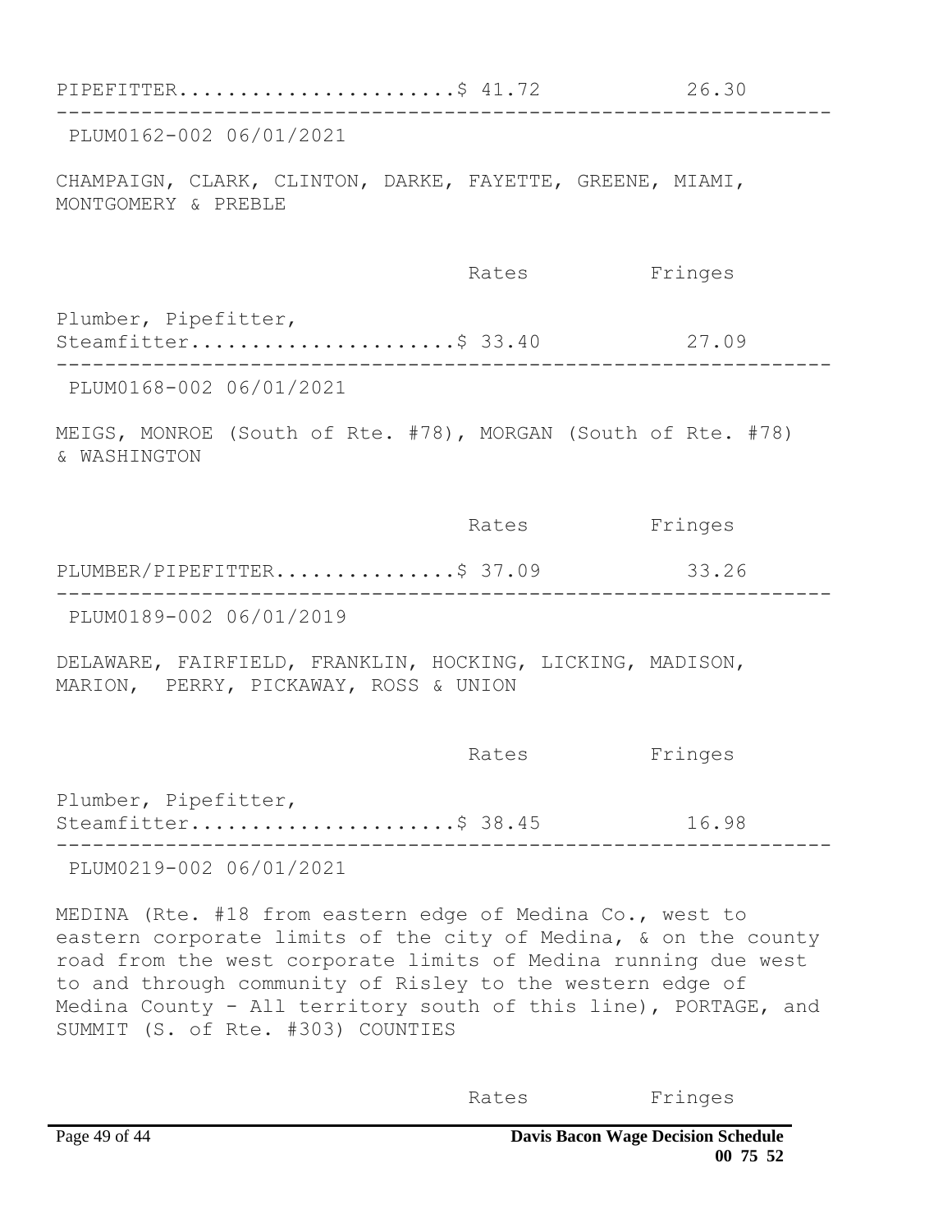| | Rates | Fringes |
|---|---|---|
| PIPEFITTER | $ 41.72 | 26.30 |

---

PLUM0162-002 06/01/2021

CHAMPAIGN, CLARK, CLINTON, DARKE, FAYETTE, GREENE, MIAMI, MONTGOMERY & PREBLE

| | Rates | Fringes |
|---|---|---|
| Plumber, Pipefitter, Steamfitter | $ 33.40 | 27.09 |

---

PLUM0168-002 06/01/2021

MEIGS, MONROE (South of Rte. #78), MORGAN (South of Rte. #78) & WASHINGTON

| | Rates | Fringes |
|---|---|---|
| PLUMBER/PIPEFITTER | $ 37.09 | 33.26 |

---

PLUM0189-002 06/01/2019

DELAWARE, FAIRFIELD, FRANKLIN, HOCKING, LICKING, MADISON, MARION, PERRY, PICKAWAY, ROSS & UNION

| | Rates | Fringes |
|---|---|---|
| Plumber, Pipefitter, Steamfitter | $ 38.45 | 16.98 |

---

PLUM0219-002 06/01/2021

MEDINA (Rte. #18 from eastern edge of Medina Co., west to eastern corporate limits of the city of Medina, & on the county road from the west corporate limits of Medina running due west to and through community of Risley to the western edge of Medina County - All territory south of this line), PORTAGE, and SUMMIT (S. of Rte. #303) COUNTIES

| | Rates | Fringes |
|---|---|---|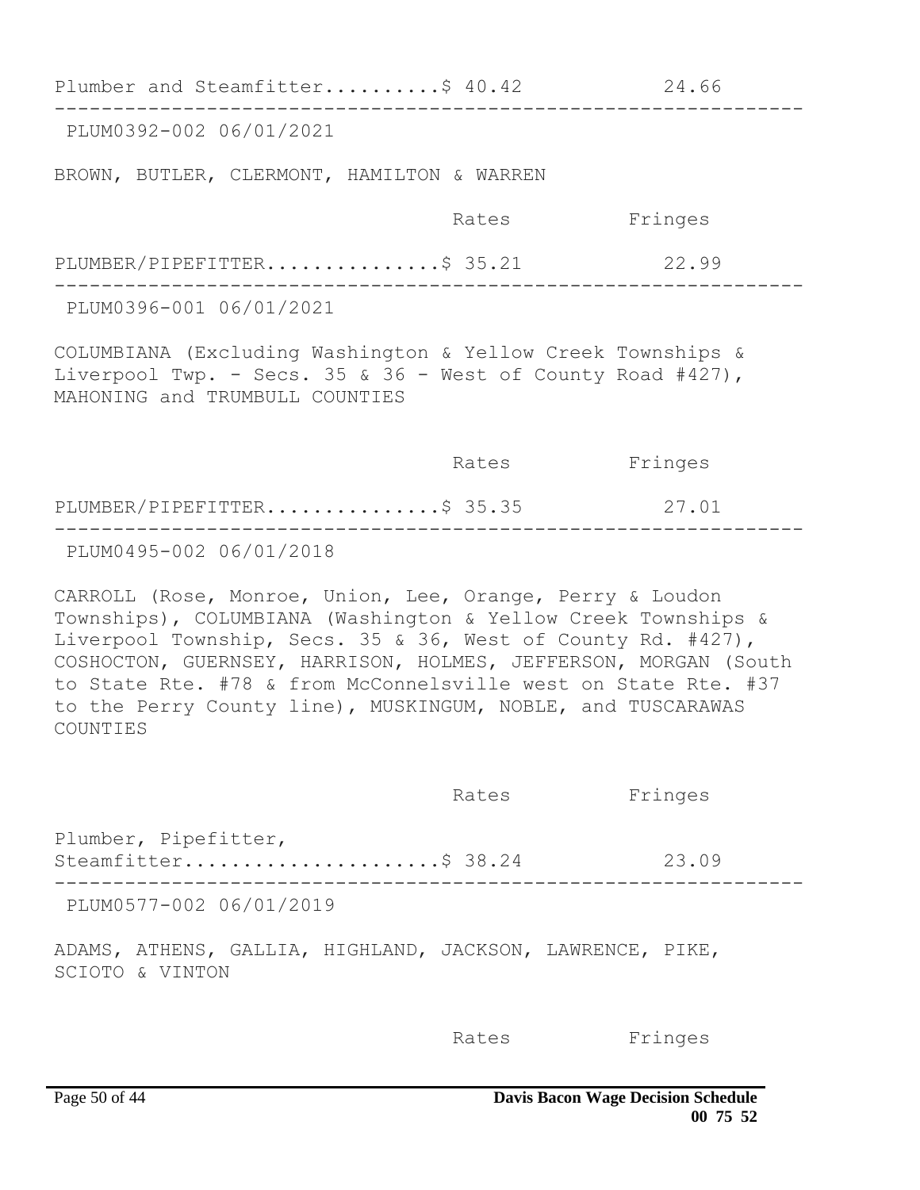| | Rates | Fringes |
|---|---|---|
| Plumber and Steamfitter | $ 40.42 | 24.66 |

---

PLUM0392-002 06/01/2021

BROWN, BUTLER, CLERMONT, HAMILTON & WARREN

| | Rates | Fringes |
|---|---|---|
| PLUMBER/PIPEFITTER | $ 35.21 | 22.99 |

---

PLUM0396-001 06/01/2021

COLUMBIANA (Excluding Washington & Yellow Creek Townships & Liverpool Twp. - Secs. 35 & 36 - West of County Road #427), MAHONING and TRUMBULL COUNTIES

| | Rates | Fringes |
|---|---|---|
| PLUMBER/PIPEFITTER | $ 35.35 | 27.01 |

---

PLUM0495-002 06/01/2018

CARROLL (Rose, Monroe, Union, Lee, Orange, Perry & Loudon Townships), COLUMBIANA (Washington & Yellow Creek Townships & Liverpool Township, Secs. 35 & 36, West of County Rd. #427), COSHOCTON, GUERNSEY, HARRISON, HOLMES, JEFFERSON, MORGAN (South to State Rte. #78 & from McConnelsville west on State Rte. #37 to the Perry County line), MUSKINGUM, NOBLE, and TUSCARAWAS COUNTIES

| | Rates | Fringes |
|---|---|---|
| Plumber, Pipefitter, Steamfitter | $ 38.24 | 23.09 |

---

PLUM0577-002 06/01/2019

ADAMS, ATHENS, GALLIA, HIGHLAND, JACKSON, LAWRENCE, PIKE, SCIOTO & VINTON

| | Rates | Fringes |
|---|---|---|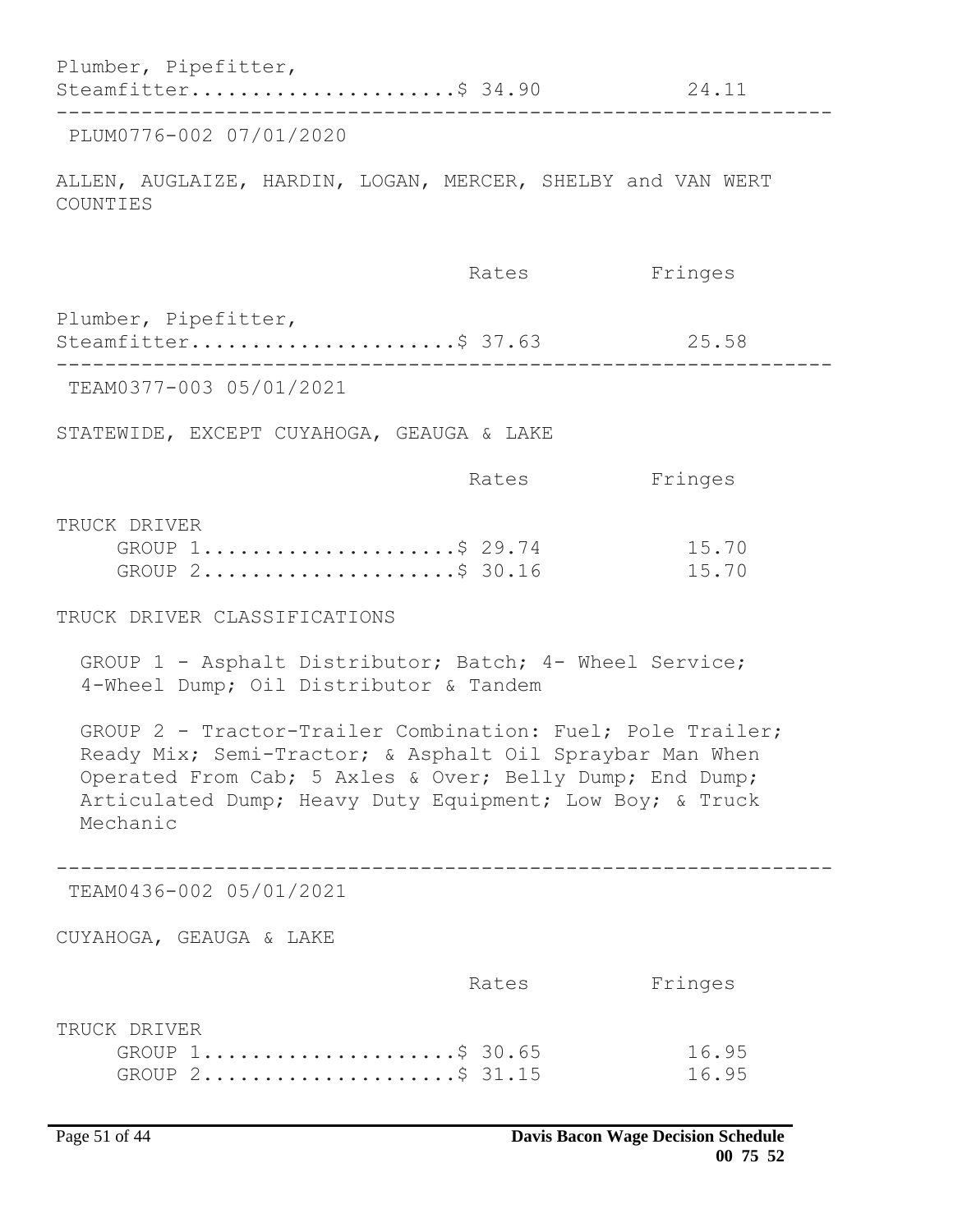| | Rates | Fringes |
|---|---|---|
| Plumber, Pipefitter, Steamfitter | $ 34.90 | 24.11 |

---

PLUM0776-002 07/01/2020

ALLEN, AUGLAIZE, HARDIN, LOGAN, MERCER, SHELBY and VAN WERT COUNTIES

| | Rates | Fringes |
|---|---|---|
| Plumber, Pipefitter, Steamfitter | $ 37.63 | 25.58 |

---

TEAM0377-003 05/01/2021

STATEWIDE, EXCEPT CUYAHOGA, GEAUGA & LAKE

| | Rates | Fringes |
|---|---|---|
| TRUCK DRIVER | | |
| GROUP 1 | $ 29.74 | 15.70 |
| GROUP 2 | $ 30.16 | 15.70 |

TRUCK DRIVER CLASSIFICATIONS

GROUP 1 - Asphalt Distributor; Batch; 4- Wheel Service; 4-Wheel Dump; Oil Distributor & Tandem

GROUP 2 - Tractor-Trailer Combination: Fuel; Pole Trailer; Ready Mix; Semi-Tractor; & Asphalt Oil Spraybar Man When Operated From Cab; 5 Axles & Over; Belly Dump; End Dump; Articulated Dump; Heavy Duty Equipment; Low Boy; & Truck Mechanic

---

TEAM0436-002 05/01/2021

CUYAHOGA, GEAUGA & LAKE

| | Rates | Fringes |
|---|---|---|
| TRUCK DRIVER | | |
| GROUP 1 | $ 30.65 | 16.95 |
| GROUP 2 | $ 31.15 | 16.95 |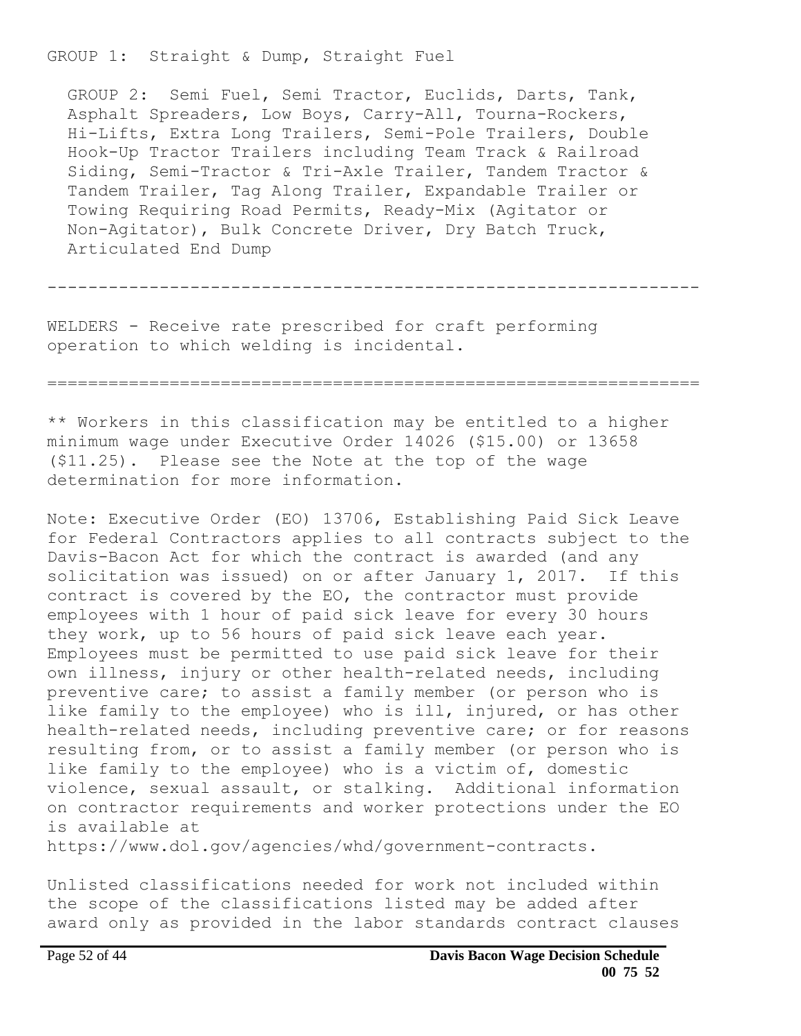GROUP 1: Straight & Dump, Straight Fuel

GROUP 2: Semi Fuel, Semi Tractor, Euclids, Darts, Tank, Asphalt Spreaders, Low Boys, Carry-All, Tourna-Rockers, Hi-Lifts, Extra Long Trailers, Semi-Pole Trailers, Double Hook-Up Tractor Trailers including Team Track & Railroad Siding, Semi-Tractor & Tri-Axle Trailer, Tandem Tractor & Tandem Trailer, Tag Along Trailer, Expandable Trailer or Towing Requiring Road Permits, Ready-Mix (Agitator or Non-Agitator), Bulk Concrete Driver, Dry Batch Truck, Articulated End Dump

---

WELDERS - Receive rate prescribed for craft performing operation to which welding is incidental.

---

** Workers in this classification may be entitled to a higher minimum wage under Executive Order 14026 ($15.00) or 13658 ($11.25). Please see the Note at the top of the wage determination for more information.

Note: Executive Order (EO) 13706, Establishing Paid Sick Leave for Federal Contractors applies to all contracts subject to the Davis-Bacon Act for which the contract is awarded (and any solicitation was issued) on or after January 1, 2017. If this contract is covered by the EO, the contractor must provide employees with 1 hour of paid sick leave for every 30 hours they work, up to 56 hours of paid sick leave each year. Employees must be permitted to use paid sick leave for their own illness, injury or other health-related needs, including preventive care; to assist a family member (or person who is like family to the employee) who is ill, injured, or has other health-related needs, including preventive care; or for reasons resulting from, or to assist a family member (or person who is like family to the employee) who is a victim of, domestic violence, sexual assault, or stalking. Additional information on contractor requirements and worker protections under the EO is available at https://www.dol.gov/agencies/whd/government-contracts.

Unlisted classifications needed for work not included within the scope of the classifications listed may be added after award only as provided in the labor standards contract clauses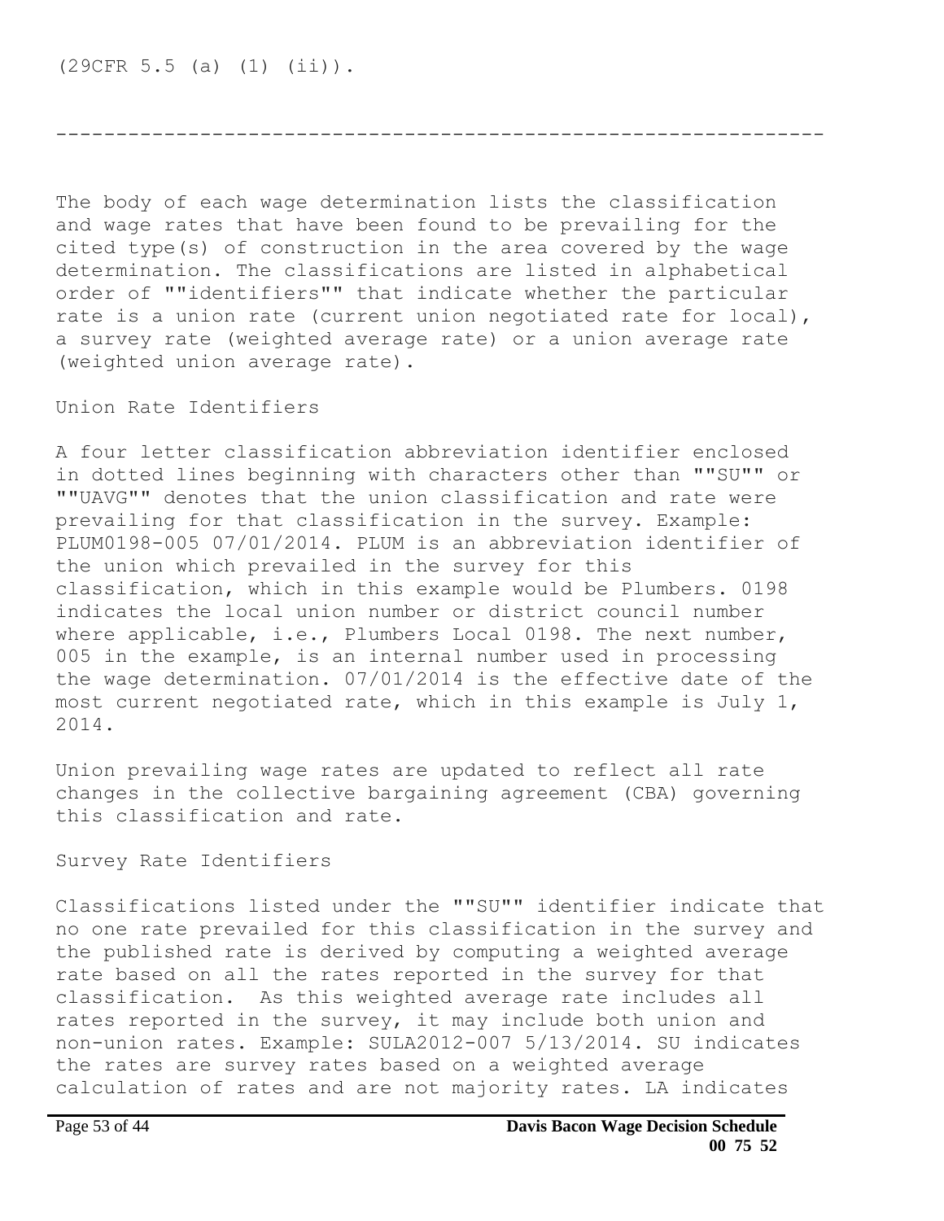(29CFR 5.5 (a) (1) (ii)).

----------------------------------------------------------------

The body of each wage determination lists the classification and wage rates that have been found to be prevailing for the cited type(s) of construction in the area covered by the wage determination. The classifications are listed in alphabetical order of ""identifiers"" that indicate whether the particular rate is a union rate (current union negotiated rate for local), a survey rate (weighted average rate) or a union average rate (weighted union average rate).

Union Rate Identifiers

A four letter classification abbreviation identifier enclosed in dotted lines beginning with characters other than ""SU"" or ""UAVG"" denotes that the union classification and rate were prevailing for that classification in the survey. Example: PLUM0198-005 07/01/2014. PLUM is an abbreviation identifier of the union which prevailed in the survey for this classification, which in this example would be Plumbers. 0198 indicates the local union number or district council number where applicable, i.e., Plumbers Local 0198. The next number, 005 in the example, is an internal number used in processing the wage determination. 07/01/2014 is the effective date of the most current negotiated rate, which in this example is July 1, 2014.

Union prevailing wage rates are updated to reflect all rate changes in the collective bargaining agreement (CBA) governing this classification and rate.

Survey Rate Identifiers

Classifications listed under the ""SU"" identifier indicate that no one rate prevailed for this classification in the survey and the published rate is derived by computing a weighted average rate based on all the rates reported in the survey for that classification. As this weighted average rate includes all rates reported in the survey, it may include both union and non-union rates. Example: SULA2012-007 5/13/2014. SU indicates the rates are survey rates based on a weighted average calculation of rates and are not majority rates. LA indicates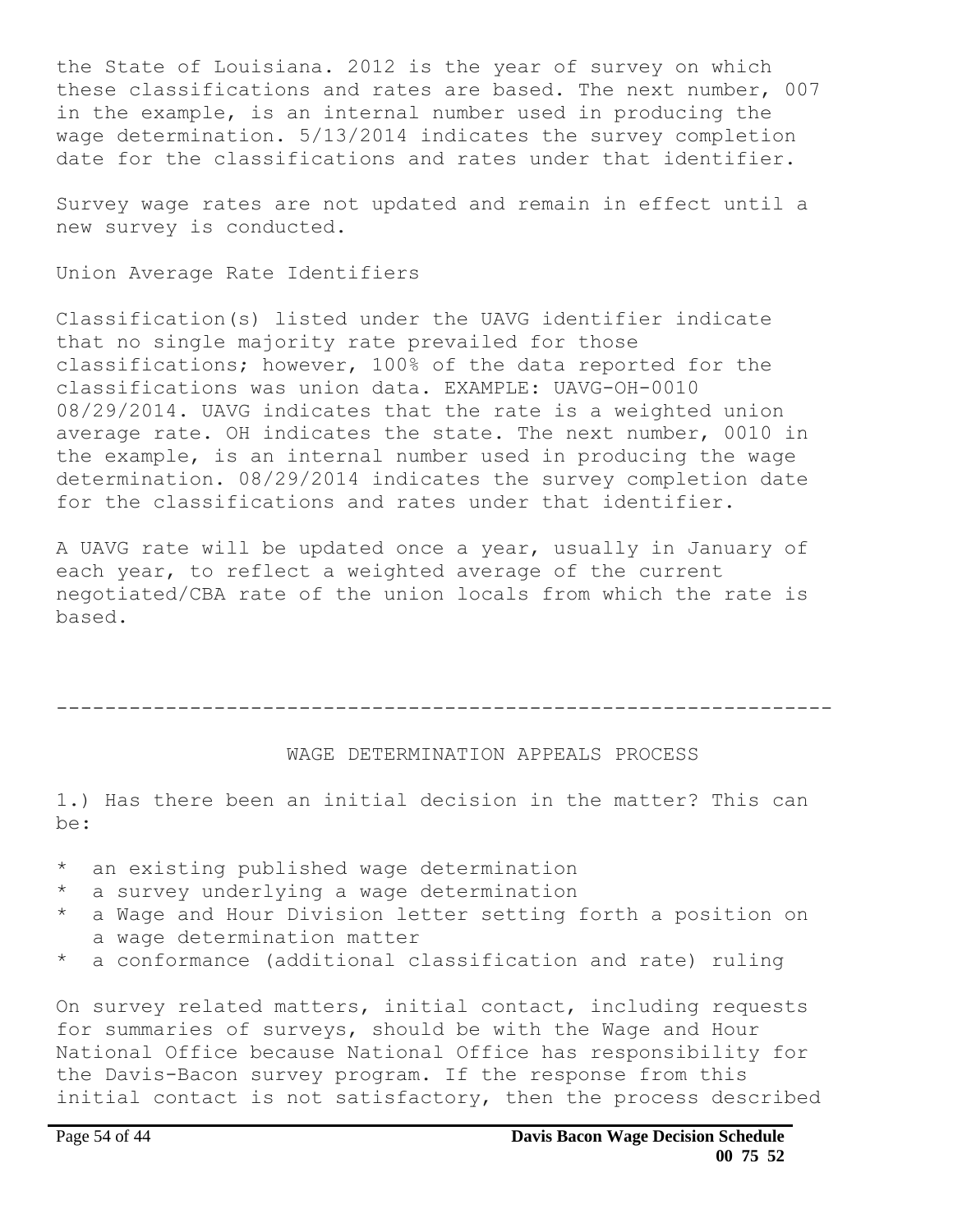the State of Louisiana. 2012 is the year of survey on which these classifications and rates are based. The next number, 007 in the example, is an internal number used in producing the wage determination. 5/13/2014 indicates the survey completion date for the classifications and rates under that identifier.

Survey wage rates are not updated and remain in effect until a new survey is conducted.

Union Average Rate Identifiers

Classification(s) listed under the UAVG identifier indicate that no single majority rate prevailed for those classifications; however, 100% of the data reported for the classifications was union data. EXAMPLE: UAVG-OH-0010 08/29/2014. UAVG indicates that the rate is a weighted union average rate. OH indicates the state. The next number, 0010 in the example, is an internal number used in producing the wage determination. 08/29/2014 indicates the survey completion date for the classifications and rates under that identifier.

A UAVG rate will be updated once a year, usually in January of each year, to reflect a weighted average of the current negotiated/CBA rate of the union locals from which the rate is based.

----------------------------------------------------------------

WAGE DETERMINATION APPEALS PROCESS

1.) Has there been an initial decision in the matter? This can be:

* an existing published wage determination
* a survey underlying a wage determination
* a Wage and Hour Division letter setting forth a position on a wage determination matter
* a conformance (additional classification and rate) ruling

On survey related matters, initial contact, including requests for summaries of surveys, should be with the Wage and Hour National Office because National Office has responsibility for the Davis-Bacon survey program. If the response from this initial contact is not satisfactory, then the process described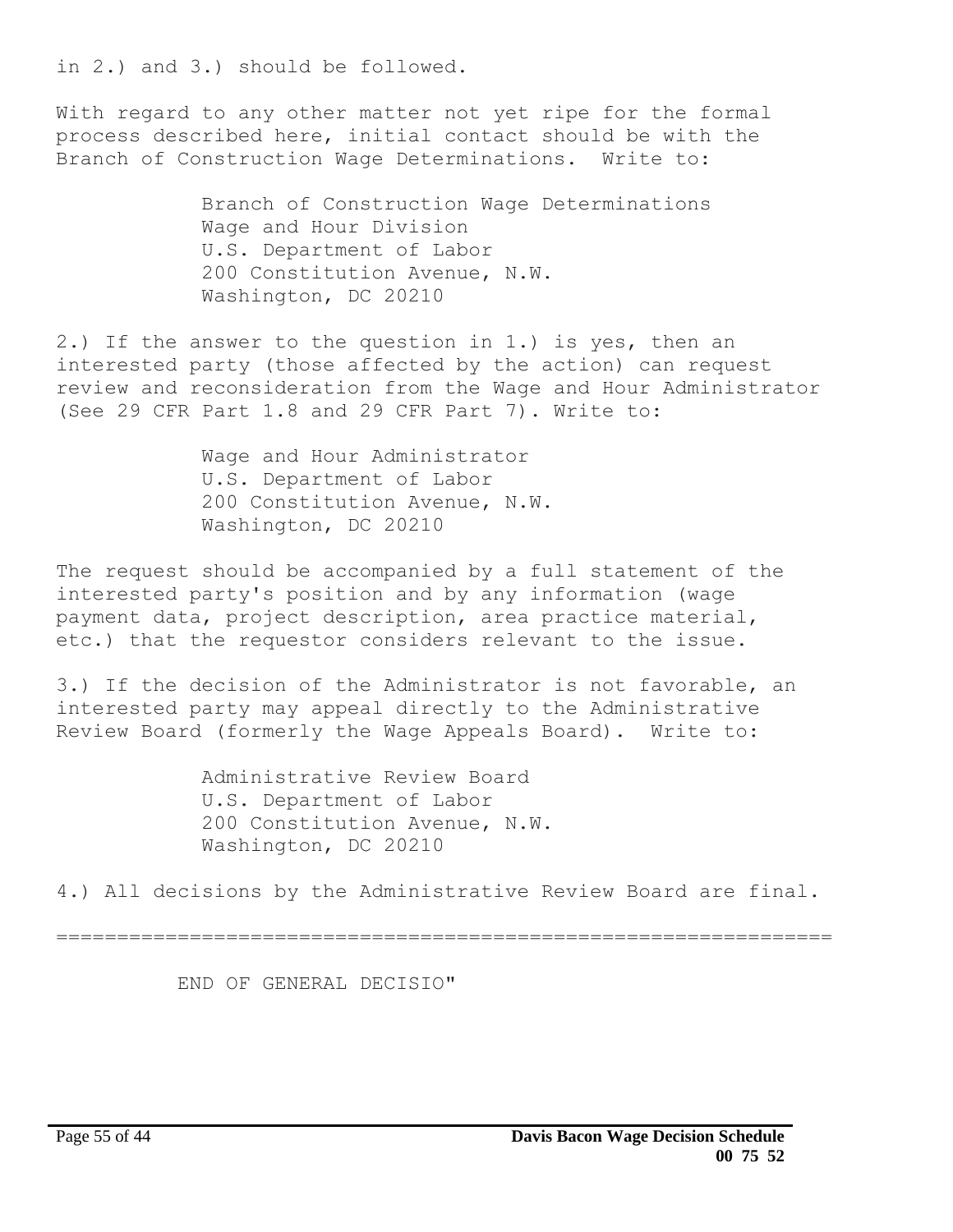in 2.) and 3.) should be followed.

With regard to any other matter not yet ripe for the formal process described here, initial contact should be with the Branch of Construction Wage Determinations. Write to:

> Branch of Construction Wage Determinations
> Wage and Hour Division
> U.S. Department of Labor
> 200 Constitution Avenue, N.W.
> Washington, DC 20210

2.) If the answer to the question in 1.) is yes, then an interested party (those affected by the action) can request review and reconsideration from the Wage and Hour Administrator (See 29 CFR Part 1.8 and 29 CFR Part 7). Write to:

> Wage and Hour Administrator
> U.S. Department of Labor
> 200 Constitution Avenue, N.W.
> Washington, DC 20210

The request should be accompanied by a full statement of the interested party's position and by any information (wage payment data, project description, area practice material, etc.) that the requestor considers relevant to the issue.

3.) If the decision of the Administrator is not favorable, an interested party may appeal directly to the Administrative Review Board (formerly the Wage Appeals Board). Write to:

> Administrative Review Board
> U.S. Department of Labor
> 200 Constitution Avenue, N.W.
> Washington, DC 20210

4.) All decisions by the Administrative Review Board are final.

================================================================

END OF GENERAL DECISIO"